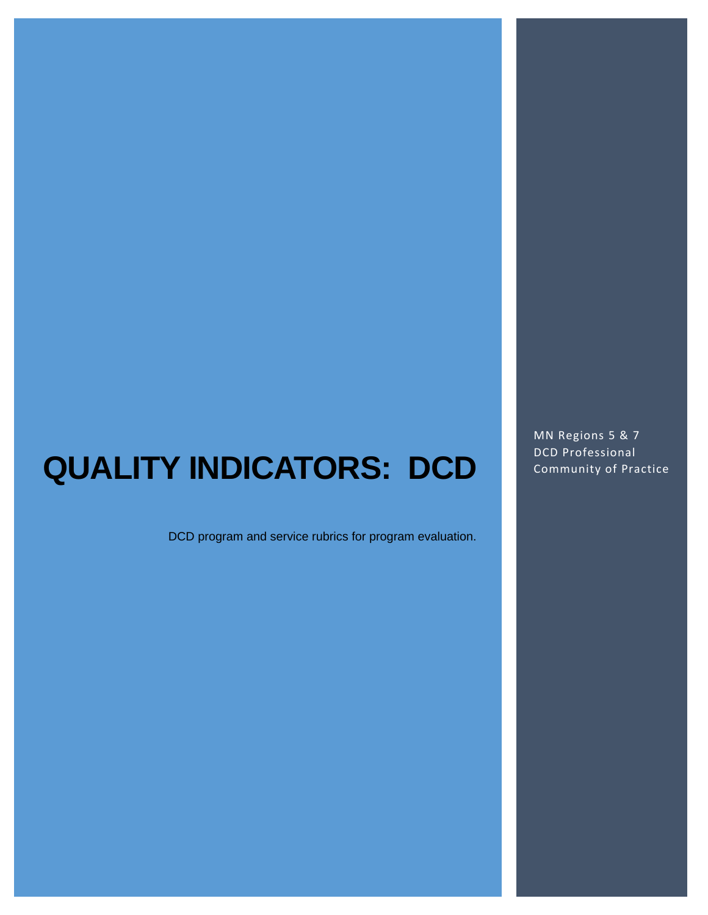# QUALITY INDICATORS: DCD

DCD program and service rubrics for program evaluation.

MN Regions 5 & 7
DCD Professional
Community of Practice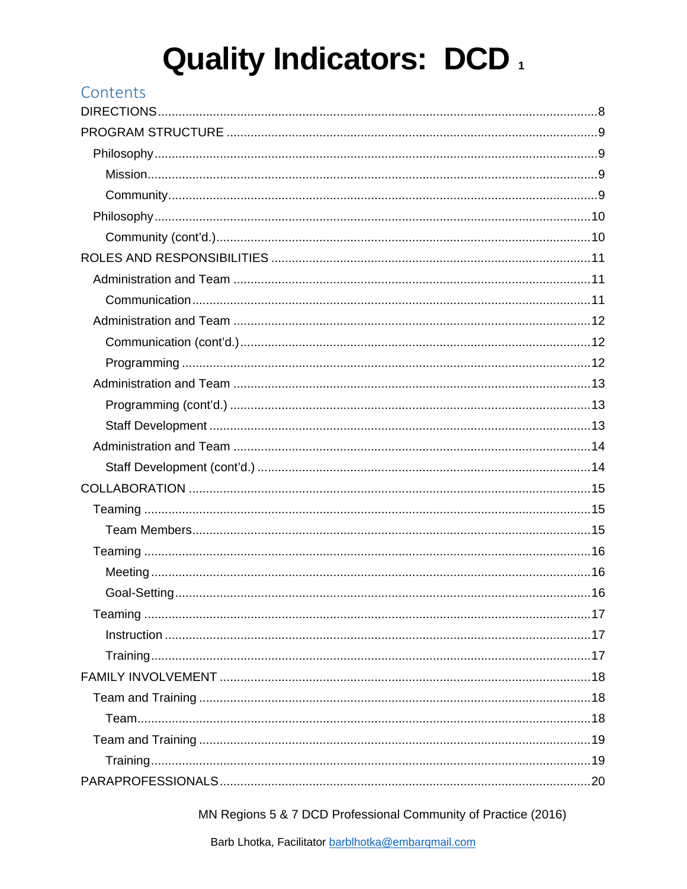# Quality Indicators: DCD [1]

## Contents

- DIRECTIONS ........ 8
- PROGRAM STRUCTURE ........ 9
  - Philosophy ........ 9
    - Mission ........ 9
    - Community ........ 9
  - Philosophy ........ 10
    - Community (cont'd.) ........ 10
- ROLES AND RESPONSIBILITIES ........ 11
  - Administration and Team ........ 11
    - Communication ........ 11
  - Administration and Team ........ 12
    - Communication (cont'd.) ........ 12
    - Programming ........ 12
  - Administration and Team ........ 13
    - Programming (cont'd.) ........ 13
    - Staff Development ........ 13
  - Administration and Team ........ 14
    - Staff Development (cont'd.) ........ 14
- COLLABORATION ........ 15
  - Teaming ........ 15
    - Team Members ........ 15
  - Teaming ........ 16
    - Meeting ........ 16
    - Goal-Setting ........ 16
  - Teaming ........ 17
    - Instruction ........ 17
    - Training ........ 17
- FAMILY INVOLVEMENT ........ 18
  - Team and Training ........ 18
    - Team ........ 18
  - Team and Training ........ 19
    - Training ........ 19
- PARAPROFESSIONALS ........ 20

MN Regions 5 & 7 DCD Professional Community of Practice (2016)

Barb Lhotka, Facilitator barblhotka@embarqmail.com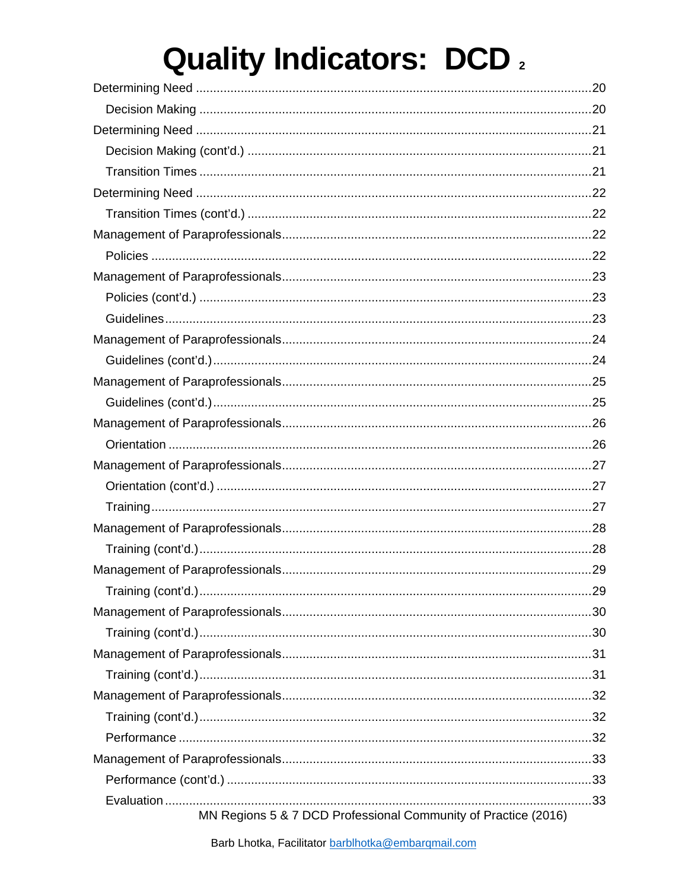# Quality Indicators: DCD

Determining Need ....................................................................................................20

  Decision Making ....................................................................................................20

Determining Need ....................................................................................................21

  Decision Making (cont'd.) ....................................................................................................21

  Transition Times ....................................................................................................21

Determining Need ....................................................................................................22

  Transition Times (cont'd.) ....................................................................................................22

Management of Paraprofessionals....................................................................................................22

  Policies ....................................................................................................22

Management of Paraprofessionals....................................................................................................23

  Policies (cont'd.) ....................................................................................................23

  Guidelines....................................................................................................23

Management of Paraprofessionals....................................................................................................24

  Guidelines (cont'd.)....................................................................................................24

Management of Paraprofessionals....................................................................................................25

  Guidelines (cont'd.)....................................................................................................25

Management of Paraprofessionals....................................................................................................26

  Orientation ....................................................................................................26

Management of Paraprofessionals....................................................................................................27

  Orientation (cont'd.) ....................................................................................................27

  Training....................................................................................................27

Management of Paraprofessionals....................................................................................................28

  Training (cont'd.)....................................................................................................28

Management of Paraprofessionals....................................................................................................29

  Training (cont'd.)....................................................................................................29

Management of Paraprofessionals....................................................................................................30

  Training (cont'd.)....................................................................................................30

Management of Paraprofessionals....................................................................................................31

  Training (cont'd.)....................................................................................................31

Management of Paraprofessionals....................................................................................................32

  Training (cont'd.)....................................................................................................32

  Performance ....................................................................................................32

Management of Paraprofessionals....................................................................................................33

  Performance (cont'd.) ....................................................................................................33

  Evaluation....................................................................................................33

MN Regions 5 & 7 DCD Professional Community of Practice (2016)

Barb Lhotka, Facilitator barblhotka@embarqmail.com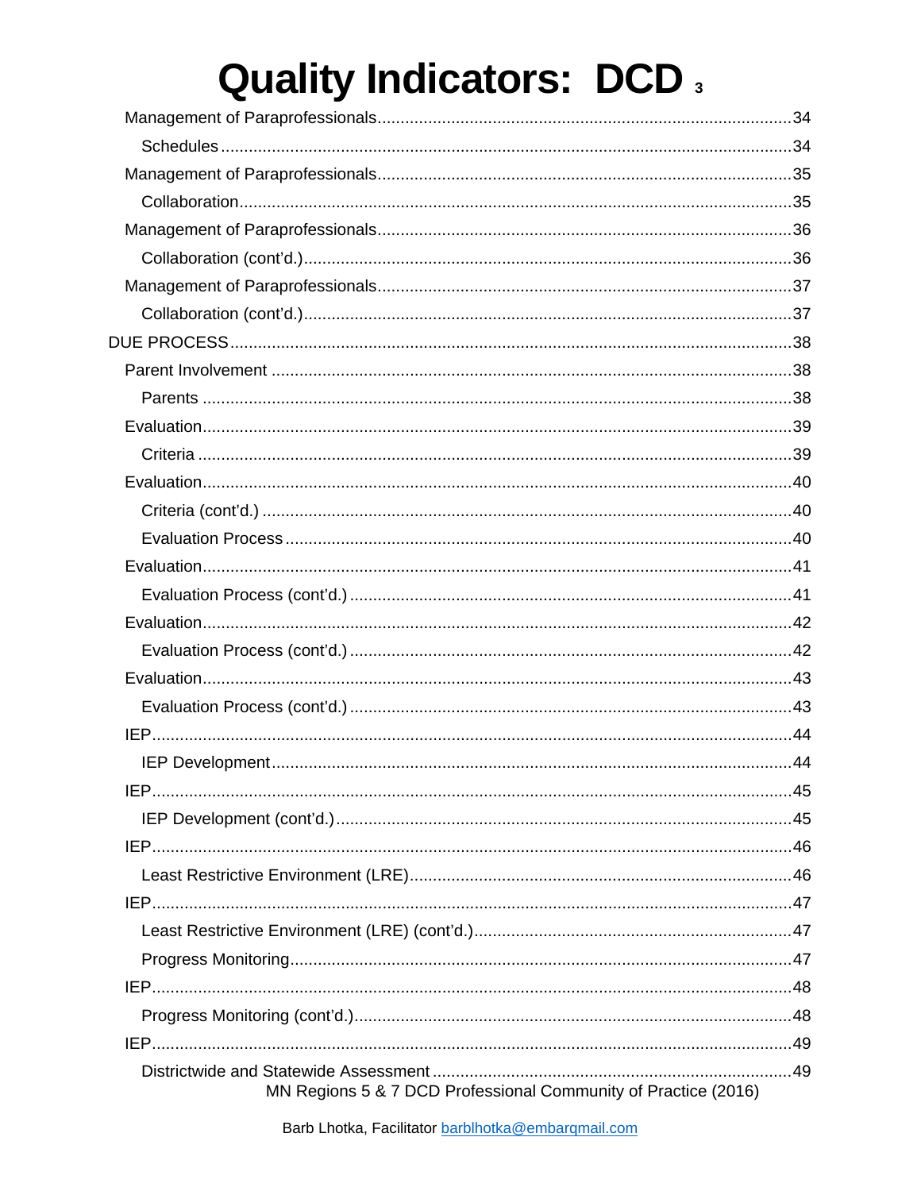# Quality Indicators: DCD

- Management of Paraprofessionals....34
  - Schedules....34
- Management of Paraprofessionals....35
  - Collaboration....35
- Management of Paraprofessionals....36
  - Collaboration (cont'd.)....36
- Management of Paraprofessionals....37
  - Collaboration (cont'd.)....37

DUE PROCESS....38

- Parent Involvement....38
  - Parents....38
- Evaluation....39
  - Criteria....39
- Evaluation....40
  - Criteria (cont'd.)....40
  - Evaluation Process....40
- Evaluation....41
  - Evaluation Process (cont'd.)....41
- Evaluation....42
  - Evaluation Process (cont'd.)....42
- Evaluation....43
  - Evaluation Process (cont'd.)....43
- IEP....44
  - IEP Development....44
- IEP....45
  - IEP Development (cont'd.)....45
- IEP....46
  - Least Restrictive Environment (LRE)....46
- IEP....47
  - Least Restrictive Environment (LRE) (cont'd.)....47
  - Progress Monitoring....47
- IEP....48
  - Progress Monitoring (cont'd.)....48
- IEP....49
  - Districtwide and Statewide Assessment....49

MN Regions 5 & 7 DCD Professional Community of Practice (2016)

Barb Lhotka, Facilitator barblhotka@embarqmail.com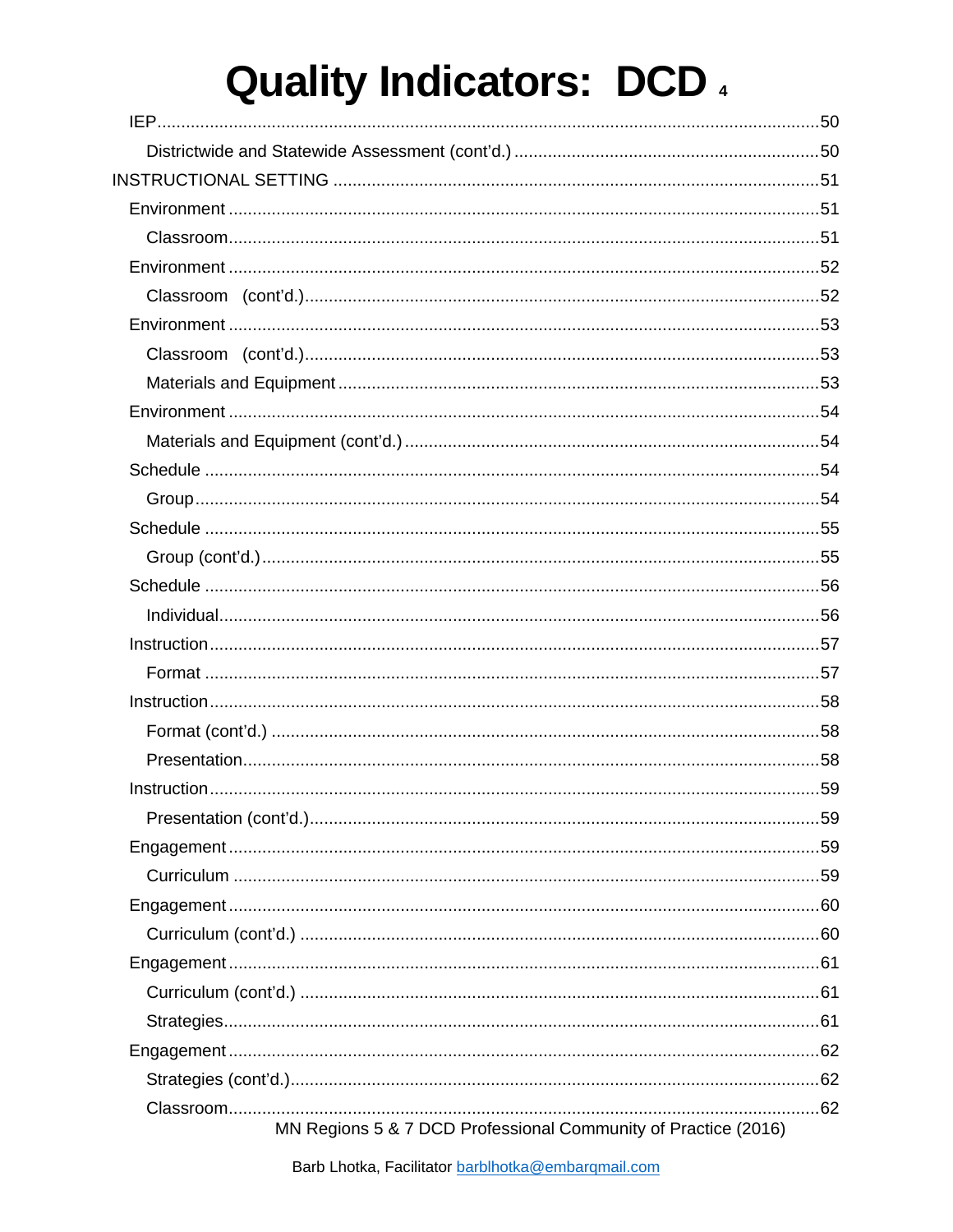# Quality Indicators: DCD

- IEP ....... 50
  - Districtwide and Statewide Assessment (cont'd.) ....... 50
- INSTRUCTIONAL SETTING ....... 51
  - Environment ....... 51
    - Classroom ....... 51
  - Environment ....... 52
    - Classroom (cont'd.) ....... 52
  - Environment ....... 53
    - Classroom (cont'd.) ....... 53
    - Materials and Equipment ....... 53
  - Environment ....... 54
    - Materials and Equipment (cont'd.) ....... 54
  - Schedule ....... 54
    - Group ....... 54
  - Schedule ....... 55
    - Group (cont'd.) ....... 55
  - Schedule ....... 56
    - Individual ....... 56
  - Instruction ....... 57
    - Format ....... 57
  - Instruction ....... 58
    - Format (cont'd.) ....... 58
    - Presentation ....... 58
  - Instruction ....... 59
    - Presentation (cont'd.) ....... 59
  - Engagement ....... 59
    - Curriculum ....... 59
  - Engagement ....... 60
    - Curriculum (cont'd.) ....... 60
  - Engagement ....... 61
    - Curriculum (cont'd.) ....... 61
    - Strategies ....... 61
  - Engagement ....... 62
    - Strategies (cont'd.) ....... 62
    - Classroom ....... 62

MN Regions 5 & 7 DCD Professional Community of Practice (2016)

Barb Lhotka, Facilitator barblhotka@embarqmail.com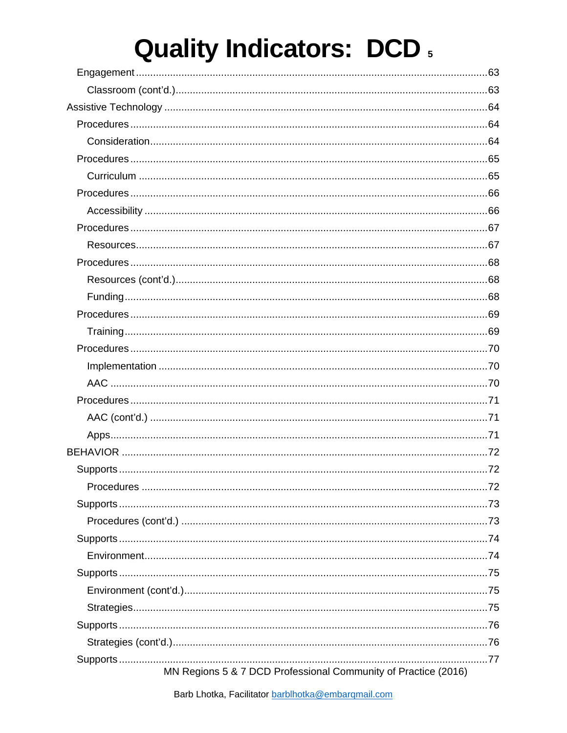# Quality Indicators: DCD

- Engagement ........................................................ 63
  - Classroom (cont'd.) ........................................................ 63
- Assistive Technology ........................................................ 64
  - Procedures ........................................................ 64
    - Consideration ........................................................ 64
  - Procedures ........................................................ 65
    - Curriculum ........................................................ 65
  - Procedures ........................................................ 66
    - Accessibility ........................................................ 66
  - Procedures ........................................................ 67
    - Resources ........................................................ 67
  - Procedures ........................................................ 68
    - Resources (cont'd.) ........................................................ 68
    - Funding ........................................................ 68
  - Procedures ........................................................ 69
    - Training ........................................................ 69
  - Procedures ........................................................ 70
    - Implementation ........................................................ 70
    - AAC ........................................................ 70
  - Procedures ........................................................ 71
    - AAC (cont'd.) ........................................................ 71
    - Apps ........................................................ 71
- BEHAVIOR ........................................................ 72
  - Supports ........................................................ 72
    - Procedures ........................................................ 72
  - Supports ........................................................ 73
    - Procedures (cont'd.) ........................................................ 73
  - Supports ........................................................ 74
    - Environment ........................................................ 74
  - Supports ........................................................ 75
    - Environment (cont'd.) ........................................................ 75
    - Strategies ........................................................ 75
  - Supports ........................................................ 76
    - Strategies (cont'd.) ........................................................ 76
  - Supports ........................................................ 77

MN Regions 5 & 7 DCD Professional Community of Practice (2016)

Barb Lhotka, Facilitator barblhotka@embarqmail.com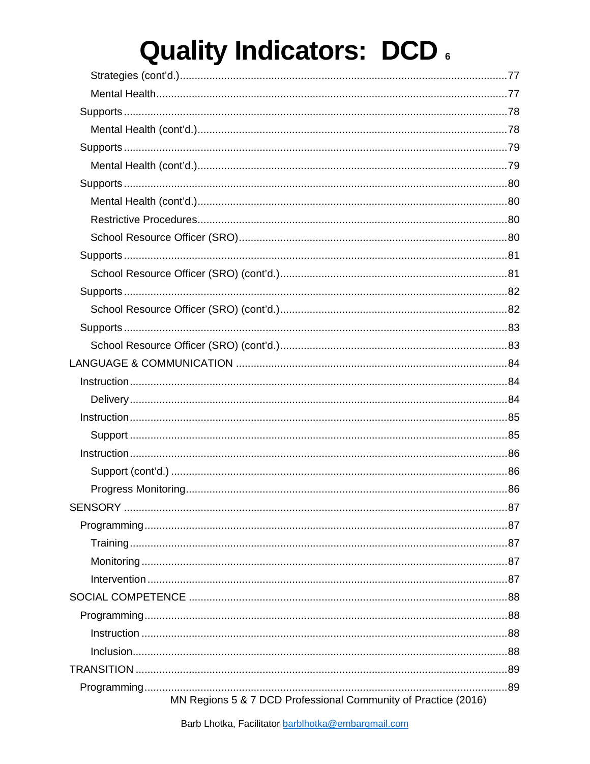# Quality Indicators: DCD

Strategies (cont'd.)....77
Mental Health....77
Supports....78
Mental Health (cont'd.)....78
Supports....79
Mental Health (cont'd.)....79
Supports....80
Mental Health (cont'd.)....80
Restrictive Procedures....80
School Resource Officer (SRO)....80
Supports....81
School Resource Officer (SRO) (cont'd.)....81
Supports....82
School Resource Officer (SRO) (cont'd.)....82
Supports....83
School Resource Officer (SRO) (cont'd.)....83
LANGUAGE & COMMUNICATION....84
Instruction....84
Delivery....84
Instruction....85
Support....85
Instruction....86
Support (cont'd.)....86
Progress Monitoring....86
SENSORY....87
Programming....87
Training....87
Monitoring....87
Intervention....87
SOCIAL COMPETENCE....88
Programming....88
Instruction....88
Inclusion....88
TRANSITION....89
Programming....89

MN Regions 5 & 7 DCD Professional Community of Practice (2016)

Barb Lhotka, Facilitator barblhotka@embarqmail.com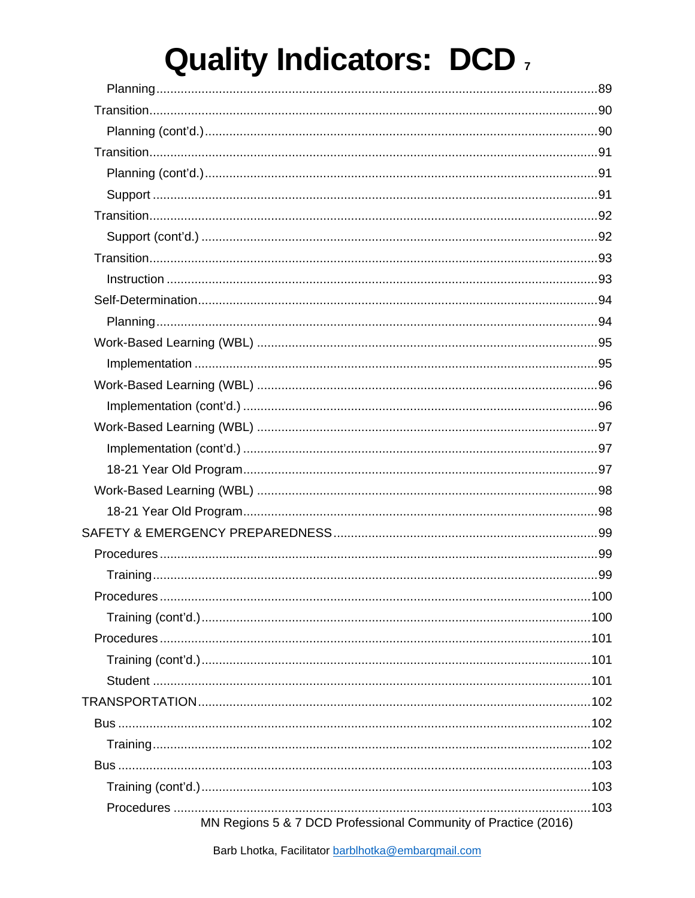# Quality Indicators: DCD

Planning ........ 89

Transition ........ 90

Planning (cont'd.) ........ 90

Transition ........ 91

Planning (cont'd.) ........ 91

Support ........ 91

Transition ........ 92

Support (cont'd.) ........ 92

Transition ........ 93

Instruction ........ 93

Self-Determination ........ 94

Planning ........ 94

Work-Based Learning (WBL) ........ 95

Implementation ........ 95

Work-Based Learning (WBL) ........ 96

Implementation (cont'd.) ........ 96

Work-Based Learning (WBL) ........ 97

Implementation (cont'd.) ........ 97

18-21 Year Old Program ........ 97

Work-Based Learning (WBL) ........ 98

18-21 Year Old Program ........ 98

SAFETY & EMERGENCY PREPAREDNESS ........ 99

Procedures ........ 99

Training ........ 99

Procedures ........ 100

Training (cont'd.) ........ 100

Procedures ........ 101

Training (cont'd.) ........ 101

Student ........ 101

TRANSPORTATION ........ 102

Bus ........ 102

Training ........ 102

Bus ........ 103

Training (cont'd.) ........ 103

Procedures ........ 103

MN Regions 5 & 7 DCD Professional Community of Practice (2016)

Barb Lhotka, Facilitator barblhotka@embarqmail.com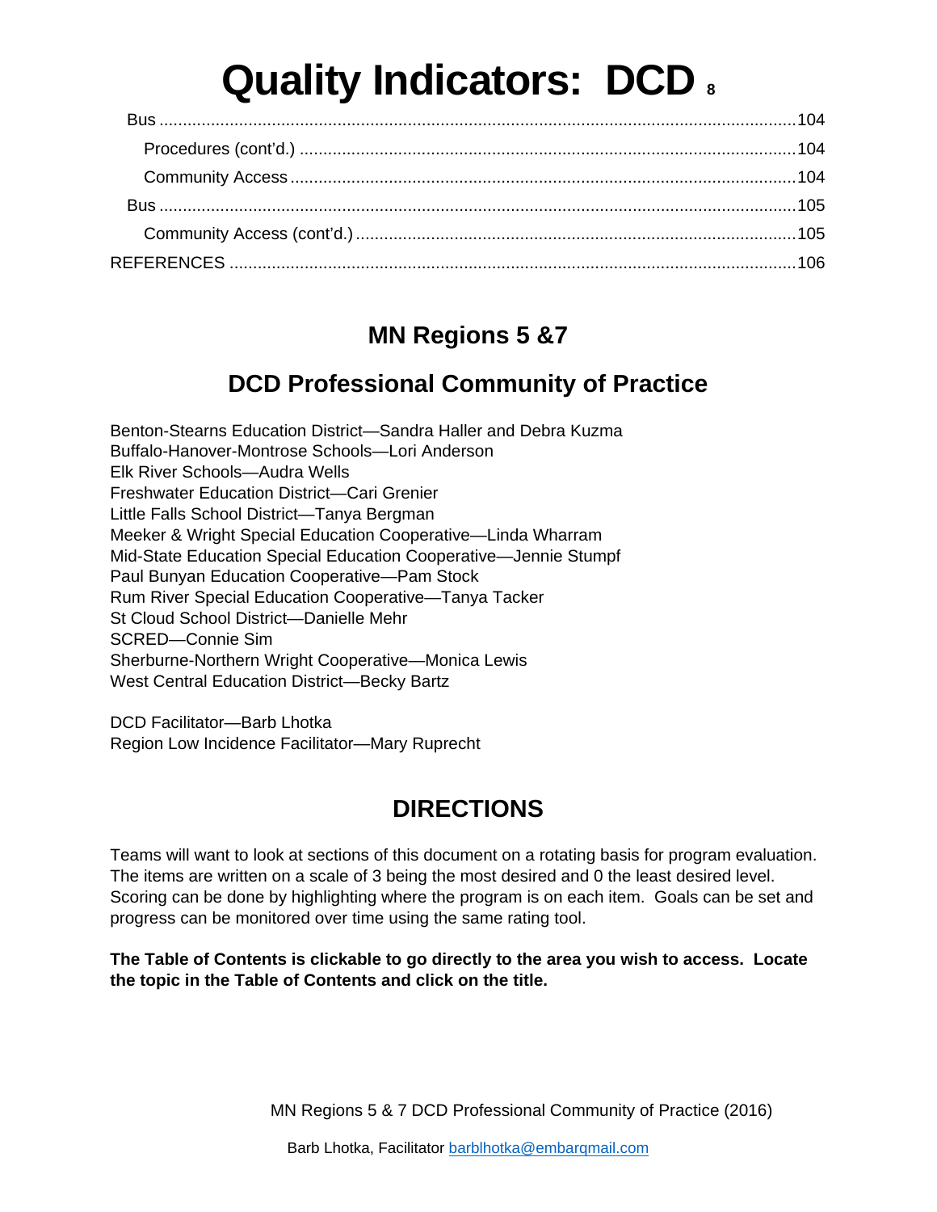# Quality Indicators: DCD

Bus ....................................................................................................................................104

Procedures (cont'd.) ........................................................................................................104

Community Access ..........................................................................................................104

Bus ....................................................................................................................................105

Community Access (cont'd.) ............................................................................................105

REFERENCES ....................................................................................................................106

## MN Regions 5 &7

## DCD Professional Community of Practice

Benton-Stearns Education District—Sandra Haller and Debra Kuzma
Buffalo-Hanover-Montrose Schools—Lori Anderson
Elk River Schools—Audra Wells
Freshwater Education District—Cari Grenier
Little Falls School District—Tanya Bergman
Meeker & Wright Special Education Cooperative—Linda Wharram
Mid-State Education Special Education Cooperative—Jennie Stumpf
Paul Bunyan Education Cooperative—Pam Stock
Rum River Special Education Cooperative—Tanya Tacker
St Cloud School District—Danielle Mehr
SCRED—Connie Sim
Sherburne-Northern Wright Cooperative—Monica Lewis
West Central Education District—Becky Bartz

DCD Facilitator—Barb Lhotka
Region Low Incidence Facilitator—Mary Ruprecht

## DIRECTIONS

Teams will want to look at sections of this document on a rotating basis for program evaluation. The items are written on a scale of 3 being the most desired and 0 the least desired level. Scoring can be done by highlighting where the program is on each item. Goals can be set and progress can be monitored over time using the same rating tool.

**The Table of Contents is clickable to go directly to the area you wish to access. Locate the topic in the Table of Contents and click on the title.**

MN Regions 5 & 7 DCD Professional Community of Practice (2016)

Barb Lhotka, Facilitator barblhotka@embarqmail.com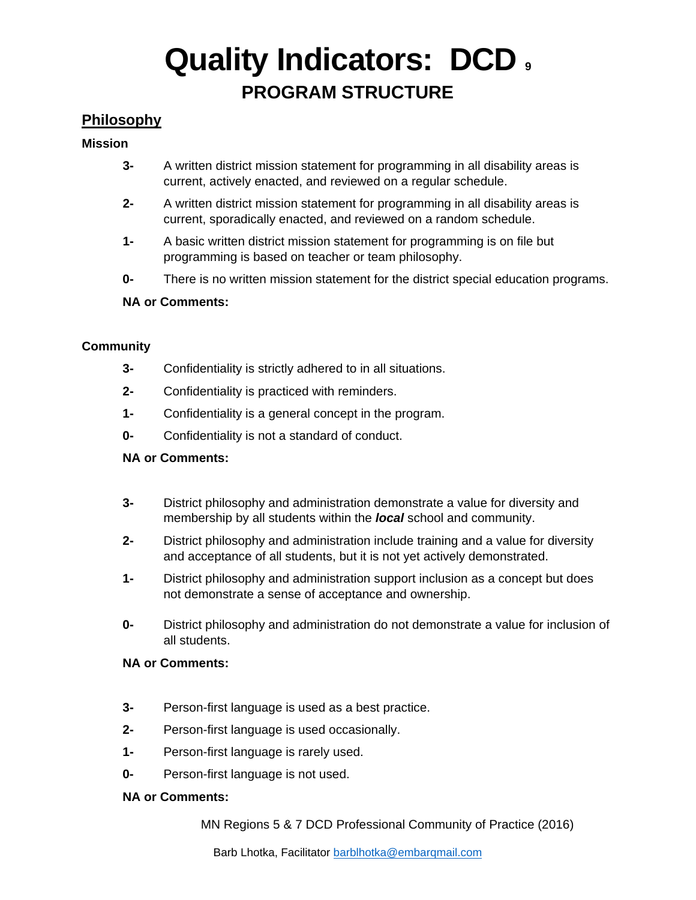# Quality Indicators: DCD

## PROGRAM STRUCTURE

### Philosophy

**Mission**

**3-** A written district mission statement for programming in all disability areas is current, actively enacted, and reviewed on a regular schedule.

**2-** A written district mission statement for programming in all disability areas is current, sporadically enacted, and reviewed on a random schedule.

**1-** A basic written district mission statement for programming is on file but programming is based on teacher or team philosophy.

**0-** There is no written mission statement for the district special education programs.

**NA or Comments:**

**Community**

**3-** Confidentiality is strictly adhered to in all situations.

**2-** Confidentiality is practiced with reminders.

**1-** Confidentiality is a general concept in the program.

**0-** Confidentiality is not a standard of conduct.

**NA or Comments:**

**3-** District philosophy and administration demonstrate a value for diversity and membership by all students within the ***local*** school and community.

**2-** District philosophy and administration include training and a value for diversity and acceptance of all students, but it is not yet actively demonstrated.

**1-** District philosophy and administration support inclusion as a concept but does not demonstrate a sense of acceptance and ownership.

**0-** District philosophy and administration do not demonstrate a value for inclusion of all students.

**NA or Comments:**

**3-** Person-first language is used as a best practice.

**2-** Person-first language is used occasionally.

**1-** Person-first language is rarely used.

**0-** Person-first language is not used.

**NA or Comments:**

MN Regions 5 & 7 DCD Professional Community of Practice (2016)

Barb Lhotka, Facilitator barblhotka@embarqmail.com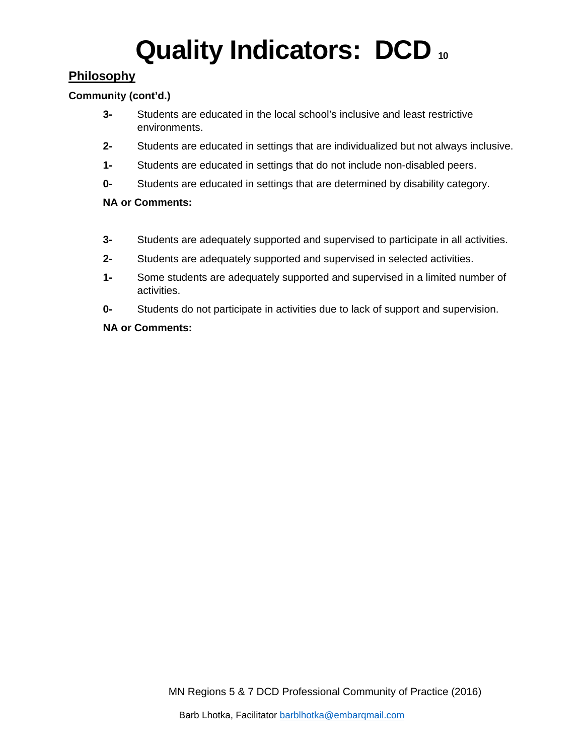# Quality Indicators: DCD

## Philosophy

**Community (cont'd.)**

**3-** Students are educated in the local school's inclusive and least restrictive environments.

**2-** Students are educated in settings that are individualized but not always inclusive.

**1-** Students are educated in settings that do not include non-disabled peers.

**0-** Students are educated in settings that are determined by disability category.

**NA or Comments:**

**3-** Students are adequately supported and supervised to participate in all activities.

**2-** Students are adequately supported and supervised in selected activities.

**1-** Some students are adequately supported and supervised in a limited number of activities.

**0-** Students do not participate in activities due to lack of support and supervision.

**NA or Comments:**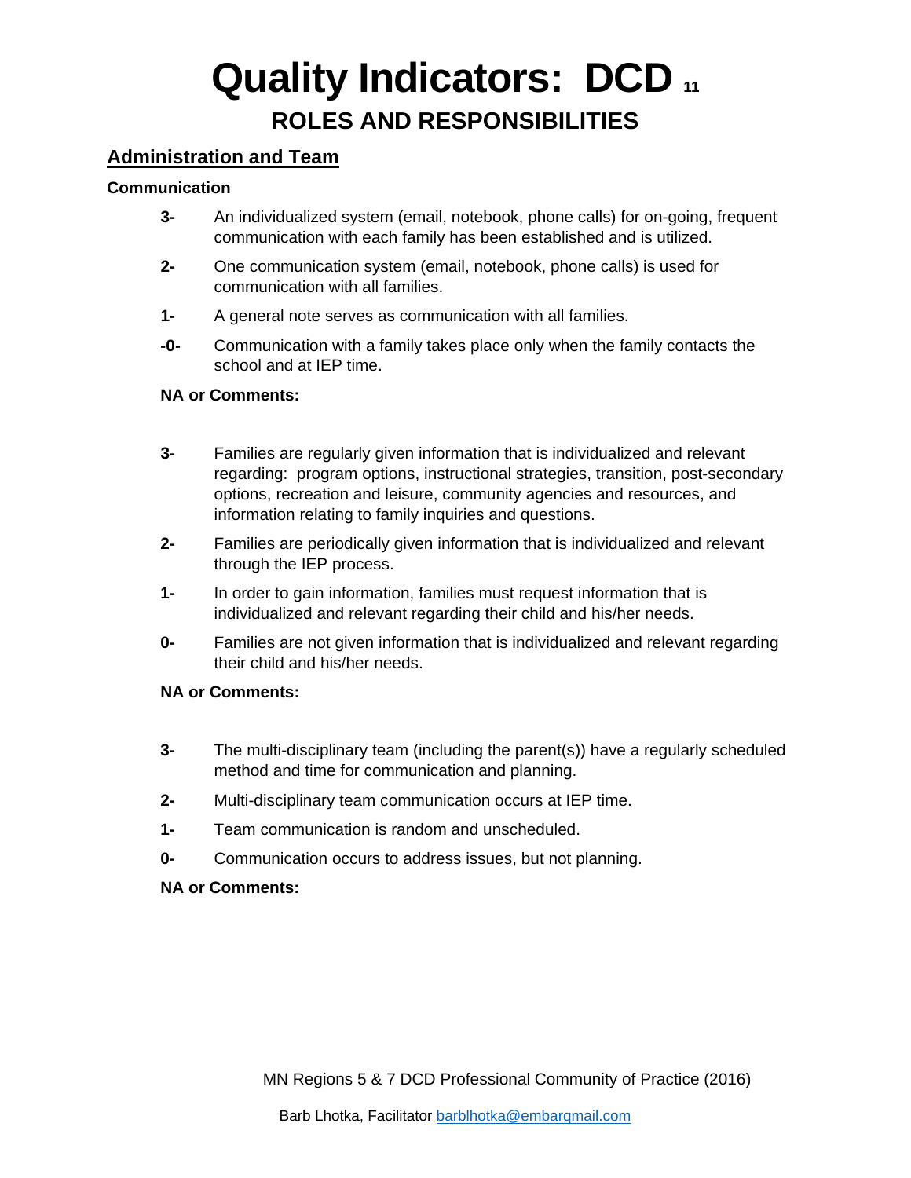# Quality Indicators: DCD 11

## ROLES AND RESPONSIBILITIES

### Administration and Team

**Communication**

- **3-** An individualized system (email, notebook, phone calls) for on-going, frequent communication with each family has been established and is utilized.
- **2-** One communication system (email, notebook, phone calls) is used for communication with all families.
- **1-** A general note serves as communication with all families.
- **-0-** Communication with a family takes place only when the family contacts the school and at IEP time.

**NA or Comments:**

- **3-** Families are regularly given information that is individualized and relevant regarding: program options, instructional strategies, transition, post-secondary options, recreation and leisure, community agencies and resources, and information relating to family inquiries and questions.
- **2-** Families are periodically given information that is individualized and relevant through the IEP process.
- **1-** In order to gain information, families must request information that is individualized and relevant regarding their child and his/her needs.
- **0-** Families are not given information that is individualized and relevant regarding their child and his/her needs.

**NA or Comments:**

- **3-** The multi-disciplinary team (including the parent(s)) have a regularly scheduled method and time for communication and planning.
- **2-** Multi-disciplinary team communication occurs at IEP time.
- **1-** Team communication is random and unscheduled.
- **0-** Communication occurs to address issues, but not planning.

**NA or Comments:**

MN Regions 5 & 7 DCD Professional Community of Practice (2016)

Barb Lhotka, Facilitator barblhotka@embarqmail.com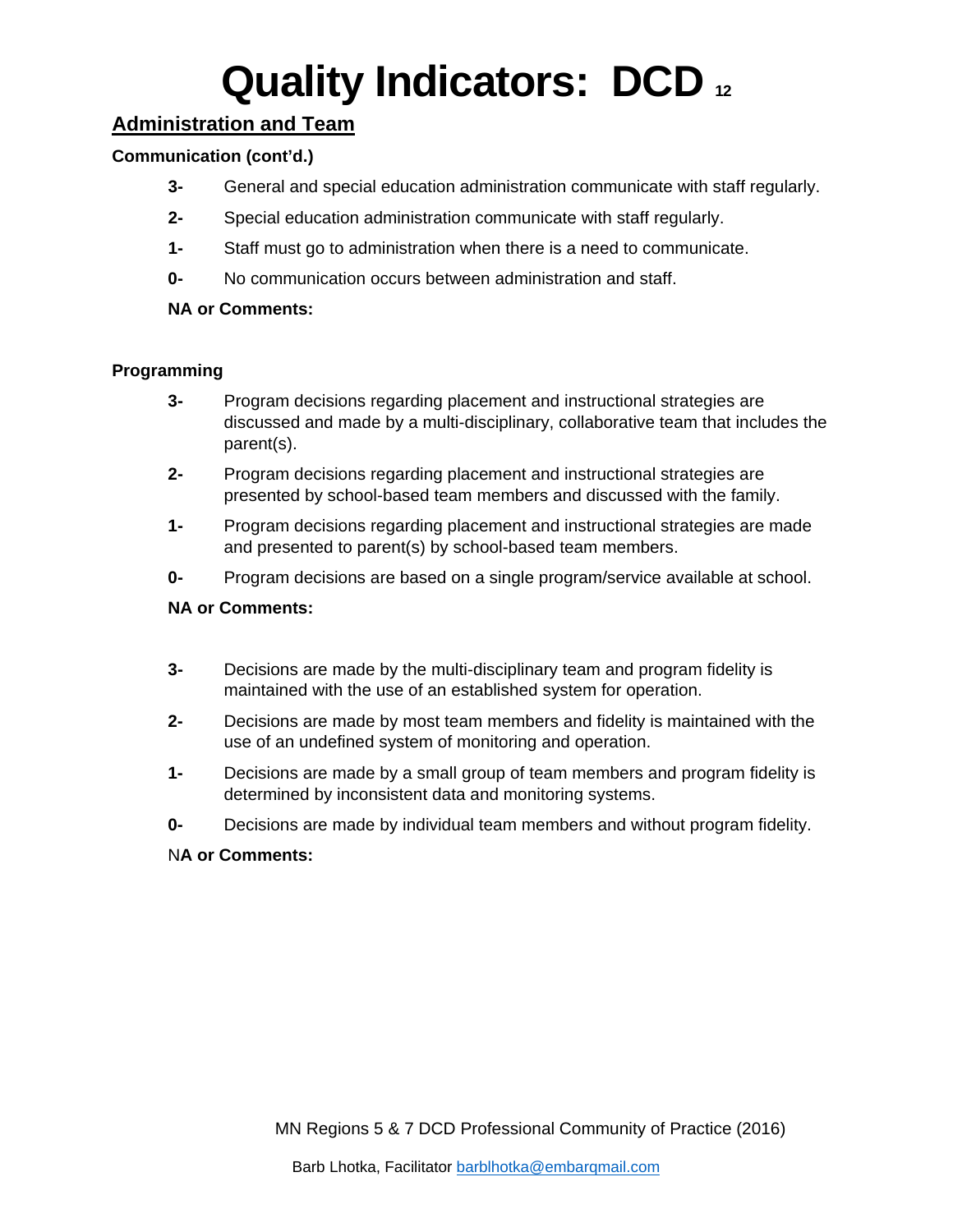# Quality Indicators: DCD 12

## Administration and Team

**Communication (cont'd.)**

**3-** General and special education administration communicate with staff regularly.

**2-** Special education administration communicate with staff regularly.

**1-** Staff must go to administration when there is a need to communicate.

**0-** No communication occurs between administration and staff.

**NA or Comments:**

**Programming**

**3-** Program decisions regarding placement and instructional strategies are discussed and made by a multi-disciplinary, collaborative team that includes the parent(s).

**2-** Program decisions regarding placement and instructional strategies are presented by school-based team members and discussed with the family.

**1-** Program decisions regarding placement and instructional strategies are made and presented to parent(s) by school-based team members.

**0-** Program decisions are based on a single program/service available at school.

**NA or Comments:**

**3-** Decisions are made by the multi-disciplinary team and program fidelity is maintained with the use of an established system for operation.

**2-** Decisions are made by most team members and fidelity is maintained with the use of an undefined system of monitoring and operation.

**1-** Decisions are made by a small group of team members and program fidelity is determined by inconsistent data and monitoring systems.

**0-** Decisions are made by individual team members and without program fidelity.

**NA or Comments:**

MN Regions 5 & 7 DCD Professional Community of Practice (2016)

Barb Lhotka, Facilitator barblhotka@embarqmail.com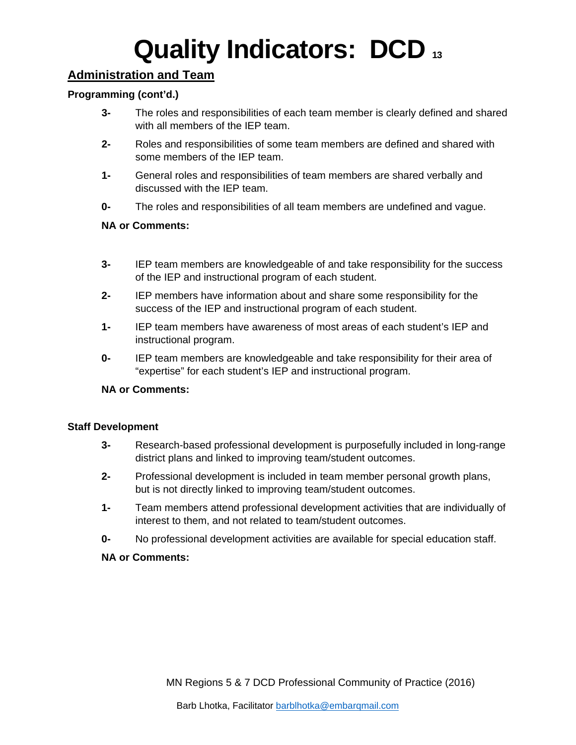# Quality Indicators: DCD 13

## Administration and Team

**Programming (cont'd.)**

**3-** The roles and responsibilities of each team member is clearly defined and shared with all members of the IEP team.

**2-** Roles and responsibilities of some team members are defined and shared with some members of the IEP team.

**1-** General roles and responsibilities of team members are shared verbally and discussed with the IEP team.

**0-** The roles and responsibilities of all team members are undefined and vague.

**NA or Comments:**

**3-** IEP team members are knowledgeable of and take responsibility for the success of the IEP and instructional program of each student.

**2-** IEP members have information about and share some responsibility for the success of the IEP and instructional program of each student.

**1-** IEP team members have awareness of most areas of each student's IEP and instructional program.

**0-** IEP team members are knowledgeable and take responsibility for their area of "expertise" for each student's IEP and instructional program.

**NA or Comments:**

**Staff Development**

**3-** Research-based professional development is purposefully included in long-range district plans and linked to improving team/student outcomes.

**2-** Professional development is included in team member personal growth plans, but is not directly linked to improving team/student outcomes.

**1-** Team members attend professional development activities that are individually of interest to them, and not related to team/student outcomes.

**0-** No professional development activities are available for special education staff.

**NA or Comments:**

MN Regions 5 & 7 DCD Professional Community of Practice (2016)

Barb Lhotka, Facilitator barblhotka@embarqmail.com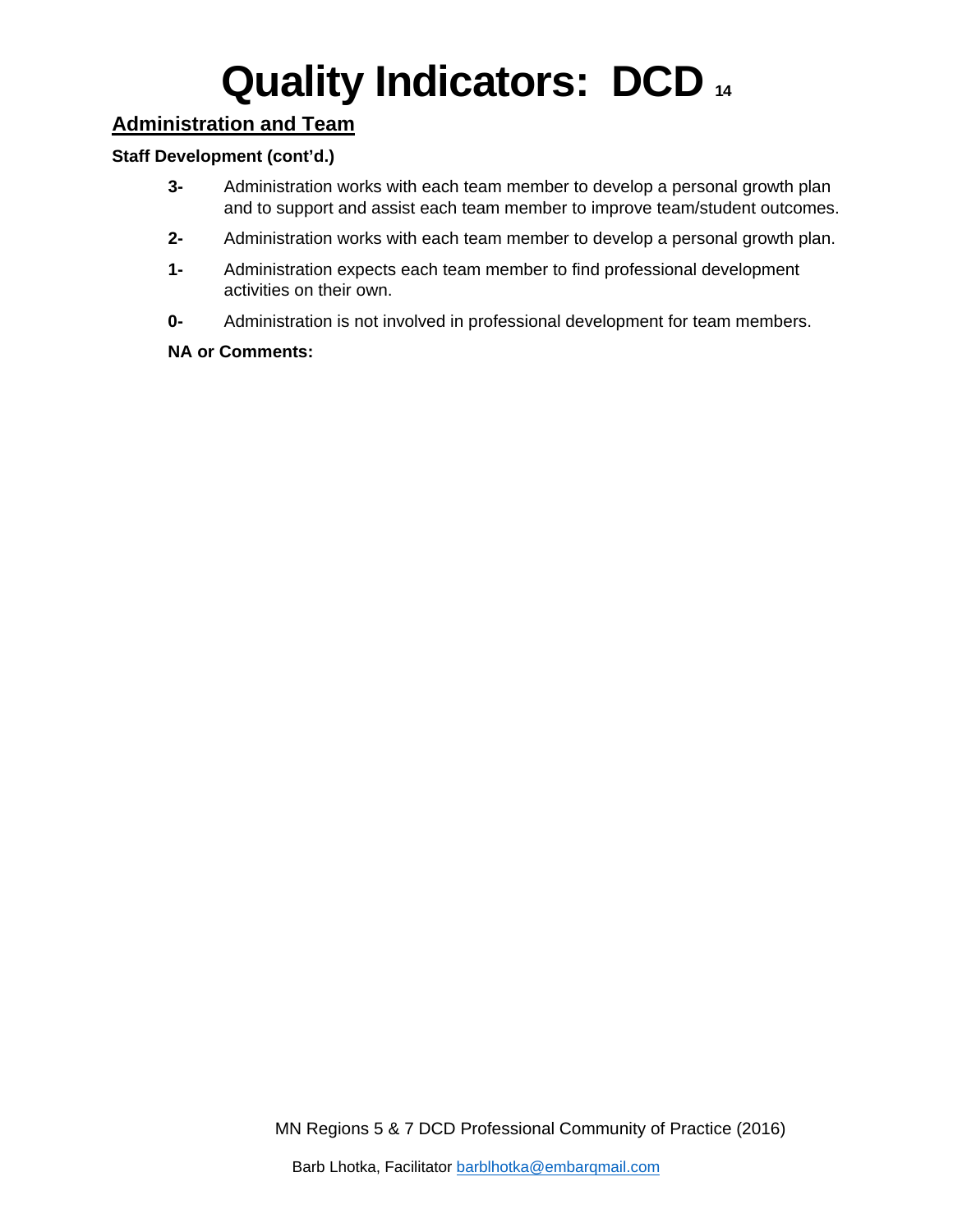# Quality Indicators: DCD

## Administration and Team

**Staff Development (cont'd.)**

- **3-** Administration works with each team member to develop a personal growth plan and to support and assist each team member to improve team/student outcomes.
- **2-** Administration works with each team member to develop a personal growth plan.
- **1-** Administration expects each team member to find professional development activities on their own.
- **0-** Administration is not involved in professional development for team members.

**NA or Comments:**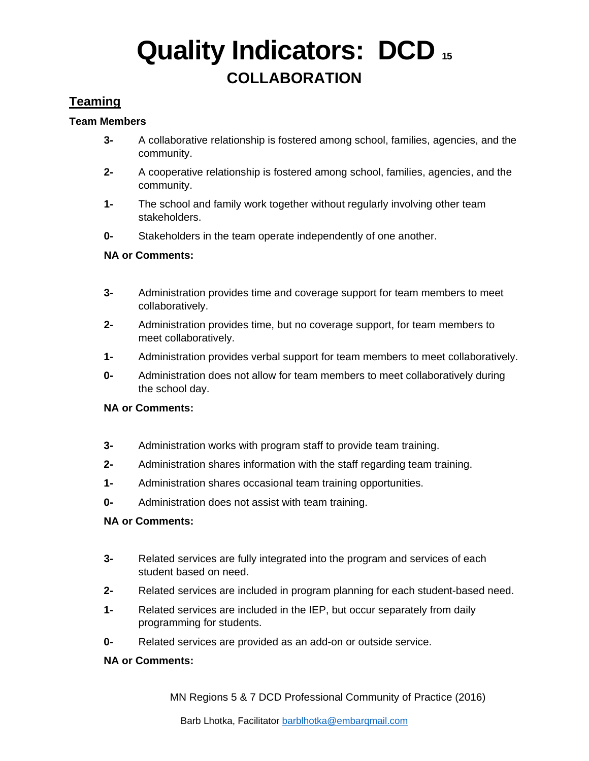# Quality Indicators: DCD

## COLLABORATION

### Teaming

**Team Members**

**3-** A collaborative relationship is fostered among school, families, agencies, and the community.

**2-** A cooperative relationship is fostered among school, families, agencies, and the community.

**1-** The school and family work together without regularly involving other team stakeholders.

**0-** Stakeholders in the team operate independently of one another.

**NA or Comments:**

**3-** Administration provides time and coverage support for team members to meet collaboratively.

**2-** Administration provides time, but no coverage support, for team members to meet collaboratively.

**1-** Administration provides verbal support for team members to meet collaboratively.

**0-** Administration does not allow for team members to meet collaboratively during the school day.

**NA or Comments:**

**3-** Administration works with program staff to provide team training.

**2-** Administration shares information with the staff regarding team training.

**1-** Administration shares occasional team training opportunities.

**0-** Administration does not assist with team training.

**NA or Comments:**

**3-** Related services are fully integrated into the program and services of each student based on need.

**2-** Related services are included in program planning for each student-based need.

**1-** Related services are included in the IEP, but occur separately from daily programming for students.

**0-** Related services are provided as an add-on or outside service.

**NA or Comments:**

MN Regions 5 & 7 DCD Professional Community of Practice (2016)

Barb Lhotka, Facilitator barblhotka@embarqmail.com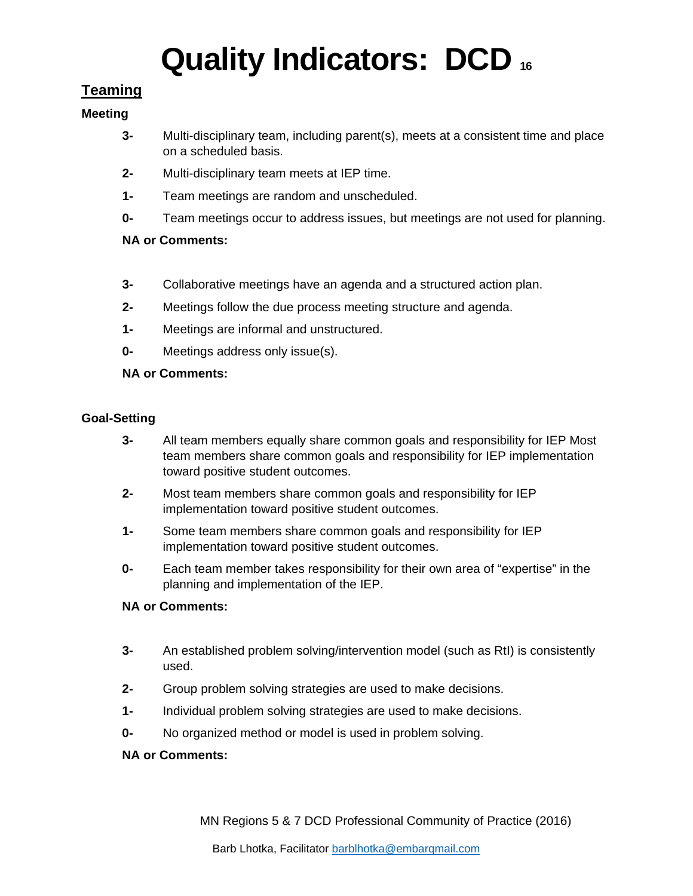# Quality Indicators: DCD 16

## Teaming

### Meeting

**3-** Multi-disciplinary team, including parent(s), meets at a consistent time and place on a scheduled basis.

**2-** Multi-disciplinary team meets at IEP time.

**1-** Team meetings are random and unscheduled.

**0-** Team meetings occur to address issues, but meetings are not used for planning.

**NA or Comments:**

**3-** Collaborative meetings have an agenda and a structured action plan.

**2-** Meetings follow the due process meeting structure and agenda.

**1-** Meetings are informal and unstructured.

**0-** Meetings address only issue(s).

**NA or Comments:**

### Goal-Setting

**3-** All team members equally share common goals and responsibility for IEP Most team members share common goals and responsibility for IEP implementation toward positive student outcomes.

**2-** Most team members share common goals and responsibility for IEP implementation toward positive student outcomes.

**1-** Some team members share common goals and responsibility for IEP implementation toward positive student outcomes.

**0-** Each team member takes responsibility for their own area of "expertise" in the planning and implementation of the IEP.

**NA or Comments:**

**3-** An established problem solving/intervention model (such as RtI) is consistently used.

**2-** Group problem solving strategies are used to make decisions.

**1-** Individual problem solving strategies are used to make decisions.

**0-** No organized method or model is used in problem solving.

**NA or Comments:**

MN Regions 5 & 7 DCD Professional Community of Practice (2016)

Barb Lhotka, Facilitator barblhotka@embarqmail.com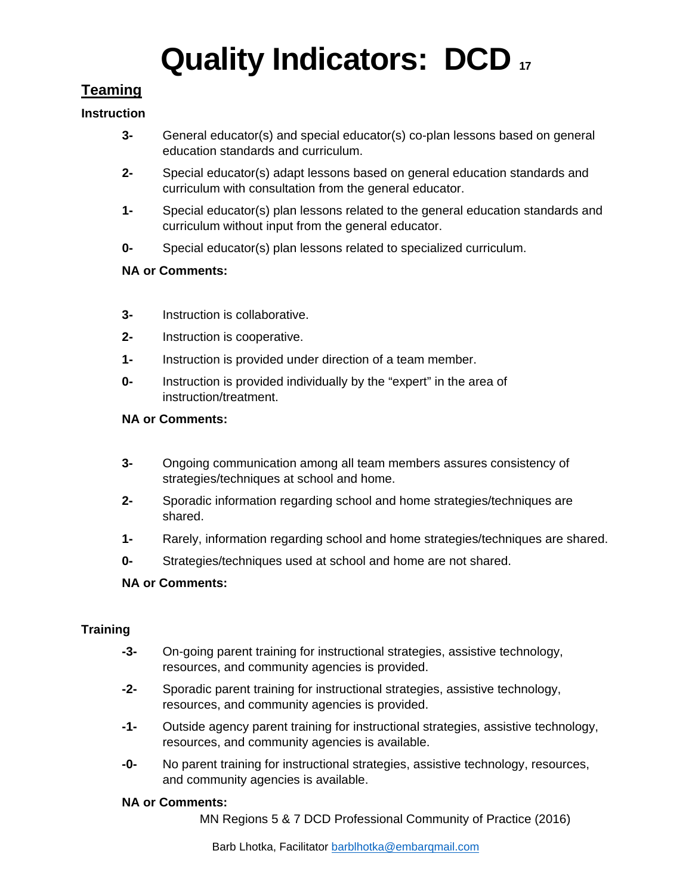# Quality Indicators: DCD

## Teaming

### Instruction

**3-** General educator(s) and special educator(s) co-plan lessons based on general education standards and curriculum.

**2-** Special educator(s) adapt lessons based on general education standards and curriculum with consultation from the general educator.

**1-** Special educator(s) plan lessons related to the general education standards and curriculum without input from the general educator.

**0-** Special educator(s) plan lessons related to specialized curriculum.

**NA or Comments:**

**3-** Instruction is collaborative.

**2-** Instruction is cooperative.

**1-** Instruction is provided under direction of a team member.

**0-** Instruction is provided individually by the “expert” in the area of instruction/treatment.

**NA or Comments:**

**3-** Ongoing communication among all team members assures consistency of strategies/techniques at school and home.

**2-** Sporadic information regarding school and home strategies/techniques are shared.

**1-** Rarely, information regarding school and home strategies/techniques are shared.

**0-** Strategies/techniques used at school and home are not shared.

**NA or Comments:**

### Training

**-3-** On-going parent training for instructional strategies, assistive technology, resources, and community agencies is provided.

**-2-** Sporadic parent training for instructional strategies, assistive technology, resources, and community agencies is provided.

**-1-** Outside agency parent training for instructional strategies, assistive technology, resources, and community agencies is available.

**-0-** No parent training for instructional strategies, assistive technology, resources, and community agencies is available.

**NA or Comments:**

MN Regions 5 & 7 DCD Professional Community of Practice (2016)

Barb Lhotka, Facilitator barblhotka@embarqmail.com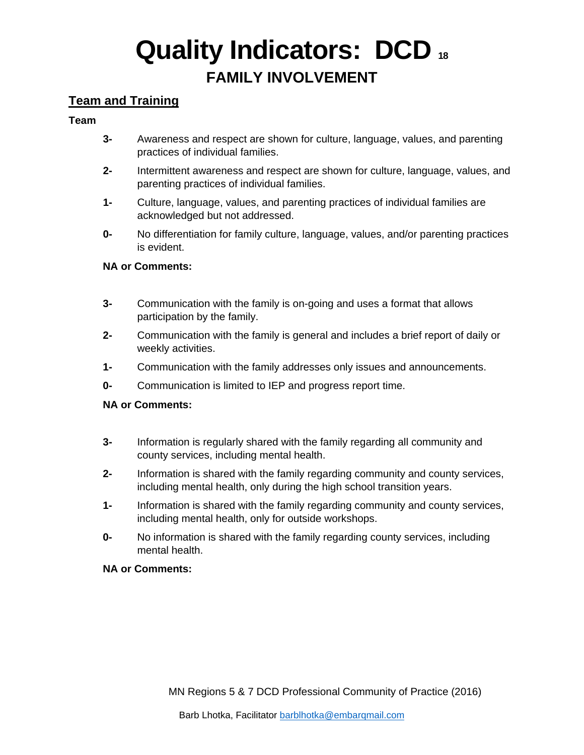# Quality Indicators: DCD

## FAMILY INVOLVEMENT

### Team and Training

**Team**

**3-** Awareness and respect are shown for culture, language, values, and parenting practices of individual families.

**2-** Intermittent awareness and respect are shown for culture, language, values, and parenting practices of individual families.

**1-** Culture, language, values, and parenting practices of individual families are acknowledged but not addressed.

**0-** No differentiation for family culture, language, values, and/or parenting practices is evident.

**NA or Comments:**

**3-** Communication with the family is on-going and uses a format that allows participation by the family.

**2-** Communication with the family is general and includes a brief report of daily or weekly activities.

**1-** Communication with the family addresses only issues and announcements.

**0-** Communication is limited to IEP and progress report time.

**NA or Comments:**

**3-** Information is regularly shared with the family regarding all community and county services, including mental health.

**2-** Information is shared with the family regarding community and county services, including mental health, only during the high school transition years.

**1-** Information is shared with the family regarding community and county services, including mental health, only for outside workshops.

**0-** No information is shared with the family regarding county services, including mental health.

**NA or Comments:**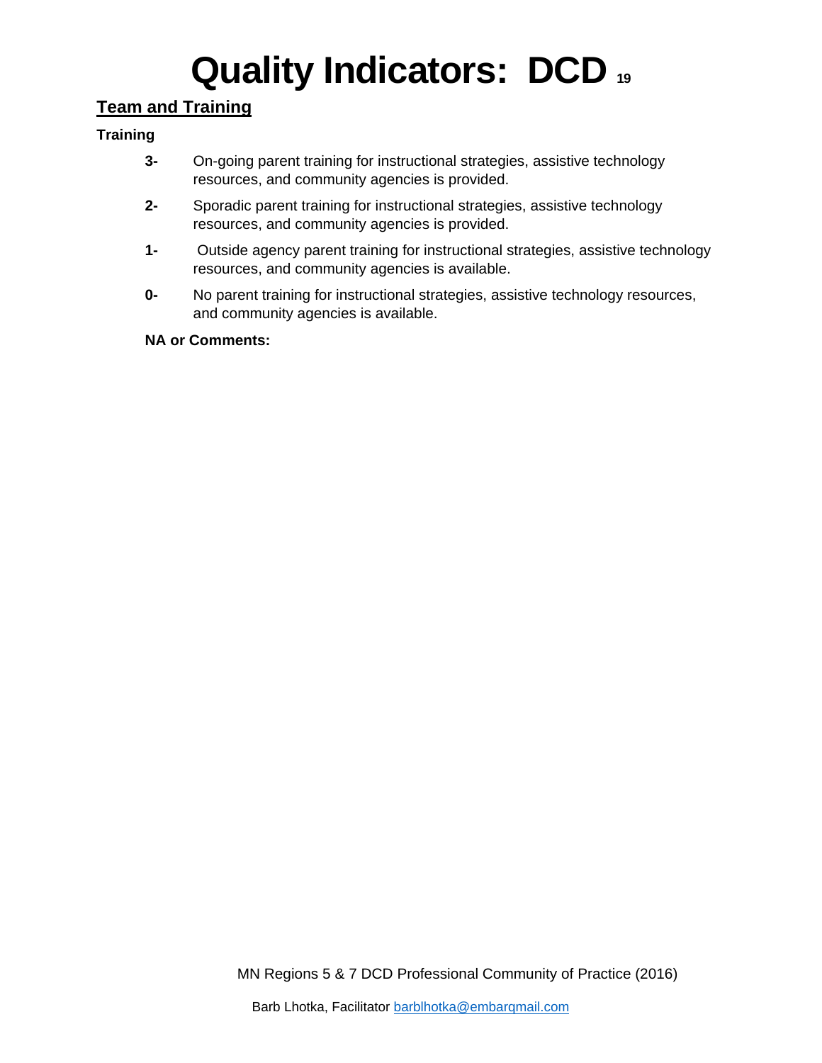# Quality Indicators: DCD 19

## Team and Training

**Training**

- **3-** On-going parent training for instructional strategies, assistive technology resources, and community agencies is provided.
- **2-** Sporadic parent training for instructional strategies, assistive technology resources, and community agencies is provided.
- **1-** Outside agency parent training for instructional strategies, assistive technology resources, and community agencies is available.
- **0-** No parent training for instructional strategies, assistive technology resources, and community agencies is available.

**NA or Comments:**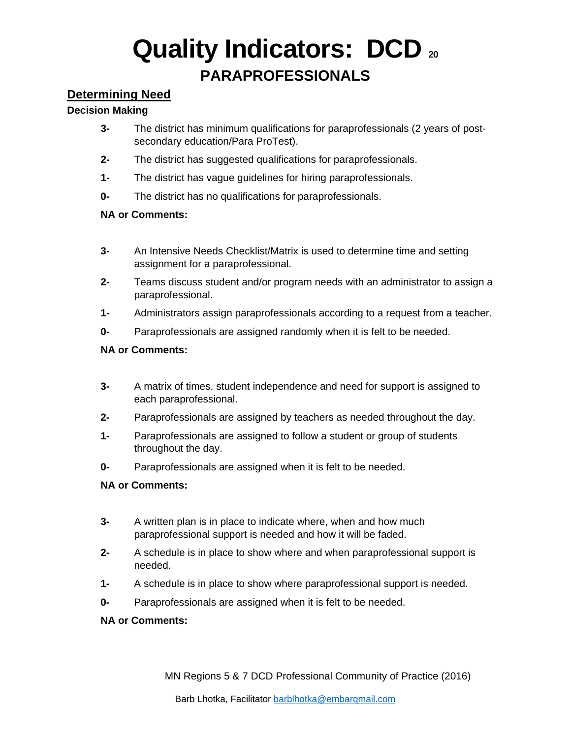# Quality Indicators: DCD 20

## PARAPROFESSIONALS

### Determining Need

**Decision Making**

**3-** The district has minimum qualifications for paraprofessionals (2 years of post-secondary education/Para ProTest).

**2-** The district has suggested qualifications for paraprofessionals.

**1-** The district has vague guidelines for hiring paraprofessionals.

**0-** The district has no qualifications for paraprofessionals.

**NA or Comments:**

**3-** An Intensive Needs Checklist/Matrix is used to determine time and setting assignment for a paraprofessional.

**2-** Teams discuss student and/or program needs with an administrator to assign a paraprofessional.

**1-** Administrators assign paraprofessionals according to a request from a teacher.

**0-** Paraprofessionals are assigned randomly when it is felt to be needed.

**NA or Comments:**

**3-** A matrix of times, student independence and need for support is assigned to each paraprofessional.

**2-** Paraprofessionals are assigned by teachers as needed throughout the day.

**1-** Paraprofessionals are assigned to follow a student or group of students throughout the day.

**0-** Paraprofessionals are assigned when it is felt to be needed.

**NA or Comments:**

**3-** A written plan is in place to indicate where, when and how much paraprofessional support is needed and how it will be faded.

**2-** A schedule is in place to show where and when paraprofessional support is needed.

**1-** A schedule is in place to show where paraprofessional support is needed.

**0-** Paraprofessionals are assigned when it is felt to be needed.

**NA or Comments:**

MN Regions 5 & 7 DCD Professional Community of Practice (2016)

Barb Lhotka, Facilitator barblhotka@embarqmail.com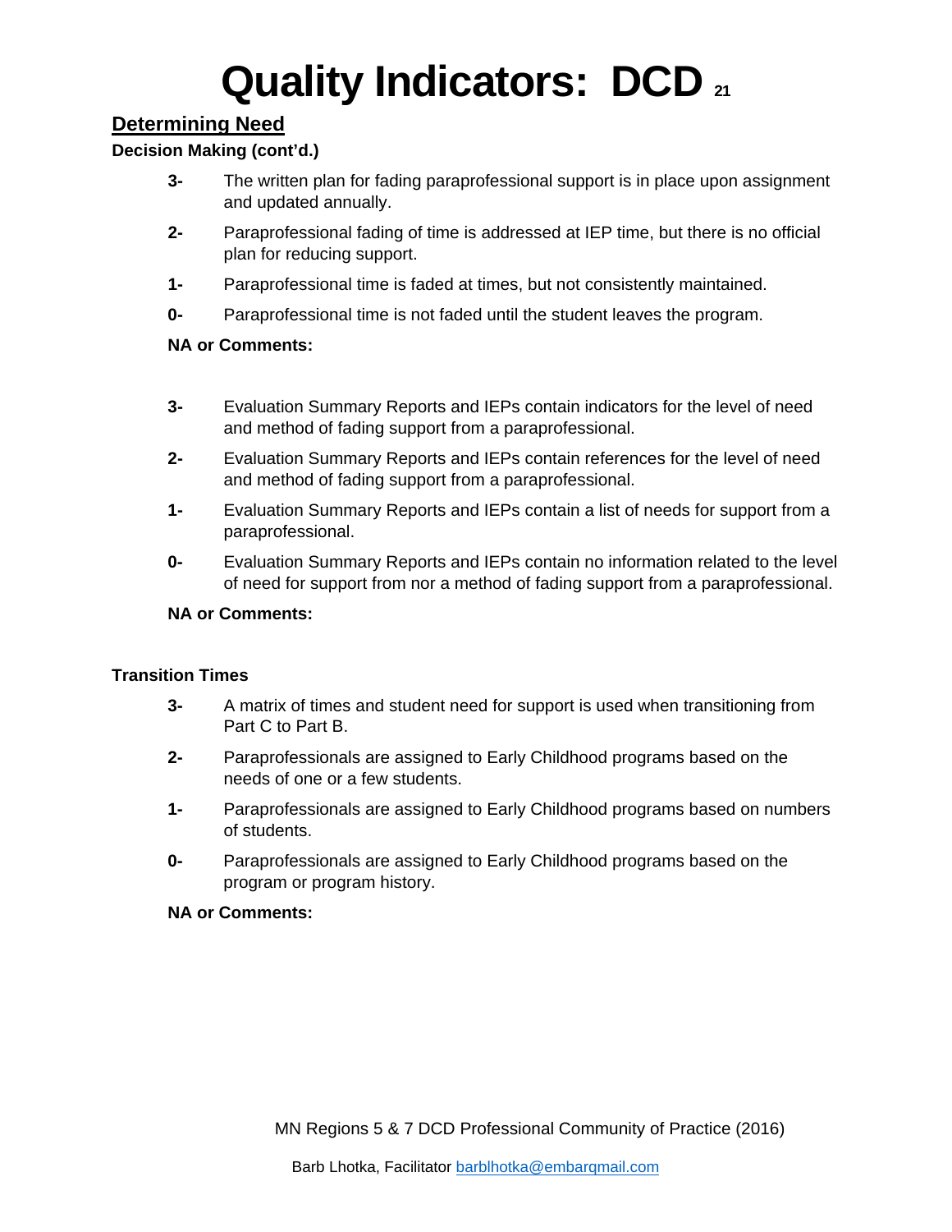# Quality Indicators: DCD 21

## Determining Need

**Decision Making (cont'd.)**

**3-** The written plan for fading paraprofessional support is in place upon assignment and updated annually.

**2-** Paraprofessional fading of time is addressed at IEP time, but there is no official plan for reducing support.

**1-** Paraprofessional time is faded at times, but not consistently maintained.

**0-** Paraprofessional time is not faded until the student leaves the program.

**NA or Comments:**

**3-** Evaluation Summary Reports and IEPs contain indicators for the level of need and method of fading support from a paraprofessional.

**2-** Evaluation Summary Reports and IEPs contain references for the level of need and method of fading support from a paraprofessional.

**1-** Evaluation Summary Reports and IEPs contain a list of needs for support from a paraprofessional.

**0-** Evaluation Summary Reports and IEPs contain no information related to the level of need for support from nor a method of fading support from a paraprofessional.

**NA or Comments:**

**Transition Times**

**3-** A matrix of times and student need for support is used when transitioning from Part C to Part B.

**2-** Paraprofessionals are assigned to Early Childhood programs based on the needs of one or a few students.

**1-** Paraprofessionals are assigned to Early Childhood programs based on numbers of students.

**0-** Paraprofessionals are assigned to Early Childhood programs based on the program or program history.

**NA or Comments:**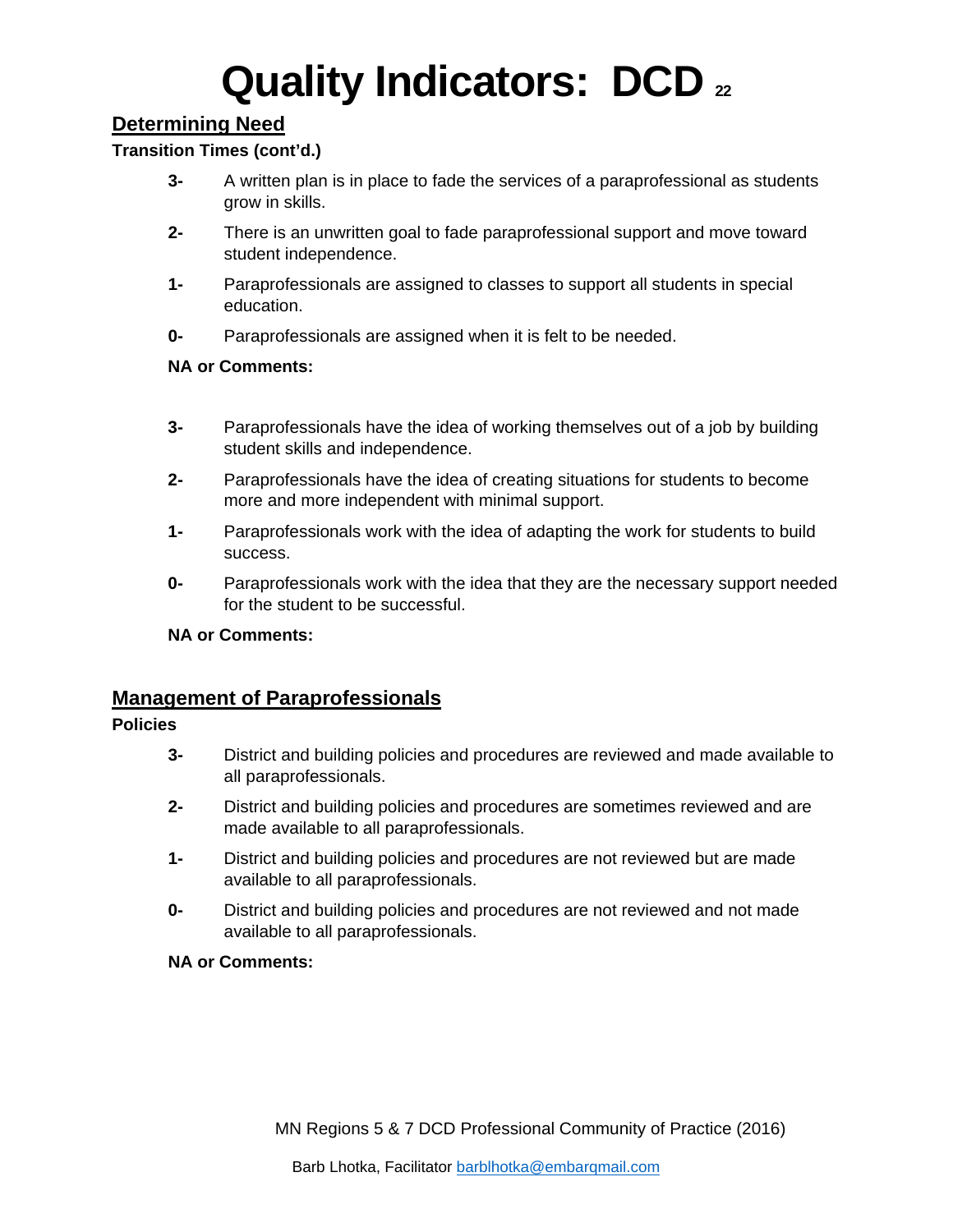# Quality Indicators: DCD

## Determining Need

**Transition Times (cont'd.)**

**3-** A written plan is in place to fade the services of a paraprofessional as students grow in skills.

**2-** There is an unwritten goal to fade paraprofessional support and move toward student independence.

**1-** Paraprofessionals are assigned to classes to support all students in special education.

**0-** Paraprofessionals are assigned when it is felt to be needed.

**NA or Comments:**

**3-** Paraprofessionals have the idea of working themselves out of a job by building student skills and independence.

**2-** Paraprofessionals have the idea of creating situations for students to become more and more independent with minimal support.

**1-** Paraprofessionals work with the idea of adapting the work for students to build success.

**0-** Paraprofessionals work with the idea that they are the necessary support needed for the student to be successful.

**NA or Comments:**

## Management of Paraprofessionals

**Policies**

**3-** District and building policies and procedures are reviewed and made available to all paraprofessionals.

**2-** District and building policies and procedures are sometimes reviewed and are made available to all paraprofessionals.

**1-** District and building policies and procedures are not reviewed but are made available to all paraprofessionals.

**0-** District and building policies and procedures are not reviewed and not made available to all paraprofessionals.

**NA or Comments:**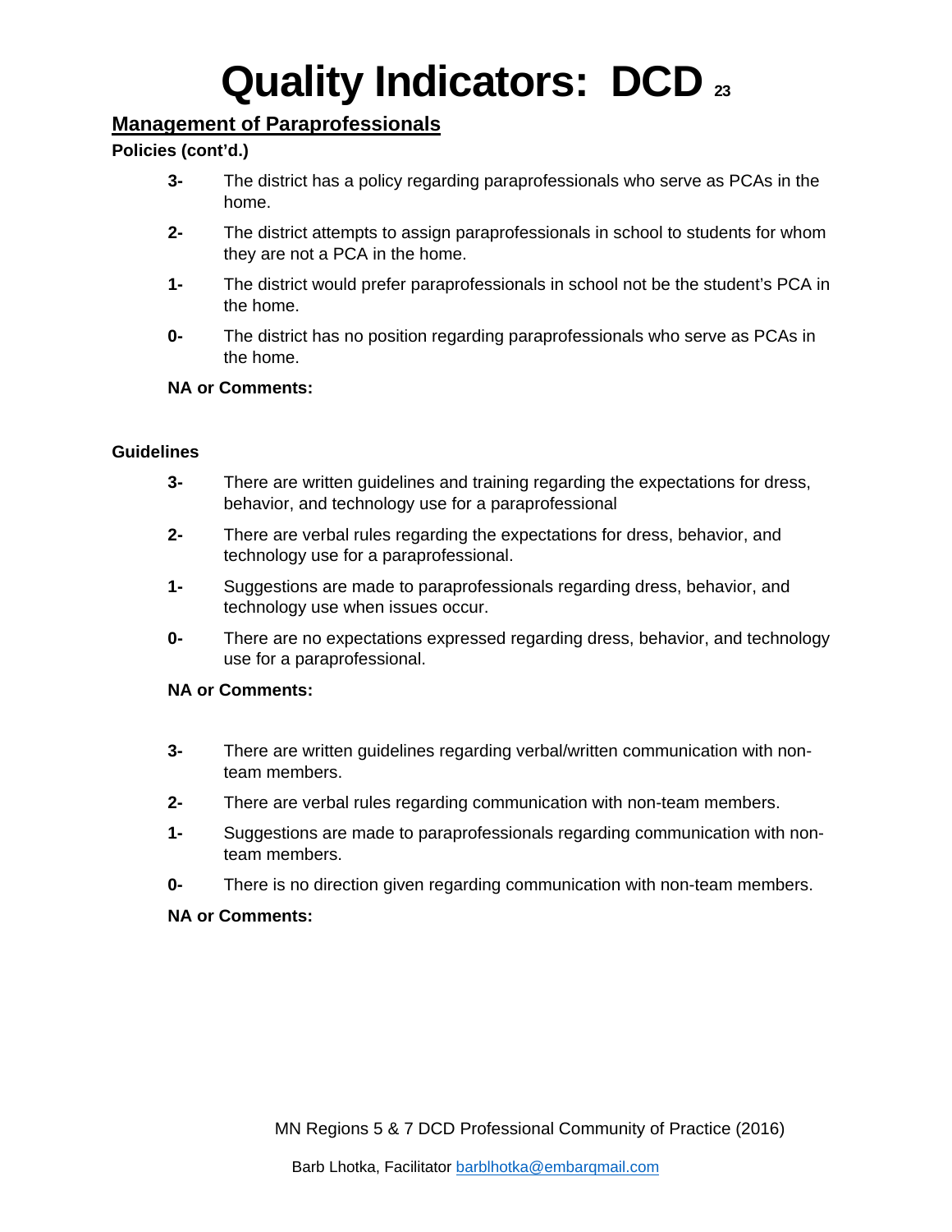# Quality Indicators: DCD

## Management of Paraprofessionals

**Policies (cont'd.)**

- **3-** The district has a policy regarding paraprofessionals who serve as PCAs in the home.
- **2-** The district attempts to assign paraprofessionals in school to students for whom they are not a PCA in the home.
- **1-** The district would prefer paraprofessionals in school not be the student's PCA in the home.
- **0-** The district has no position regarding paraprofessionals who serve as PCAs in the home.

**NA or Comments:**

**Guidelines**

- **3-** There are written guidelines and training regarding the expectations for dress, behavior, and technology use for a paraprofessional
- **2-** There are verbal rules regarding the expectations for dress, behavior, and technology use for a paraprofessional.
- **1-** Suggestions are made to paraprofessionals regarding dress, behavior, and technology use when issues occur.
- **0-** There are no expectations expressed regarding dress, behavior, and technology use for a paraprofessional.

**NA or Comments:**

- **3-** There are written guidelines regarding verbal/written communication with non-team members.
- **2-** There are verbal rules regarding communication with non-team members.
- **1-** Suggestions are made to paraprofessionals regarding communication with non-team members.
- **0-** There is no direction given regarding communication with non-team members.

**NA or Comments:**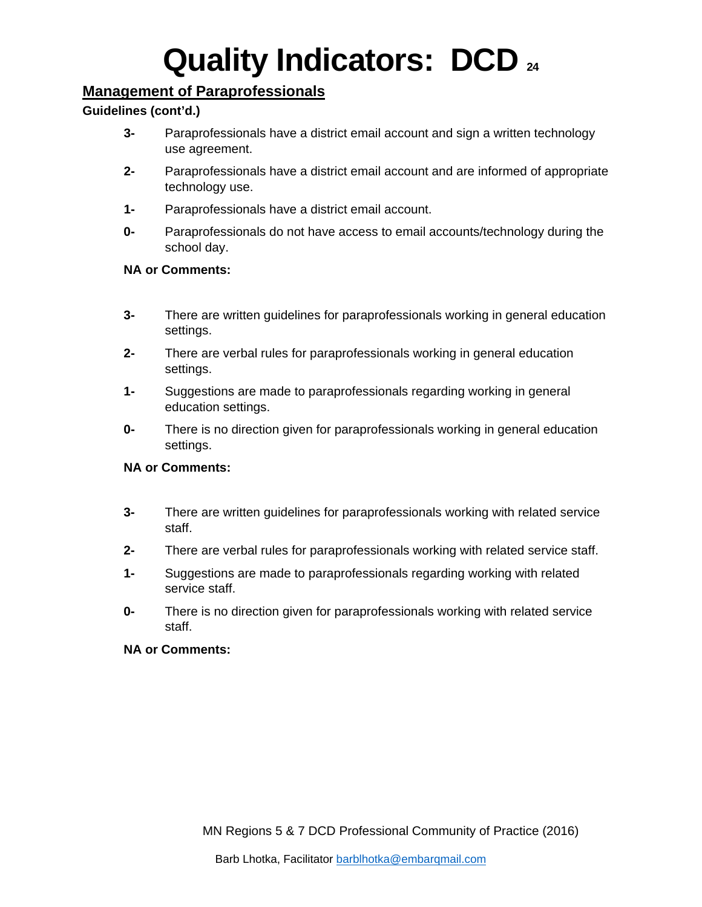# Quality Indicators: DCD

## Management of Paraprofessionals

**Guidelines (cont'd.)**

**3-** Paraprofessionals have a district email account and sign a written technology use agreement.

**2-** Paraprofessionals have a district email account and are informed of appropriate technology use.

**1-** Paraprofessionals have a district email account.

**0-** Paraprofessionals do not have access to email accounts/technology during the school day.

**NA or Comments:**

**3-** There are written guidelines for paraprofessionals working in general education settings.

**2-** There are verbal rules for paraprofessionals working in general education settings.

**1-** Suggestions are made to paraprofessionals regarding working in general education settings.

**0-** There is no direction given for paraprofessionals working in general education settings.

**NA or Comments:**

**3-** There are written guidelines for paraprofessionals working with related service staff.

**2-** There are verbal rules for paraprofessionals working with related service staff.

**1-** Suggestions are made to paraprofessionals regarding working with related service staff.

**0-** There is no direction given for paraprofessionals working with related service staff.

**NA or Comments:**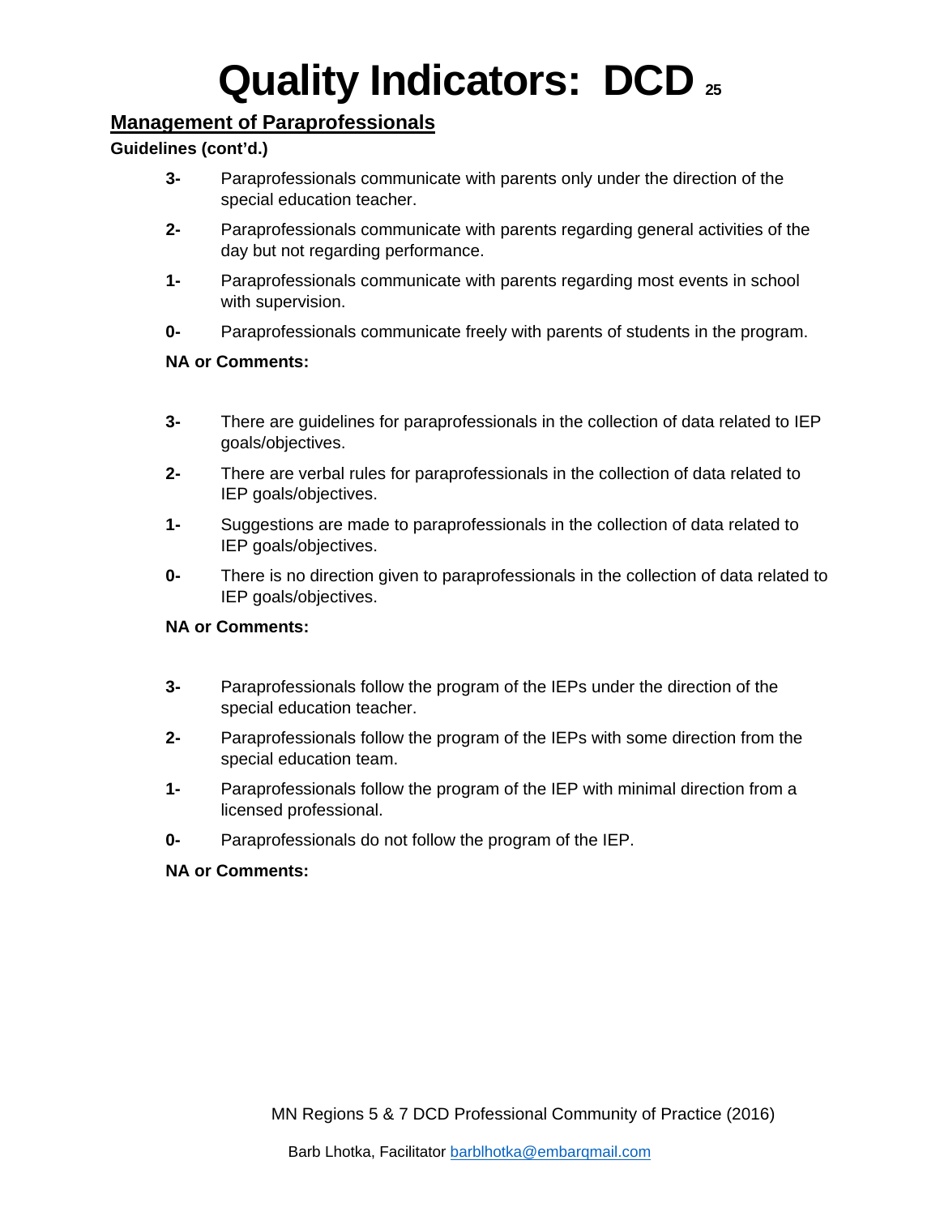# Quality Indicators: DCD

## Management of Paraprofessionals

**Guidelines (cont'd.)**

**3-** Paraprofessionals communicate with parents only under the direction of the special education teacher.

**2-** Paraprofessionals communicate with parents regarding general activities of the day but not regarding performance.

**1-** Paraprofessionals communicate with parents regarding most events in school with supervision.

**0-** Paraprofessionals communicate freely with parents of students in the program.

**NA or Comments:**

**3-** There are guidelines for paraprofessionals in the collection of data related to IEP goals/objectives.

**2-** There are verbal rules for paraprofessionals in the collection of data related to IEP goals/objectives.

**1-** Suggestions are made to paraprofessionals in the collection of data related to IEP goals/objectives.

**0-** There is no direction given to paraprofessionals in the collection of data related to IEP goals/objectives.

**NA or Comments:**

**3-** Paraprofessionals follow the program of the IEPs under the direction of the special education teacher.

**2-** Paraprofessionals follow the program of the IEPs with some direction from the special education team.

**1-** Paraprofessionals follow the program of the IEP with minimal direction from a licensed professional.

**0-** Paraprofessionals do not follow the program of the IEP.

**NA or Comments:**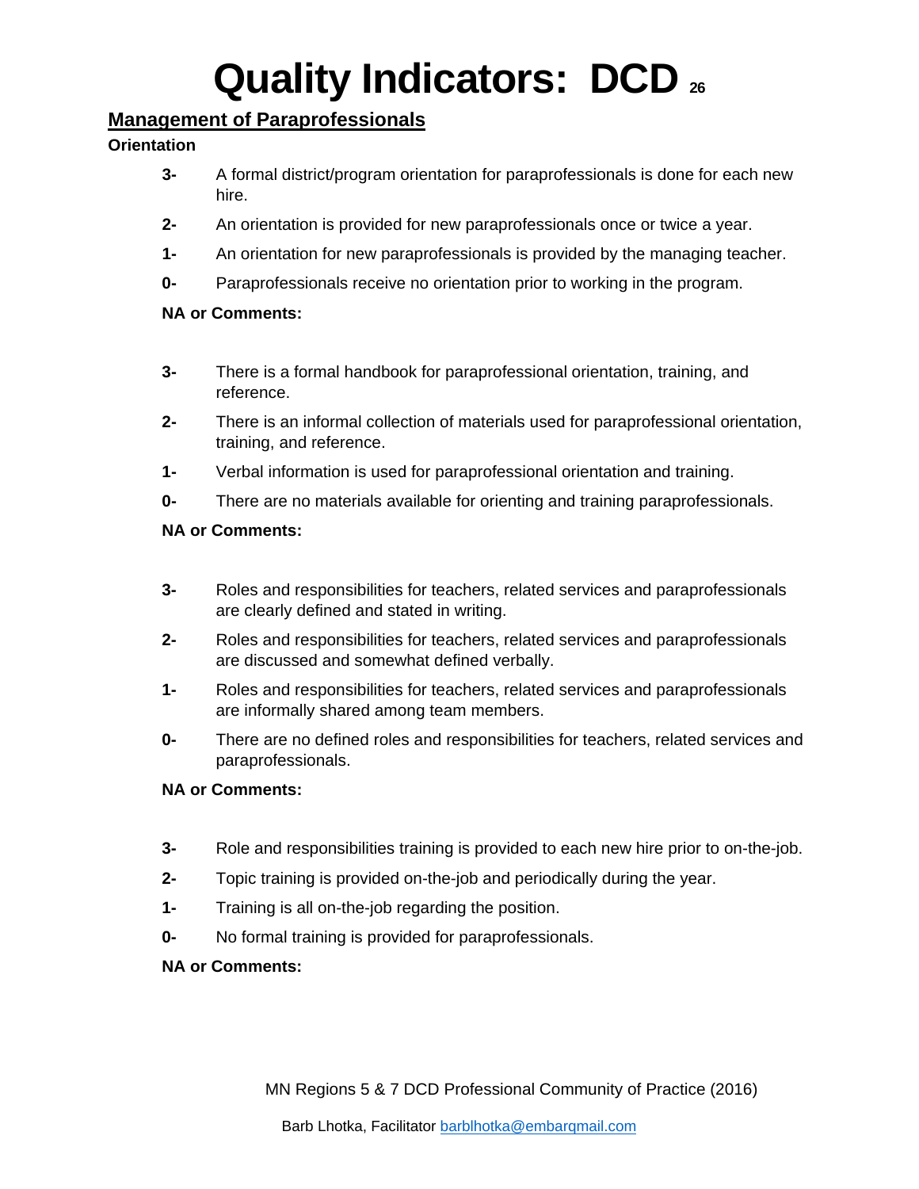# Quality Indicators: DCD

## Management of Paraprofessionals

**Orientation**

**3-** A formal district/program orientation for paraprofessionals is done for each new hire.

**2-** An orientation is provided for new paraprofessionals once or twice a year.

**1-** An orientation for new paraprofessionals is provided by the managing teacher.

**0-** Paraprofessionals receive no orientation prior to working in the program.

**NA or Comments:**

**3-** There is a formal handbook for paraprofessional orientation, training, and reference.

**2-** There is an informal collection of materials used for paraprofessional orientation, training, and reference.

**1-** Verbal information is used for paraprofessional orientation and training.

**0-** There are no materials available for orienting and training paraprofessionals.

**NA or Comments:**

**3-** Roles and responsibilities for teachers, related services and paraprofessionals are clearly defined and stated in writing.

**2-** Roles and responsibilities for teachers, related services and paraprofessionals are discussed and somewhat defined verbally.

**1-** Roles and responsibilities for teachers, related services and paraprofessionals are informally shared among team members.

**0-** There are no defined roles and responsibilities for teachers, related services and paraprofessionals.

**NA or Comments:**

**3-** Role and responsibilities training is provided to each new hire prior to on-the-job.

**2-** Topic training is provided on-the-job and periodically during the year.

**1-** Training is all on-the-job regarding the position.

**0-** No formal training is provided for paraprofessionals.

**NA or Comments:**

MN Regions 5 & 7 DCD Professional Community of Practice (2016)

Barb Lhotka, Facilitator barblhotka@embarqmail.com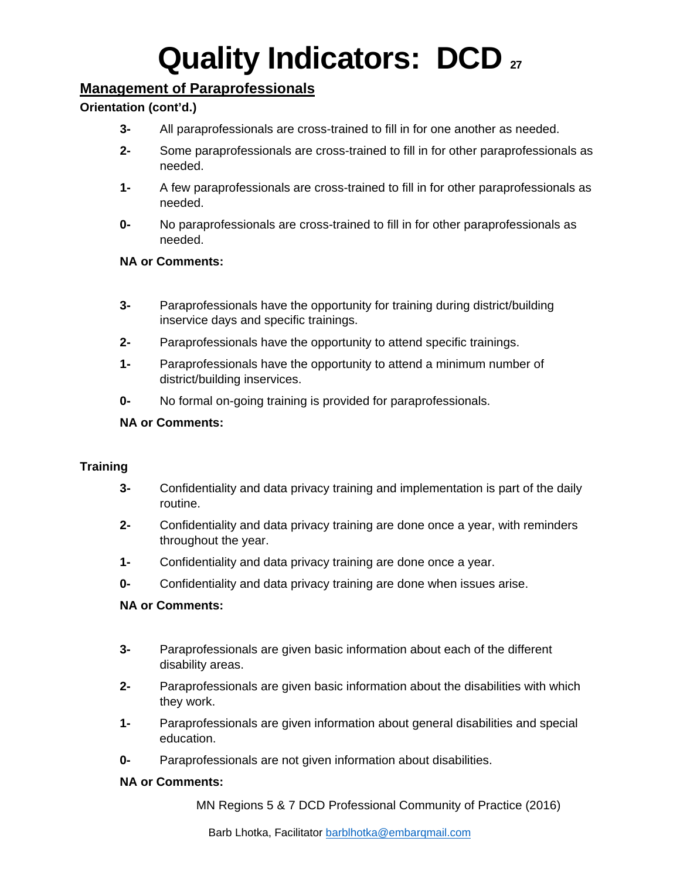# Quality Indicators: DCD

## Management of Paraprofessionals

**Orientation (cont'd.)**

**3-** All paraprofessionals are cross-trained to fill in for one another as needed.

**2-** Some paraprofessionals are cross-trained to fill in for other paraprofessionals as needed.

**1-** A few paraprofessionals are cross-trained to fill in for other paraprofessionals as needed.

**0-** No paraprofessionals are cross-trained to fill in for other paraprofessionals as needed.

**NA or Comments:**

**3-** Paraprofessionals have the opportunity for training during district/building inservice days and specific trainings.

**2-** Paraprofessionals have the opportunity to attend specific trainings.

**1-** Paraprofessionals have the opportunity to attend a minimum number of district/building inservices.

**0-** No formal on-going training is provided for paraprofessionals.

**NA or Comments:**

**Training**

**3-** Confidentiality and data privacy training and implementation is part of the daily routine.

**2-** Confidentiality and data privacy training are done once a year, with reminders throughout the year.

**1-** Confidentiality and data privacy training are done once a year.

**0-** Confidentiality and data privacy training are done when issues arise.

**NA or Comments:**

**3-** Paraprofessionals are given basic information about each of the different disability areas.

**2-** Paraprofessionals are given basic information about the disabilities with which they work.

**1-** Paraprofessionals are given information about general disabilities and special education.

**0-** Paraprofessionals are not given information about disabilities.

**NA or Comments:**

MN Regions 5 & 7 DCD Professional Community of Practice (2016)

Barb Lhotka, Facilitator barblhotka@embarqmail.com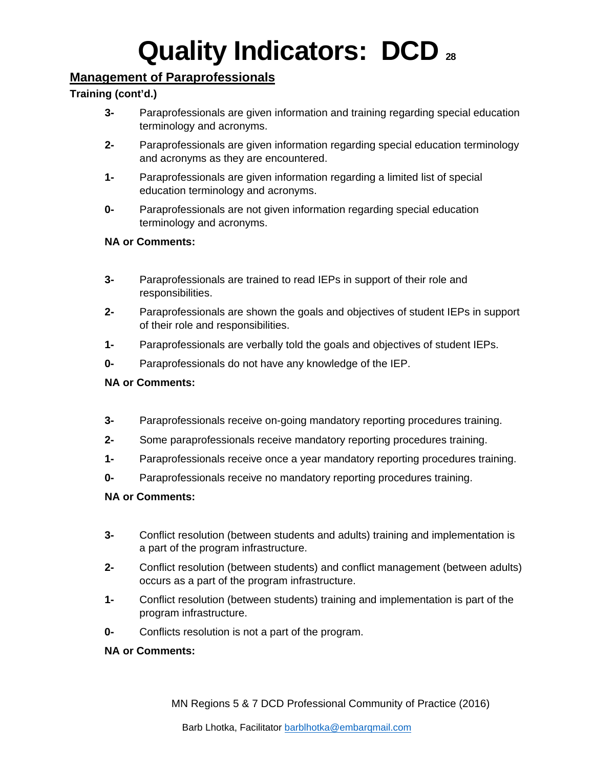# Quality Indicators: DCD

## Management of Paraprofessionals

**Training (cont'd.)**

**3-** Paraprofessionals are given information and training regarding special education terminology and acronyms.

**2-** Paraprofessionals are given information regarding special education terminology and acronyms as they are encountered.

**1-** Paraprofessionals are given information regarding a limited list of special education terminology and acronyms.

**0-** Paraprofessionals are not given information regarding special education terminology and acronyms.

**NA or Comments:**

**3-** Paraprofessionals are trained to read IEPs in support of their role and responsibilities.

**2-** Paraprofessionals are shown the goals and objectives of student IEPs in support of their role and responsibilities.

**1-** Paraprofessionals are verbally told the goals and objectives of student IEPs.

**0-** Paraprofessionals do not have any knowledge of the IEP.

**NA or Comments:**

**3-** Paraprofessionals receive on-going mandatory reporting procedures training.

**2-** Some paraprofessionals receive mandatory reporting procedures training.

**1-** Paraprofessionals receive once a year mandatory reporting procedures training.

**0-** Paraprofessionals receive no mandatory reporting procedures training.

**NA or Comments:**

**3-** Conflict resolution (between students and adults) training and implementation is a part of the program infrastructure.

**2-** Conflict resolution (between students) and conflict management (between adults) occurs as a part of the program infrastructure.

**1-** Conflict resolution (between students) training and implementation is part of the program infrastructure.

**0-** Conflicts resolution is not a part of the program.

**NA or Comments:**

MN Regions 5 & 7 DCD Professional Community of Practice (2016)

Barb Lhotka, Facilitator barblhotka@embarqmail.com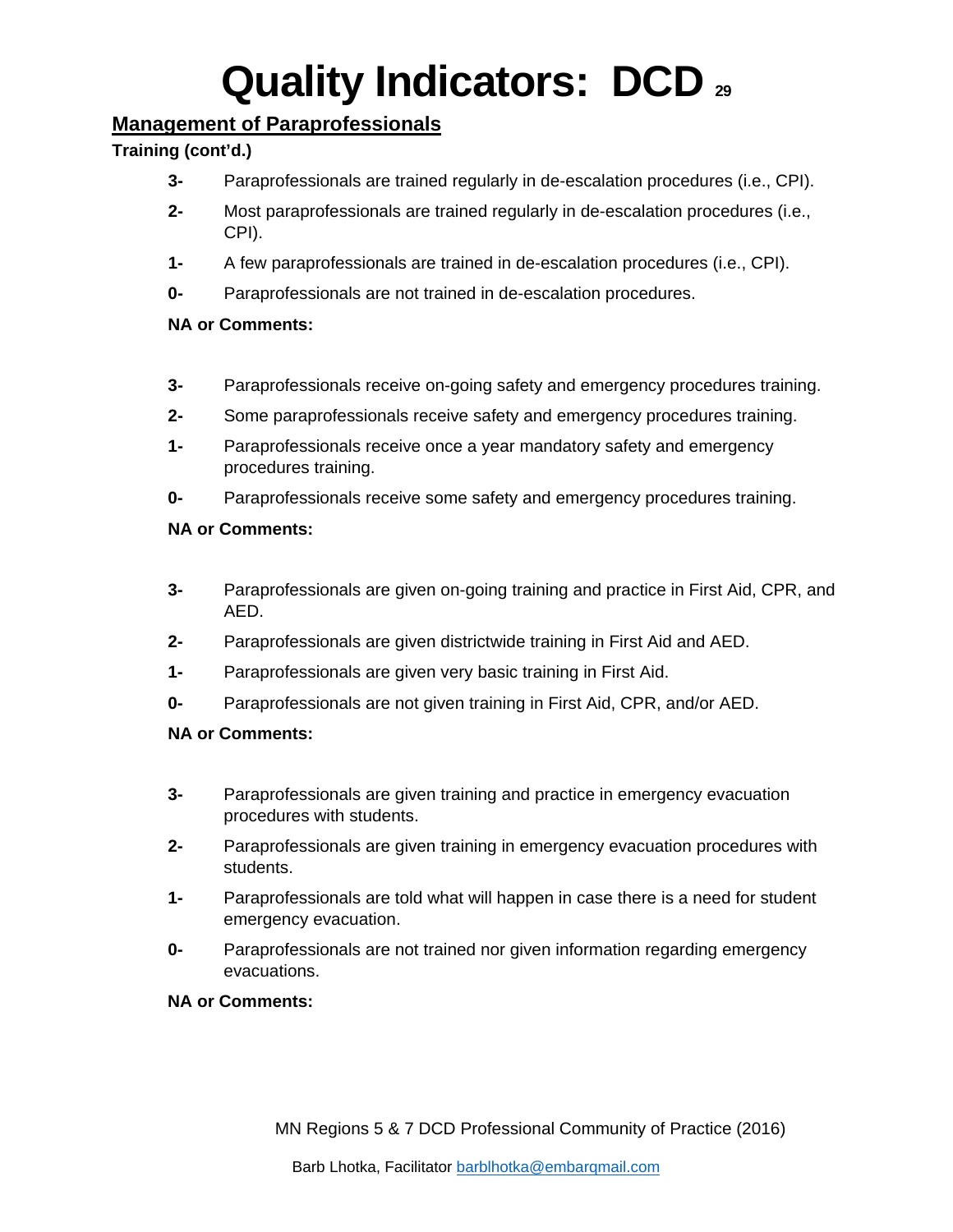# Quality Indicators: DCD 29

## Management of Paraprofessionals

**Training (cont'd.)**

**3-** Paraprofessionals are trained regularly in de-escalation procedures (i.e., CPI).

**2-** Most paraprofessionals are trained regularly in de-escalation procedures (i.e., CPI).

**1-** A few paraprofessionals are trained in de-escalation procedures (i.e., CPI).

**0-** Paraprofessionals are not trained in de-escalation procedures.

**NA or Comments:**

**3-** Paraprofessionals receive on-going safety and emergency procedures training.

**2-** Some paraprofessionals receive safety and emergency procedures training.

**1-** Paraprofessionals receive once a year mandatory safety and emergency procedures training.

**0-** Paraprofessionals receive some safety and emergency procedures training.

**NA or Comments:**

**3-** Paraprofessionals are given on-going training and practice in First Aid, CPR, and AED.

**2-** Paraprofessionals are given districtwide training in First Aid and AED.

**1-** Paraprofessionals are given very basic training in First Aid.

**0-** Paraprofessionals are not given training in First Aid, CPR, and/or AED.

**NA or Comments:**

**3-** Paraprofessionals are given training and practice in emergency evacuation procedures with students.

**2-** Paraprofessionals are given training in emergency evacuation procedures with students.

**1-** Paraprofessionals are told what will happen in case there is a need for student emergency evacuation.

**0-** Paraprofessionals are not trained nor given information regarding emergency evacuations.

**NA or Comments:**

MN Regions 5 & 7 DCD Professional Community of Practice (2016)

Barb Lhotka, Facilitator barblhotka@embarqmail.com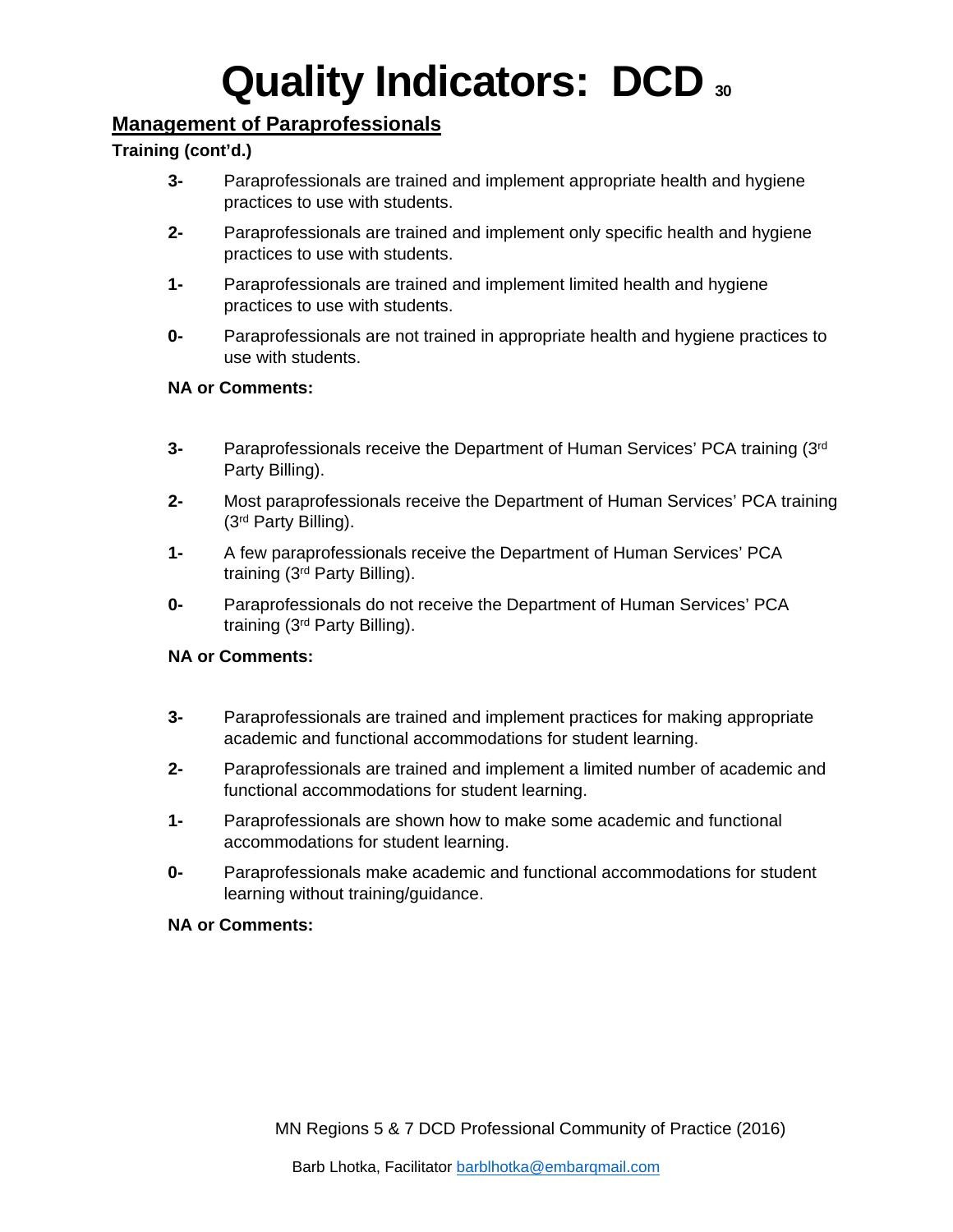# Quality Indicators: DCD

## Management of Paraprofessionals

**Training (cont'd.)**

**3-** Paraprofessionals are trained and implement appropriate health and hygiene practices to use with students.

**2-** Paraprofessionals are trained and implement only specific health and hygiene practices to use with students.

**1-** Paraprofessionals are trained and implement limited health and hygiene practices to use with students.

**0-** Paraprofessionals are not trained in appropriate health and hygiene practices to use with students.

**NA or Comments:**

**3-** Paraprofessionals receive the Department of Human Services' PCA training (3rd Party Billing).

**2-** Most paraprofessionals receive the Department of Human Services' PCA training (3rd Party Billing).

**1-** A few paraprofessionals receive the Department of Human Services' PCA training (3rd Party Billing).

**0-** Paraprofessionals do not receive the Department of Human Services' PCA training (3rd Party Billing).

**NA or Comments:**

**3-** Paraprofessionals are trained and implement practices for making appropriate academic and functional accommodations for student learning.

**2-** Paraprofessionals are trained and implement a limited number of academic and functional accommodations for student learning.

**1-** Paraprofessionals are shown how to make some academic and functional accommodations for student learning.

**0-** Paraprofessionals make academic and functional accommodations for student learning without training/guidance.

**NA or Comments:**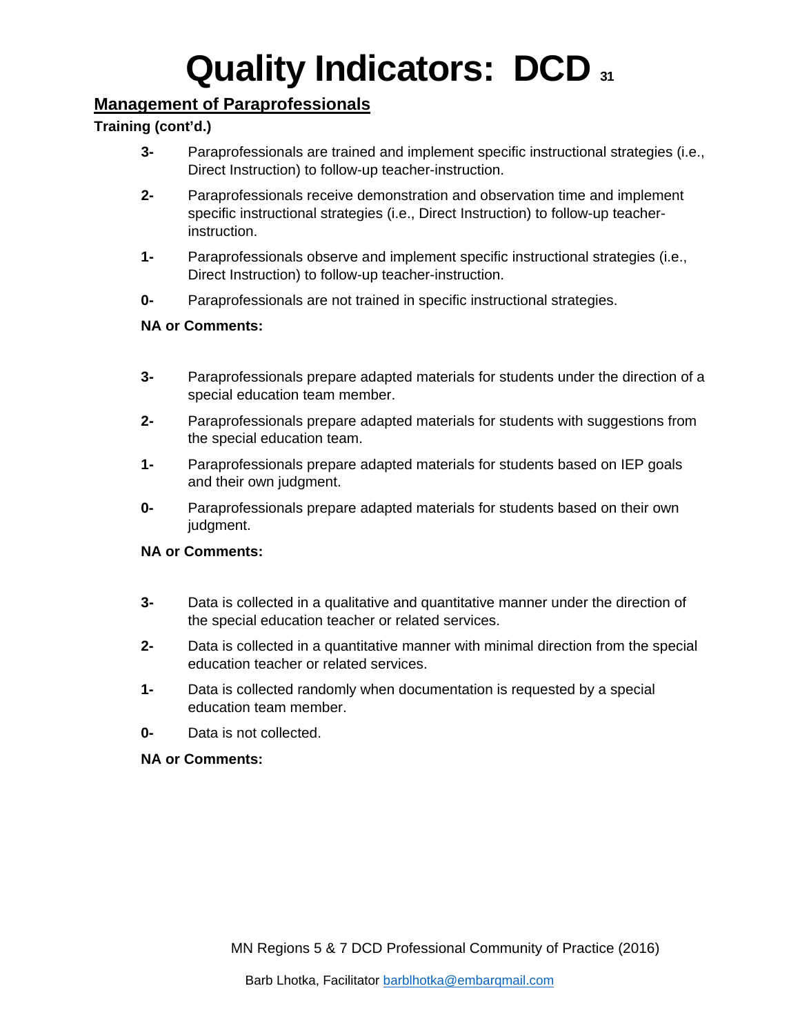# Quality Indicators: DCD

## Management of Paraprofessionals

**Training (cont'd.)**

- **3-** Paraprofessionals are trained and implement specific instructional strategies (i.e., Direct Instruction) to follow-up teacher-instruction.
- **2-** Paraprofessionals receive demonstration and observation time and implement specific instructional strategies (i.e., Direct Instruction) to follow-up teacher-instruction.
- **1-** Paraprofessionals observe and implement specific instructional strategies (i.e., Direct Instruction) to follow-up teacher-instruction.
- **0-** Paraprofessionals are not trained in specific instructional strategies.

**NA or Comments:**

- **3-** Paraprofessionals prepare adapted materials for students under the direction of a special education team member.
- **2-** Paraprofessionals prepare adapted materials for students with suggestions from the special education team.
- **1-** Paraprofessionals prepare adapted materials for students based on IEP goals and their own judgment.
- **0-** Paraprofessionals prepare adapted materials for students based on their own judgment.

**NA or Comments:**

- **3-** Data is collected in a qualitative and quantitative manner under the direction of the special education teacher or related services.
- **2-** Data is collected in a quantitative manner with minimal direction from the special education teacher or related services.
- **1-** Data is collected randomly when documentation is requested by a special education team member.
- **0-** Data is not collected.

**NA or Comments:**

MN Regions 5 & 7 DCD Professional Community of Practice (2016)

Barb Lhotka, Facilitator barblhotka@embarqmail.com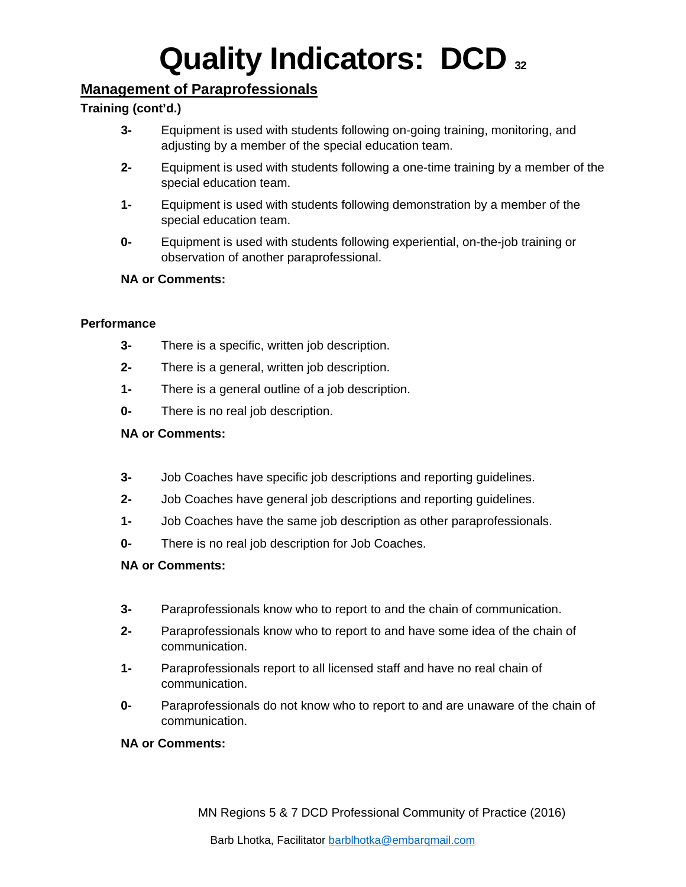# Quality Indicators: DCD

## Management of Paraprofessionals

**Training (cont'd.)**

- **3-** Equipment is used with students following on-going training, monitoring, and adjusting by a member of the special education team.
- **2-** Equipment is used with students following a one-time training by a member of the special education team.
- **1-** Equipment is used with students following demonstration by a member of the special education team.
- **0-** Equipment is used with students following experiential, on-the-job training or observation of another paraprofessional.

**NA or Comments:**

**Performance**

- **3-** There is a specific, written job description.
- **2-** There is a general, written job description.
- **1-** There is a general outline of a job description.
- **0-** There is no real job description.

**NA or Comments:**

- **3-** Job Coaches have specific job descriptions and reporting guidelines.
- **2-** Job Coaches have general job descriptions and reporting guidelines.
- **1-** Job Coaches have the same job description as other paraprofessionals.
- **0-** There is no real job description for Job Coaches.

**NA or Comments:**

- **3-** Paraprofessionals know who to report to and the chain of communication.
- **2-** Paraprofessionals know who to report to and have some idea of the chain of communication.
- **1-** Paraprofessionals report to all licensed staff and have no real chain of communication.
- **0-** Paraprofessionals do not know who to report to and are unaware of the chain of communication.

**NA or Comments:**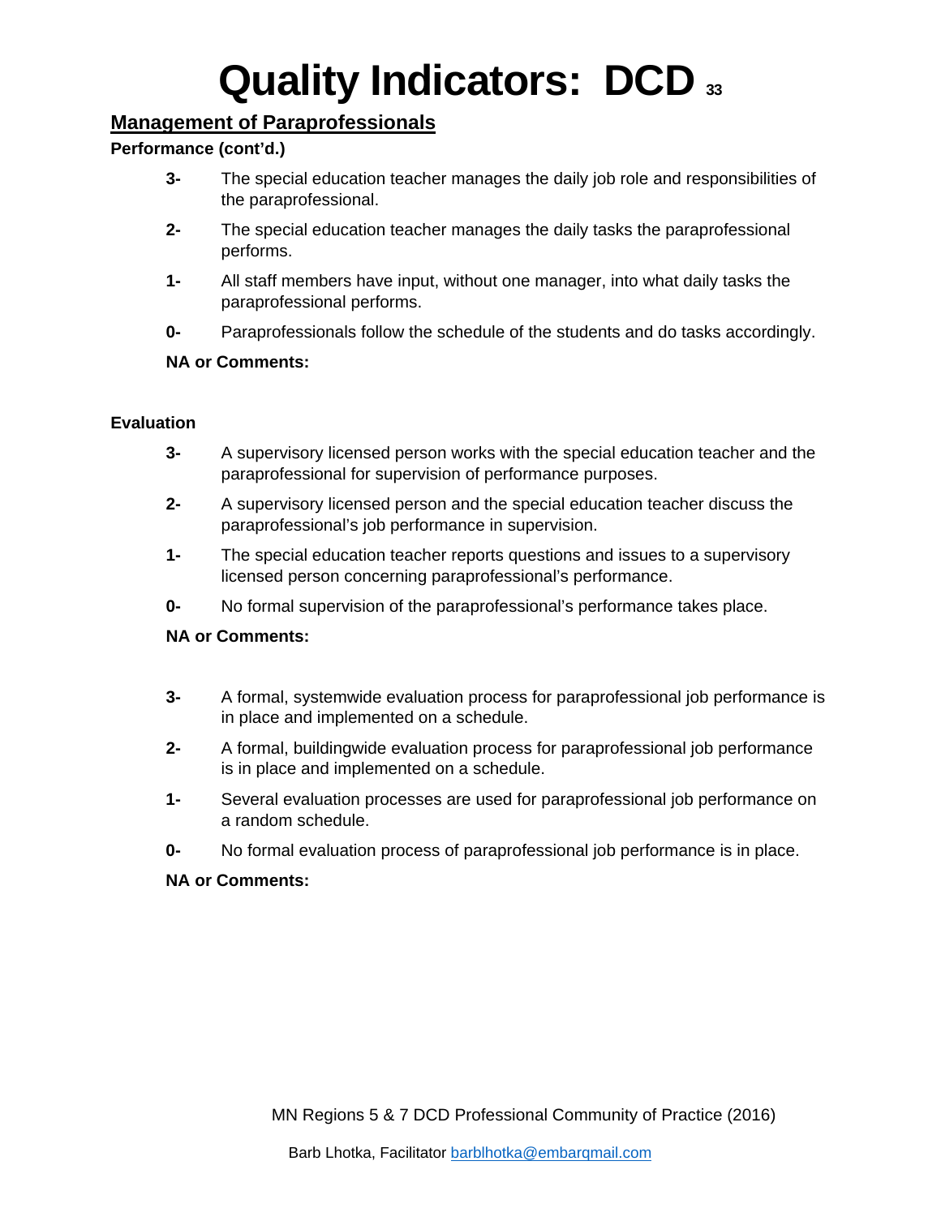# Quality Indicators: DCD

## Management of Paraprofessionals

**Performance (cont'd.)**

**3-** The special education teacher manages the daily job role and responsibilities of the paraprofessional.

**2-** The special education teacher manages the daily tasks the paraprofessional performs.

**1-** All staff members have input, without one manager, into what daily tasks the paraprofessional performs.

**0-** Paraprofessionals follow the schedule of the students and do tasks accordingly.

**NA or Comments:**

**Evaluation**

**3-** A supervisory licensed person works with the special education teacher and the paraprofessional for supervision of performance purposes.

**2-** A supervisory licensed person and the special education teacher discuss the paraprofessional's job performance in supervision.

**1-** The special education teacher reports questions and issues to a supervisory licensed person concerning paraprofessional's performance.

**0-** No formal supervision of the paraprofessional's performance takes place.

**NA or Comments:**

**3-** A formal, systemwide evaluation process for paraprofessional job performance is in place and implemented on a schedule.

**2-** A formal, buildingwide evaluation process for paraprofessional job performance is in place and implemented on a schedule.

**1-** Several evaluation processes are used for paraprofessional job performance on a random schedule.

**0-** No formal evaluation process of paraprofessional job performance is in place.

**NA or Comments:**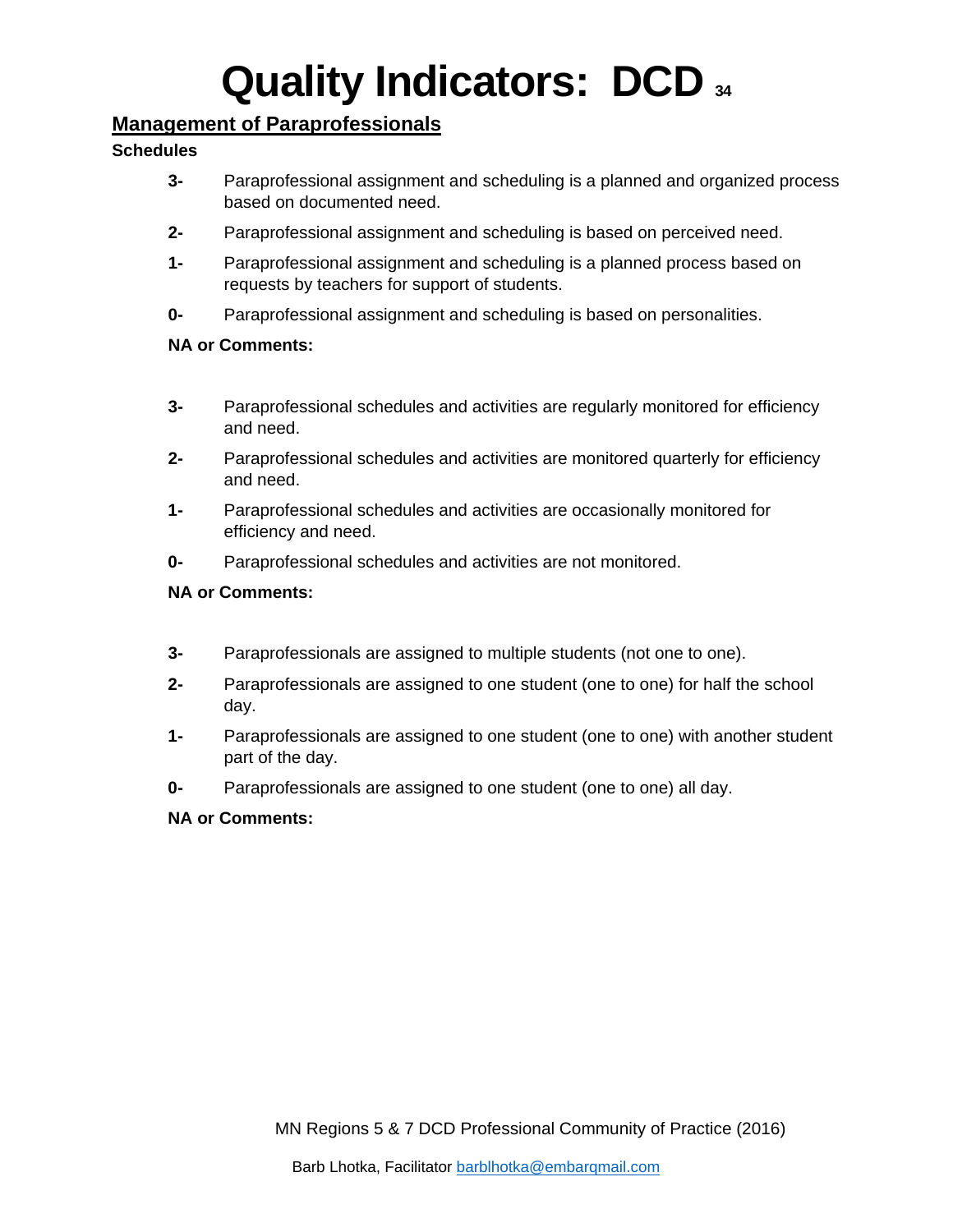# Quality Indicators: DCD

## Management of Paraprofessionals

**Schedules**

**3-** Paraprofessional assignment and scheduling is a planned and organized process based on documented need.

**2-** Paraprofessional assignment and scheduling is based on perceived need.

**1-** Paraprofessional assignment and scheduling is a planned process based on requests by teachers for support of students.

**0-** Paraprofessional assignment and scheduling is based on personalities.

**NA or Comments:**

**3-** Paraprofessional schedules and activities are regularly monitored for efficiency and need.

**2-** Paraprofessional schedules and activities are monitored quarterly for efficiency and need.

**1-** Paraprofessional schedules and activities are occasionally monitored for efficiency and need.

**0-** Paraprofessional schedules and activities are not monitored.

**NA or Comments:**

**3-** Paraprofessionals are assigned to multiple students (not one to one).

**2-** Paraprofessionals are assigned to one student (one to one) for half the school day.

**1-** Paraprofessionals are assigned to one student (one to one) with another student part of the day.

**0-** Paraprofessionals are assigned to one student (one to one) all day.

**NA or Comments:**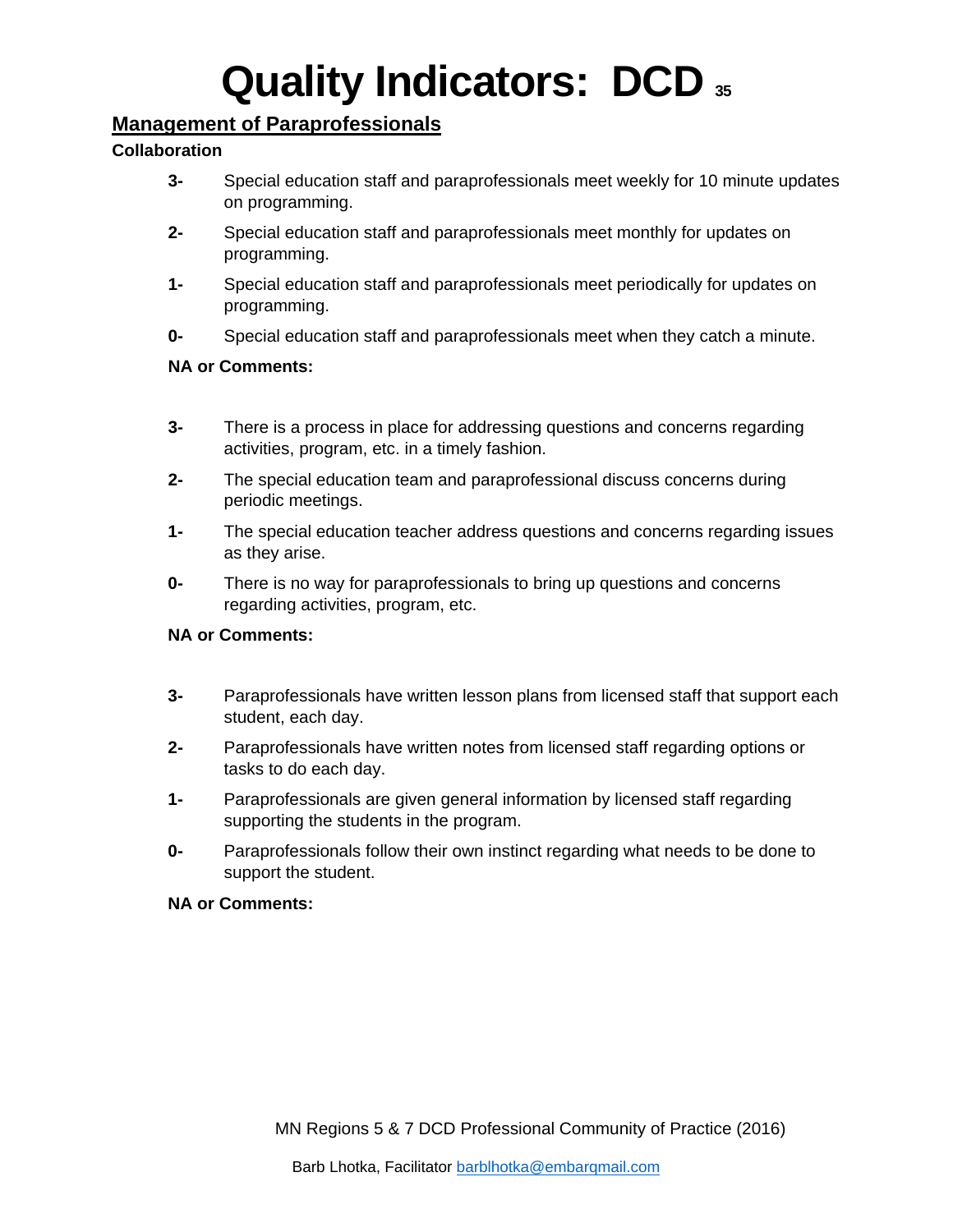# Quality Indicators: DCD

## Management of Paraprofessionals

### Collaboration

**3-** Special education staff and paraprofessionals meet weekly for 10 minute updates on programming.

**2-** Special education staff and paraprofessionals meet monthly for updates on programming.

**1-** Special education staff and paraprofessionals meet periodically for updates on programming.

**0-** Special education staff and paraprofessionals meet when they catch a minute.

**NA or Comments:**

**3-** There is a process in place for addressing questions and concerns regarding activities, program, etc. in a timely fashion.

**2-** The special education team and paraprofessional discuss concerns during periodic meetings.

**1-** The special education teacher address questions and concerns regarding issues as they arise.

**0-** There is no way for paraprofessionals to bring up questions and concerns regarding activities, program, etc.

**NA or Comments:**

**3-** Paraprofessionals have written lesson plans from licensed staff that support each student, each day.

**2-** Paraprofessionals have written notes from licensed staff regarding options or tasks to do each day.

**1-** Paraprofessionals are given general information by licensed staff regarding supporting the students in the program.

**0-** Paraprofessionals follow their own instinct regarding what needs to be done to support the student.

**NA or Comments:**

MN Regions 5 & 7 DCD Professional Community of Practice (2016)

Barb Lhotka, Facilitator barblhotka@embarqmail.com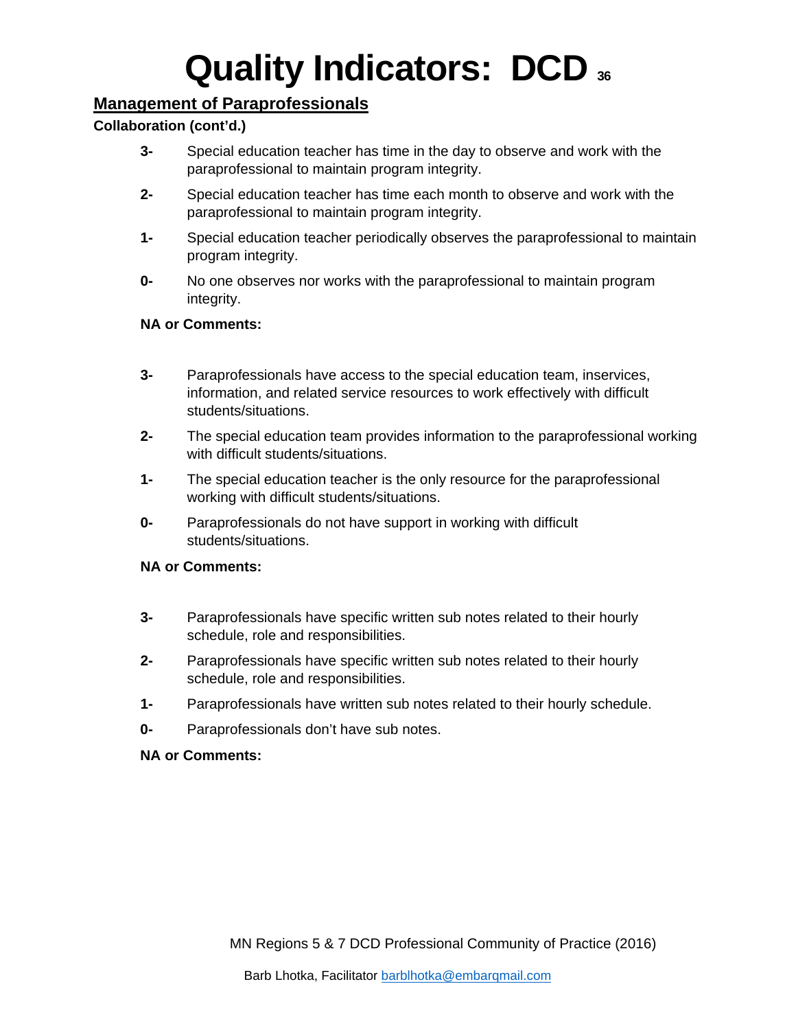# Quality Indicators: DCD

## Management of Paraprofessionals

**Collaboration (cont'd.)**

**3-** Special education teacher has time in the day to observe and work with the paraprofessional to maintain program integrity.

**2-** Special education teacher has time each month to observe and work with the paraprofessional to maintain program integrity.

**1-** Special education teacher periodically observes the paraprofessional to maintain program integrity.

**0-** No one observes nor works with the paraprofessional to maintain program integrity.

**NA or Comments:**

**3-** Paraprofessionals have access to the special education team, inservices, information, and related service resources to work effectively with difficult students/situations.

**2-** The special education team provides information to the paraprofessional working with difficult students/situations.

**1-** The special education teacher is the only resource for the paraprofessional working with difficult students/situations.

**0-** Paraprofessionals do not have support in working with difficult students/situations.

**NA or Comments:**

**3-** Paraprofessionals have specific written sub notes related to their hourly schedule, role and responsibilities.

**2-** Paraprofessionals have specific written sub notes related to their hourly schedule, role and responsibilities.

**1-** Paraprofessionals have written sub notes related to their hourly schedule.

**0-** Paraprofessionals don't have sub notes.

**NA or Comments:**

MN Regions 5 & 7 DCD Professional Community of Practice (2016)

Barb Lhotka, Facilitator barblhotka@embarqmail.com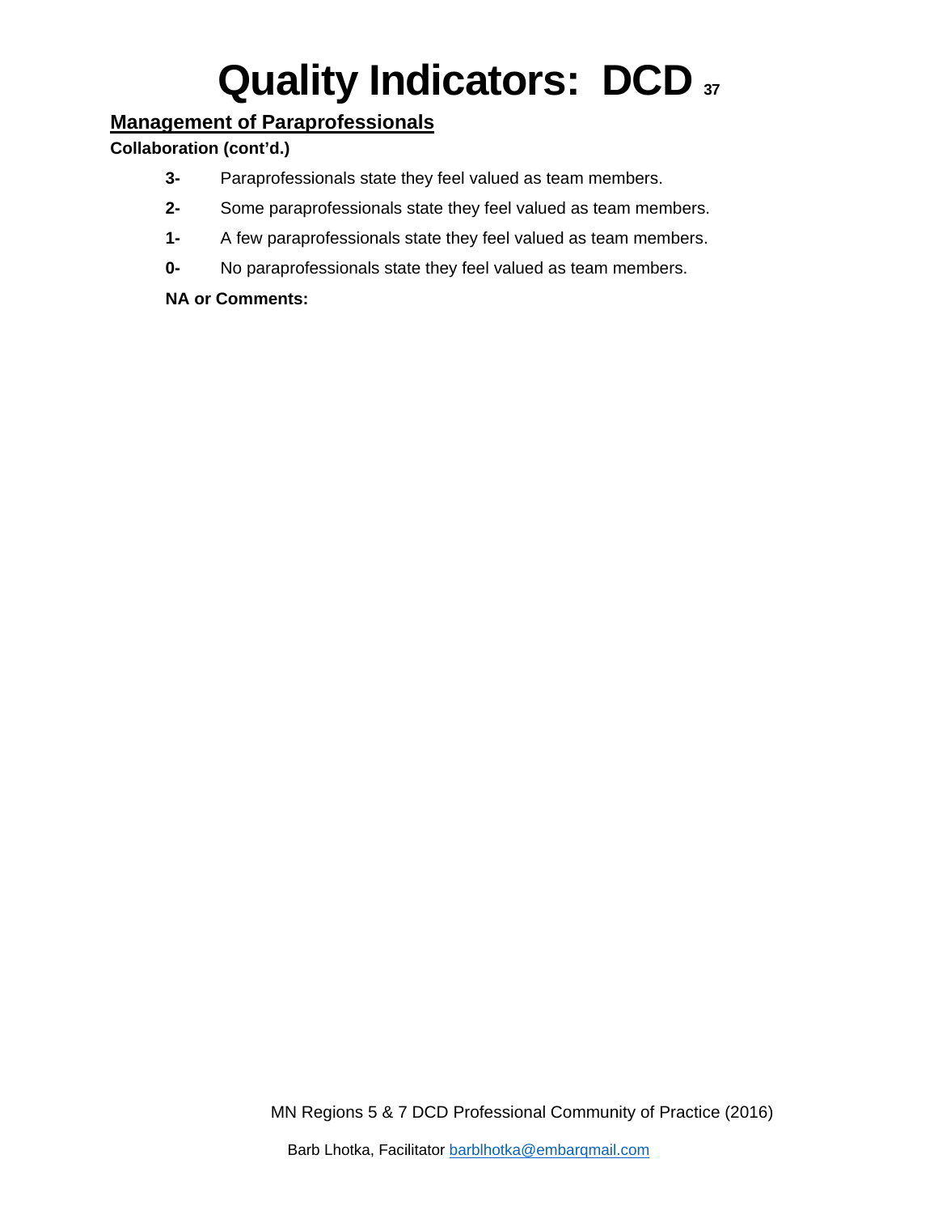# Quality Indicators: DCD

## Management of Paraprofessionals

**Collaboration (cont'd.)**

**3-** Paraprofessionals state they feel valued as team members.

**2-** Some paraprofessionals state they feel valued as team members.

**1-** A few paraprofessionals state they feel valued as team members.

**0-** No paraprofessionals state they feel valued as team members.

**NA or Comments:**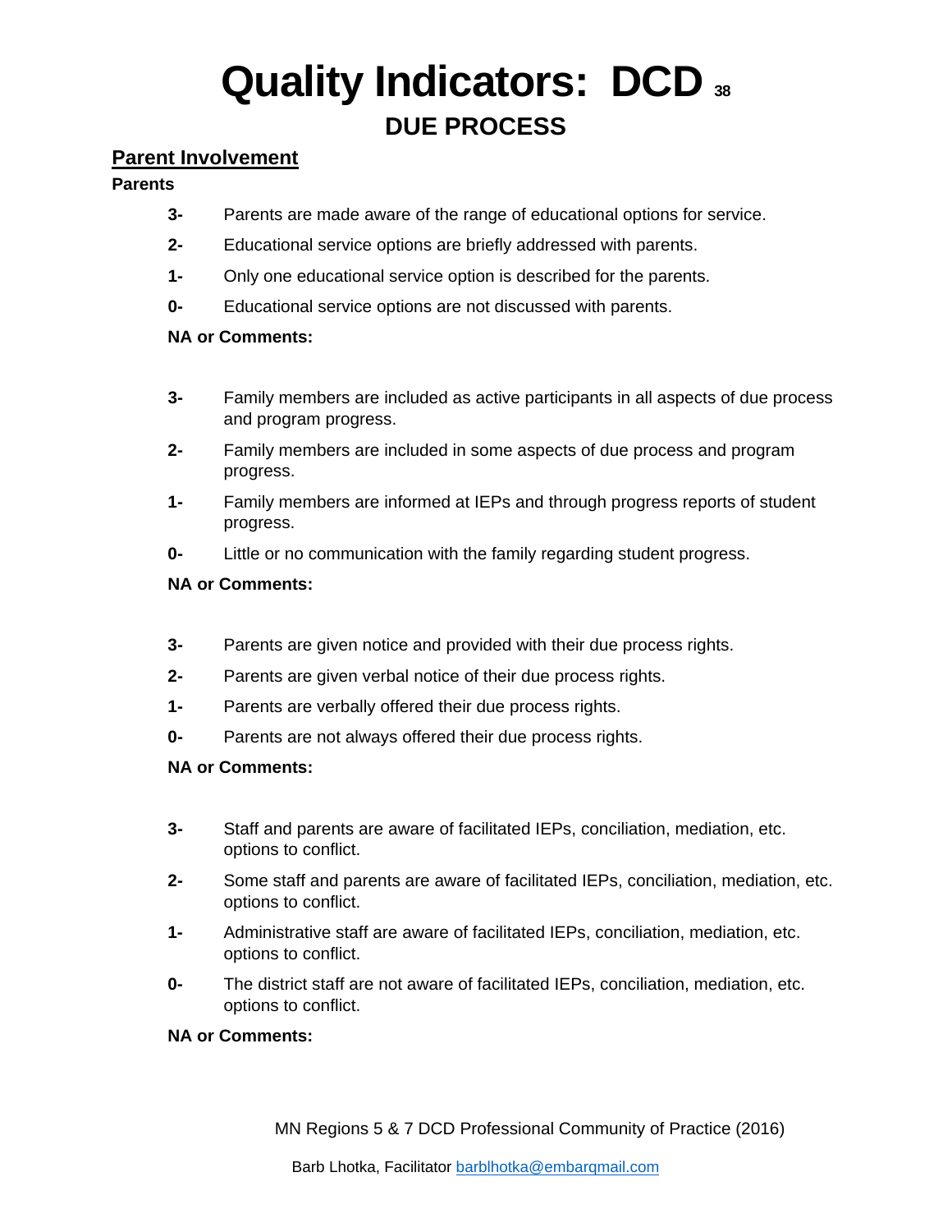# Quality Indicators: DCD

## DUE PROCESS

### Parent Involvement

**Parents**

**3-** Parents are made aware of the range of educational options for service.

**2-** Educational service options are briefly addressed with parents.

**1-** Only one educational service option is described for the parents.

**0-** Educational service options are not discussed with parents.

**NA or Comments:**

**3-** Family members are included as active participants in all aspects of due process and program progress.

**2-** Family members are included in some aspects of due process and program progress.

**1-** Family members are informed at IEPs and through progress reports of student progress.

**0-** Little or no communication with the family regarding student progress.

**NA or Comments:**

**3-** Parents are given notice and provided with their due process rights.

**2-** Parents are given verbal notice of their due process rights.

**1-** Parents are verbally offered their due process rights.

**0-** Parents are not always offered their due process rights.

**NA or Comments:**

**3-** Staff and parents are aware of facilitated IEPs, conciliation, mediation, etc. options to conflict.

**2-** Some staff and parents are aware of facilitated IEPs, conciliation, mediation, etc. options to conflict.

**1-** Administrative staff are aware of facilitated IEPs, conciliation, mediation, etc. options to conflict.

**0-** The district staff are not aware of facilitated IEPs, conciliation, mediation, etc. options to conflict.

**NA or Comments:**

MN Regions 5 & 7 DCD Professional Community of Practice (2016)

Barb Lhotka, Facilitator barblhotka@embarqmail.com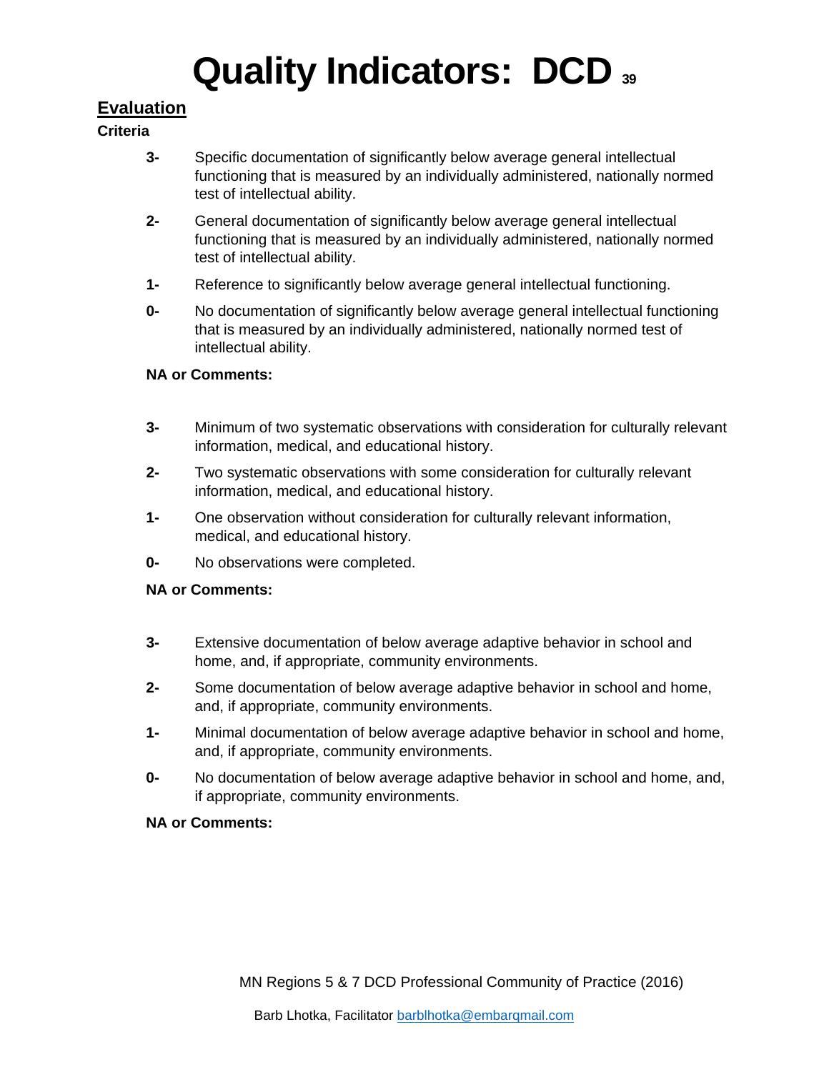# Quality Indicators: DCD

## Evaluation

**Criteria**

**3-** Specific documentation of significantly below average general intellectual functioning that is measured by an individually administered, nationally normed test of intellectual ability.

**2-** General documentation of significantly below average general intellectual functioning that is measured by an individually administered, nationally normed test of intellectual ability.

**1-** Reference to significantly below average general intellectual functioning.

**0-** No documentation of significantly below average general intellectual functioning that is measured by an individually administered, nationally normed test of intellectual ability.

**NA or Comments:**

**3-** Minimum of two systematic observations with consideration for culturally relevant information, medical, and educational history.

**2-** Two systematic observations with some consideration for culturally relevant information, medical, and educational history.

**1-** One observation without consideration for culturally relevant information, medical, and educational history.

**0-** No observations were completed.

**NA or Comments:**

**3-** Extensive documentation of below average adaptive behavior in school and home, and, if appropriate, community environments.

**2-** Some documentation of below average adaptive behavior in school and home, and, if appropriate, community environments.

**1-** Minimal documentation of below average adaptive behavior in school and home, and, if appropriate, community environments.

**0-** No documentation of below average adaptive behavior in school and home, and, if appropriate, community environments.

**NA or Comments:**

MN Regions 5 & 7 DCD Professional Community of Practice (2016)

Barb Lhotka, Facilitator barblhotka@embarqmail.com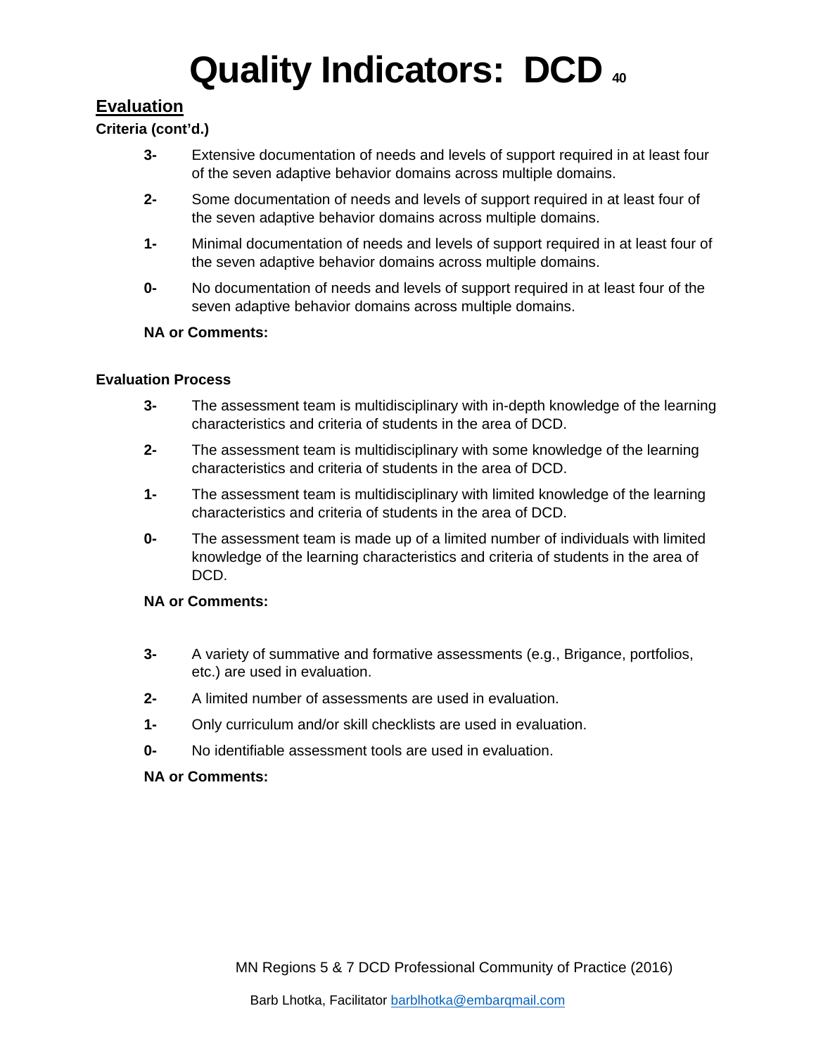# Quality Indicators: DCD

## Evaluation

**Criteria (cont'd.)**

- **3-** Extensive documentation of needs and levels of support required in at least four of the seven adaptive behavior domains across multiple domains.
- **2-** Some documentation of needs and levels of support required in at least four of the seven adaptive behavior domains across multiple domains.
- **1-** Minimal documentation of needs and levels of support required in at least four of the seven adaptive behavior domains across multiple domains.
- **0-** No documentation of needs and levels of support required in at least four of the seven adaptive behavior domains across multiple domains.

**NA or Comments:**

**Evaluation Process**

- **3-** The assessment team is multidisciplinary with in-depth knowledge of the learning characteristics and criteria of students in the area of DCD.
- **2-** The assessment team is multidisciplinary with some knowledge of the learning characteristics and criteria of students in the area of DCD.
- **1-** The assessment team is multidisciplinary with limited knowledge of the learning characteristics and criteria of students in the area of DCD.
- **0-** The assessment team is made up of a limited number of individuals with limited knowledge of the learning characteristics and criteria of students in the area of DCD.

**NA or Comments:**

- **3-** A variety of summative and formative assessments (e.g., Brigance, portfolios, etc.) are used in evaluation.
- **2-** A limited number of assessments are used in evaluation.
- **1-** Only curriculum and/or skill checklists are used in evaluation.
- **0-** No identifiable assessment tools are used in evaluation.

**NA or Comments:**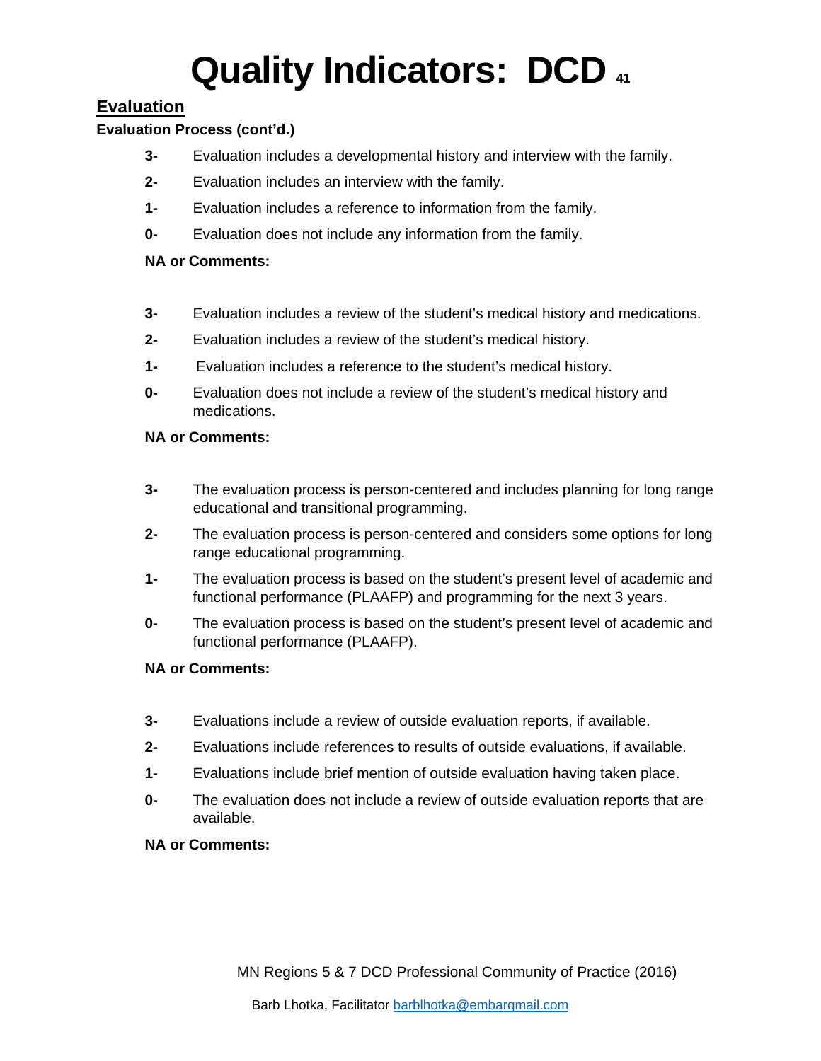# Quality Indicators: DCD

## Evaluation

**Evaluation Process (cont'd.)**

**3-** Evaluation includes a developmental history and interview with the family.

**2-** Evaluation includes an interview with the family.

**1-** Evaluation includes a reference to information from the family.

**0-** Evaluation does not include any information from the family.

**NA or Comments:**

**3-** Evaluation includes a review of the student's medical history and medications.

**2-** Evaluation includes a review of the student's medical history.

**1-** Evaluation includes a reference to the student's medical history.

**0-** Evaluation does not include a review of the student's medical history and medications.

**NA or Comments:**

**3-** The evaluation process is person-centered and includes planning for long range educational and transitional programming.

**2-** The evaluation process is person-centered and considers some options for long range educational programming.

**1-** The evaluation process is based on the student's present level of academic and functional performance (PLAAFP) and programming for the next 3 years.

**0-** The evaluation process is based on the student's present level of academic and functional performance (PLAAFP).

**NA or Comments:**

**3-** Evaluations include a review of outside evaluation reports, if available.

**2-** Evaluations include references to results of outside evaluations, if available.

**1-** Evaluations include brief mention of outside evaluation having taken place.

**0-** The evaluation does not include a review of outside evaluation reports that are available.

**NA or Comments:**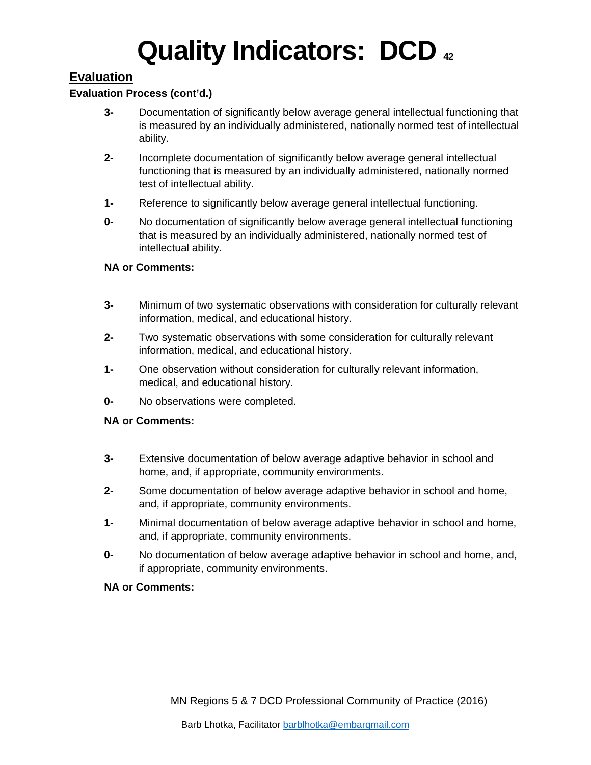# Quality Indicators: DCD

## Evaluation

**Evaluation Process (cont'd.)**

**3-** Documentation of significantly below average general intellectual functioning that is measured by an individually administered, nationally normed test of intellectual ability.

**2-** Incomplete documentation of significantly below average general intellectual functioning that is measured by an individually administered, nationally normed test of intellectual ability.

**1-** Reference to significantly below average general intellectual functioning.

**0-** No documentation of significantly below average general intellectual functioning that is measured by an individually administered, nationally normed test of intellectual ability.

**NA or Comments:**

**3-** Minimum of two systematic observations with consideration for culturally relevant information, medical, and educational history.

**2-** Two systematic observations with some consideration for culturally relevant information, medical, and educational history.

**1-** One observation without consideration for culturally relevant information, medical, and educational history.

**0-** No observations were completed.

**NA or Comments:**

**3-** Extensive documentation of below average adaptive behavior in school and home, and, if appropriate, community environments.

**2-** Some documentation of below average adaptive behavior in school and home, and, if appropriate, community environments.

**1-** Minimal documentation of below average adaptive behavior in school and home, and, if appropriate, community environments.

**0-** No documentation of below average adaptive behavior in school and home, and, if appropriate, community environments.

**NA or Comments:**

MN Regions 5 & 7 DCD Professional Community of Practice (2016)

Barb Lhotka, Facilitator barblhotka@embarqmail.com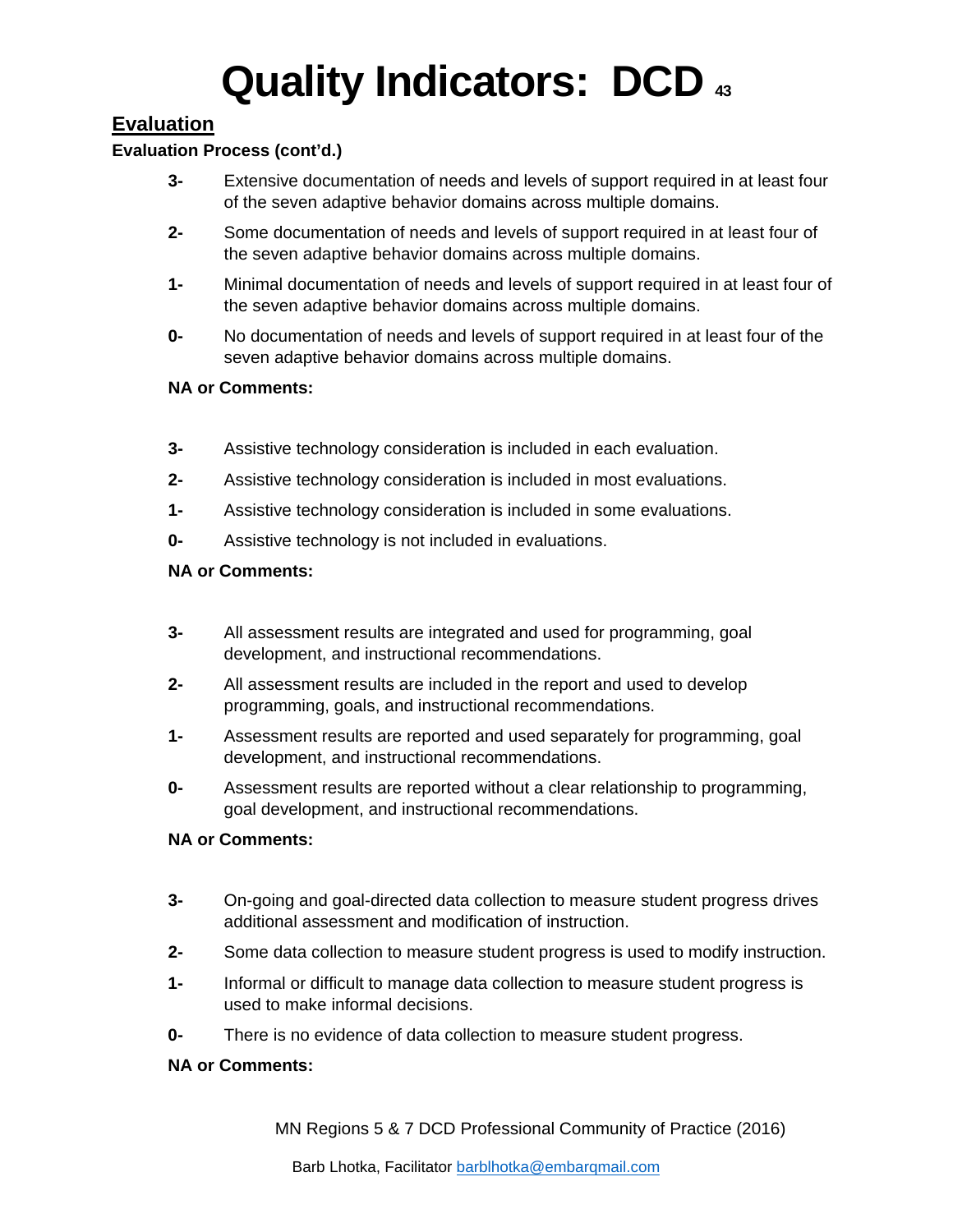# Quality Indicators: DCD

## Evaluation

**Evaluation Process (cont'd.)**

**3-** Extensive documentation of needs and levels of support required in at least four of the seven adaptive behavior domains across multiple domains.

**2-** Some documentation of needs and levels of support required in at least four of the seven adaptive behavior domains across multiple domains.

**1-** Minimal documentation of needs and levels of support required in at least four of the seven adaptive behavior domains across multiple domains.

**0-** No documentation of needs and levels of support required in at least four of the seven adaptive behavior domains across multiple domains.

**NA or Comments:**

**3-** Assistive technology consideration is included in each evaluation.

**2-** Assistive technology consideration is included in most evaluations.

**1-** Assistive technology consideration is included in some evaluations.

**0-** Assistive technology is not included in evaluations.

**NA or Comments:**

**3-** All assessment results are integrated and used for programming, goal development, and instructional recommendations.

**2-** All assessment results are included in the report and used to develop programming, goals, and instructional recommendations.

**1-** Assessment results are reported and used separately for programming, goal development, and instructional recommendations.

**0-** Assessment results are reported without a clear relationship to programming, goal development, and instructional recommendations.

**NA or Comments:**

**3-** On-going and goal-directed data collection to measure student progress drives additional assessment and modification of instruction.

**2-** Some data collection to measure student progress is used to modify instruction.

**1-** Informal or difficult to manage data collection to measure student progress is used to make informal decisions.

**0-** There is no evidence of data collection to measure student progress.

**NA or Comments:**

MN Regions 5 & 7 DCD Professional Community of Practice (2016)

Barb Lhotka, Facilitator barblhotka@embarqmail.com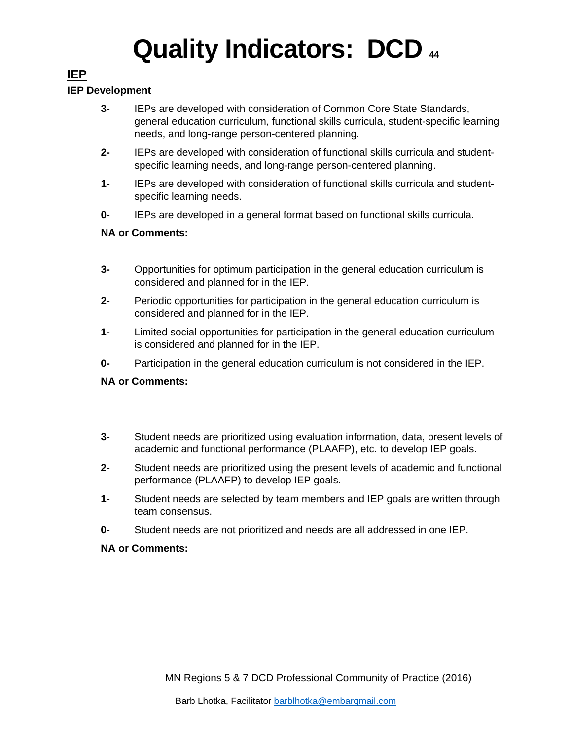# Quality Indicators: DCD

## IEP

**IEP Development**

**3-** IEPs are developed with consideration of Common Core State Standards, general education curriculum, functional skills curricula, student-specific learning needs, and long-range person-centered planning.

**2-** IEPs are developed with consideration of functional skills curricula and student-specific learning needs, and long-range person-centered planning.

**1-** IEPs are developed with consideration of functional skills curricula and student-specific learning needs.

**0-** IEPs are developed in a general format based on functional skills curricula.

**NA or Comments:**

**3-** Opportunities for optimum participation in the general education curriculum is considered and planned for in the IEP.

**2-** Periodic opportunities for participation in the general education curriculum is considered and planned for in the IEP.

**1-** Limited social opportunities for participation in the general education curriculum is considered and planned for in the IEP.

**0-** Participation in the general education curriculum is not considered in the IEP.

**NA or Comments:**

**3-** Student needs are prioritized using evaluation information, data, present levels of academic and functional performance (PLAAFP), etc. to develop IEP goals.

**2-** Student needs are prioritized using the present levels of academic and functional performance (PLAAFP) to develop IEP goals.

**1-** Student needs are selected by team members and IEP goals are written through team consensus.

**0-** Student needs are not prioritized and needs are all addressed in one IEP.

**NA or Comments:**

MN Regions 5 & 7 DCD Professional Community of Practice (2016)

Barb Lhotka, Facilitator barblhotka@embarqmail.com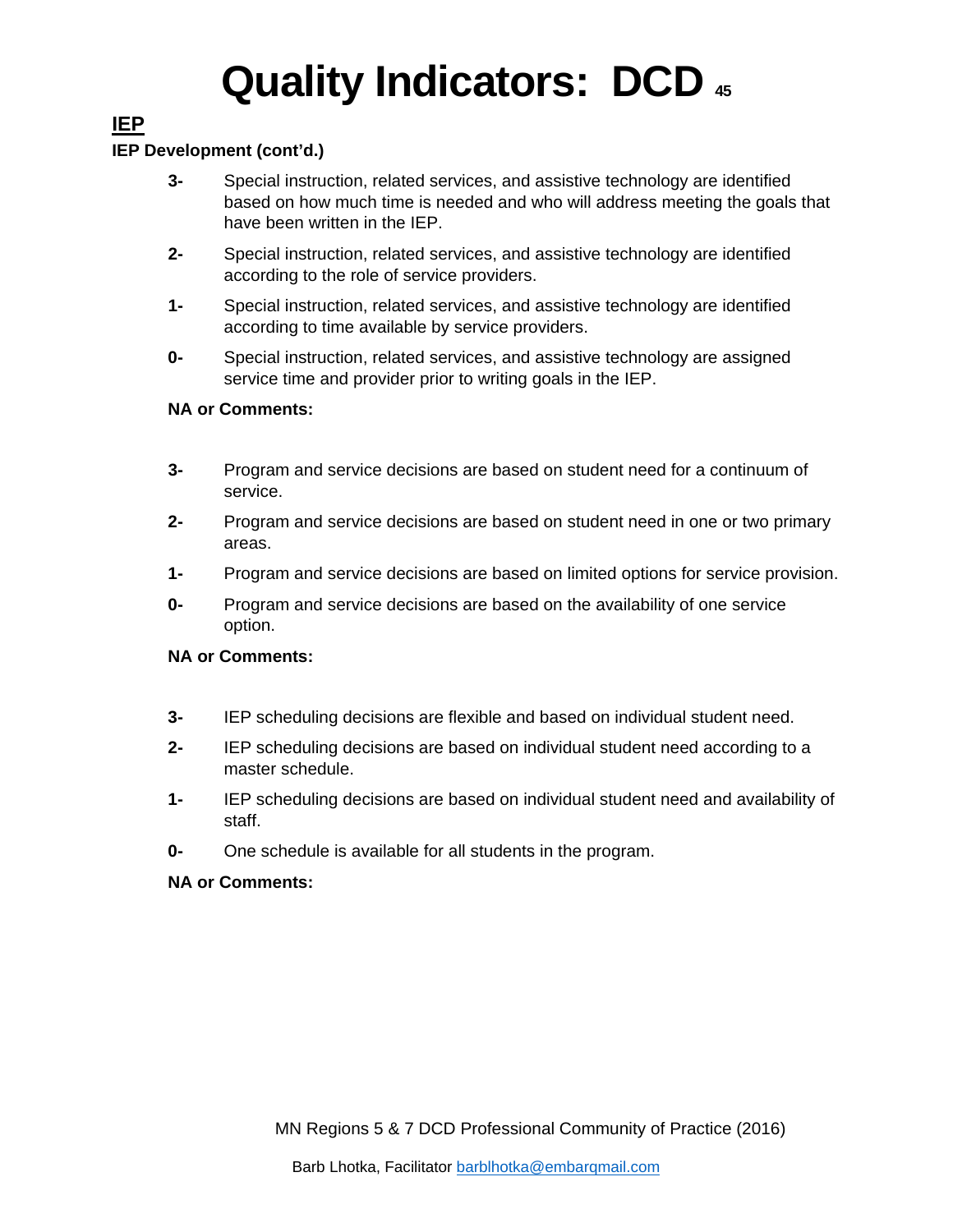# Quality Indicators: DCD

## IEP

**IEP Development (cont'd.)**

**3-** Special instruction, related services, and assistive technology are identified based on how much time is needed and who will address meeting the goals that have been written in the IEP.

**2-** Special instruction, related services, and assistive technology are identified according to the role of service providers.

**1-** Special instruction, related services, and assistive technology are identified according to time available by service providers.

**0-** Special instruction, related services, and assistive technology are assigned service time and provider prior to writing goals in the IEP.

**NA or Comments:**

**3-** Program and service decisions are based on student need for a continuum of service.

**2-** Program and service decisions are based on student need in one or two primary areas.

**1-** Program and service decisions are based on limited options for service provision.

**0-** Program and service decisions are based on the availability of one service option.

**NA or Comments:**

**3-** IEP scheduling decisions are flexible and based on individual student need.

**2-** IEP scheduling decisions are based on individual student need according to a master schedule.

**1-** IEP scheduling decisions are based on individual student need and availability of staff.

**0-** One schedule is available for all students in the program.

**NA or Comments:**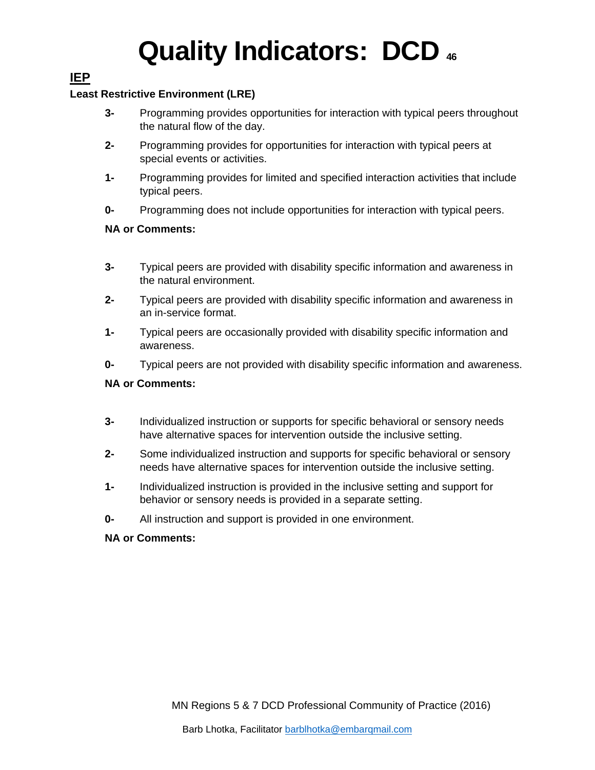# Quality Indicators: DCD

## IEP

**Least Restrictive Environment (LRE)**

**3-** Programming provides opportunities for interaction with typical peers throughout the natural flow of the day.

**2-** Programming provides for opportunities for interaction with typical peers at special events or activities.

**1-** Programming provides for limited and specified interaction activities that include typical peers.

**0-** Programming does not include opportunities for interaction with typical peers.

**NA or Comments:**

**3-** Typical peers are provided with disability specific information and awareness in the natural environment.

**2-** Typical peers are provided with disability specific information and awareness in an in-service format.

**1-** Typical peers are occasionally provided with disability specific information and awareness.

**0-** Typical peers are not provided with disability specific information and awareness.

**NA or Comments:**

**3-** Individualized instruction or supports for specific behavioral or sensory needs have alternative spaces for intervention outside the inclusive setting.

**2-** Some individualized instruction and supports for specific behavioral or sensory needs have alternative spaces for intervention outside the inclusive setting.

**1-** Individualized instruction is provided in the inclusive setting and support for behavior or sensory needs is provided in a separate setting.

**0-** All instruction and support is provided in one environment.

**NA or Comments:**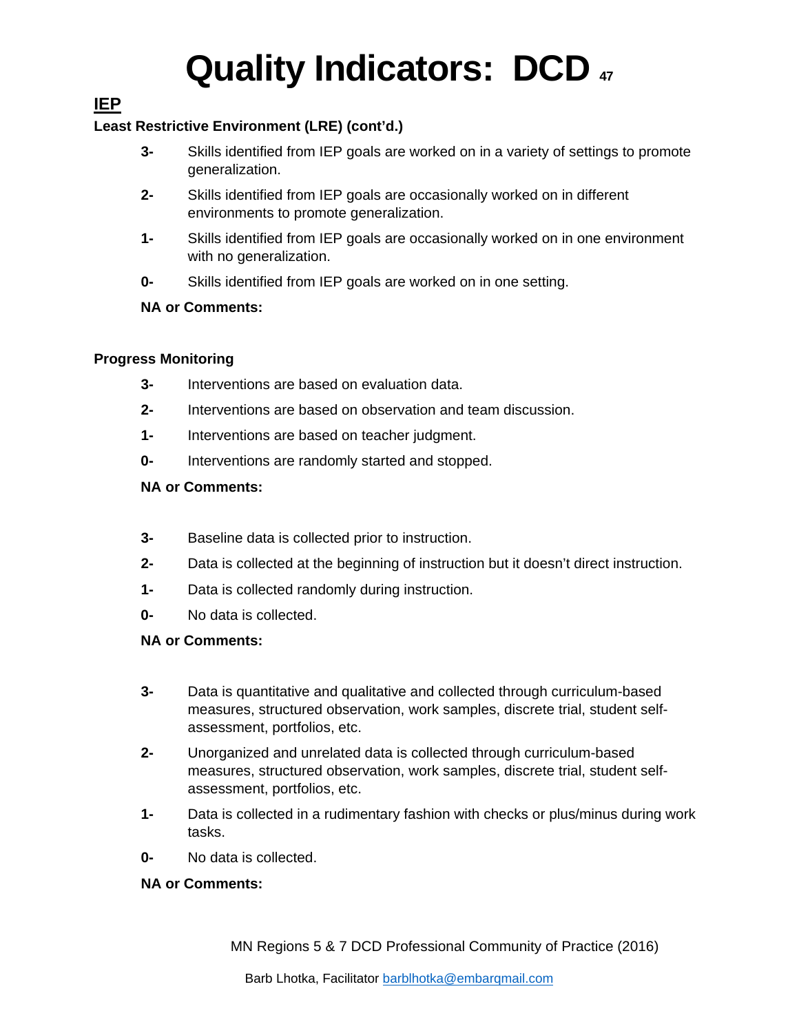# Quality Indicators: DCD

## IEP

**Least Restrictive Environment (LRE) (cont'd.)**

**3-** Skills identified from IEP goals are worked on in a variety of settings to promote generalization.

**2-** Skills identified from IEP goals are occasionally worked on in different environments to promote generalization.

**1-** Skills identified from IEP goals are occasionally worked on in one environment with no generalization.

**0-** Skills identified from IEP goals are worked on in one setting.

**NA or Comments:**

**Progress Monitoring**

**3-** Interventions are based on evaluation data.

**2-** Interventions are based on observation and team discussion.

**1-** Interventions are based on teacher judgment.

**0-** Interventions are randomly started and stopped.

**NA or Comments:**

**3-** Baseline data is collected prior to instruction.

**2-** Data is collected at the beginning of instruction but it doesn't direct instruction.

**1-** Data is collected randomly during instruction.

**0-** No data is collected.

**NA or Comments:**

**3-** Data is quantitative and qualitative and collected through curriculum-based measures, structured observation, work samples, discrete trial, student self-assessment, portfolios, etc.

**2-** Unorganized and unrelated data is collected through curriculum-based measures, structured observation, work samples, discrete trial, student self-assessment, portfolios, etc.

**1-** Data is collected in a rudimentary fashion with checks or plus/minus during work tasks.

**0-** No data is collected.

**NA or Comments:**

MN Regions 5 & 7 DCD Professional Community of Practice (2016)

Barb Lhotka, Facilitator barblhotka@embarqmail.com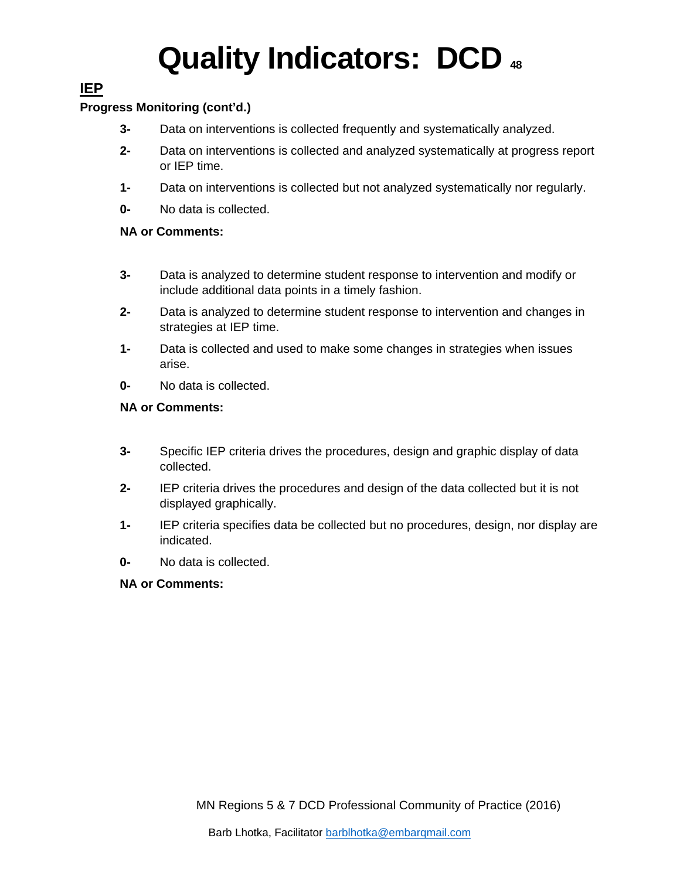# Quality Indicators: DCD

## IEP

**Progress Monitoring (cont'd.)**

**3-** Data on interventions is collected frequently and systematically analyzed.

**2-** Data on interventions is collected and analyzed systematically at progress report or IEP time.

**1-** Data on interventions is collected but not analyzed systematically nor regularly.

**0-** No data is collected.

**NA or Comments:**

**3-** Data is analyzed to determine student response to intervention and modify or include additional data points in a timely fashion.

**2-** Data is analyzed to determine student response to intervention and changes in strategies at IEP time.

**1-** Data is collected and used to make some changes in strategies when issues arise.

**0-** No data is collected.

**NA or Comments:**

**3-** Specific IEP criteria drives the procedures, design and graphic display of data collected.

**2-** IEP criteria drives the procedures and design of the data collected but it is not displayed graphically.

**1-** IEP criteria specifies data be collected but no procedures, design, nor display are indicated.

**0-** No data is collected.

**NA or Comments:**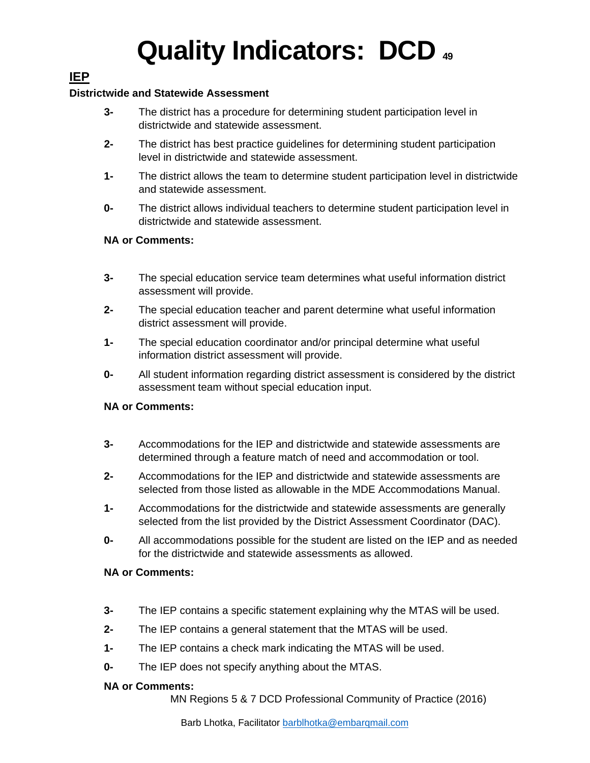# Quality Indicators: DCD

## IEP

### Districtwide and Statewide Assessment

**3-** The district has a procedure for determining student participation level in districtwide and statewide assessment.

**2-** The district has best practice guidelines for determining student participation level in districtwide and statewide assessment.

**1-** The district allows the team to determine student participation level in districtwide and statewide assessment.

**0-** The district allows individual teachers to determine student participation level in districtwide and statewide assessment.

**NA or Comments:**

**3-** The special education service team determines what useful information district assessment will provide.

**2-** The special education teacher and parent determine what useful information district assessment will provide.

**1-** The special education coordinator and/or principal determine what useful information district assessment will provide.

**0-** All student information regarding district assessment is considered by the district assessment team without special education input.

**NA or Comments:**

**3-** Accommodations for the IEP and districtwide and statewide assessments are determined through a feature match of need and accommodation or tool.

**2-** Accommodations for the IEP and districtwide and statewide assessments are selected from those listed as allowable in the MDE Accommodations Manual.

**1-** Accommodations for the districtwide and statewide assessments are generally selected from the list provided by the District Assessment Coordinator (DAC).

**0-** All accommodations possible for the student are listed on the IEP and as needed for the districtwide and statewide assessments as allowed.

**NA or Comments:**

**3-** The IEP contains a specific statement explaining why the MTAS will be used.

**2-** The IEP contains a general statement that the MTAS will be used.

**1-** The IEP contains a check mark indicating the MTAS will be used.

**0-** The IEP does not specify anything about the MTAS.

**NA or Comments:**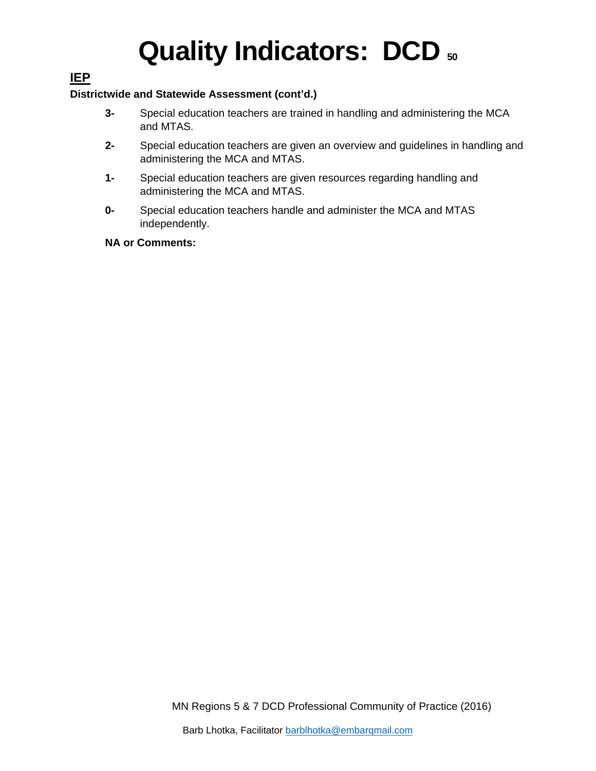# Quality Indicators: DCD

## IEP

**Districtwide and Statewide Assessment (cont'd.)**

**3-** Special education teachers are trained in handling and administering the MCA and MTAS.

**2-** Special education teachers are given an overview and guidelines in handling and administering the MCA and MTAS.

**1-** Special education teachers are given resources regarding handling and administering the MCA and MTAS.

**0-** Special education teachers handle and administer the MCA and MTAS independently.

**NA or Comments:**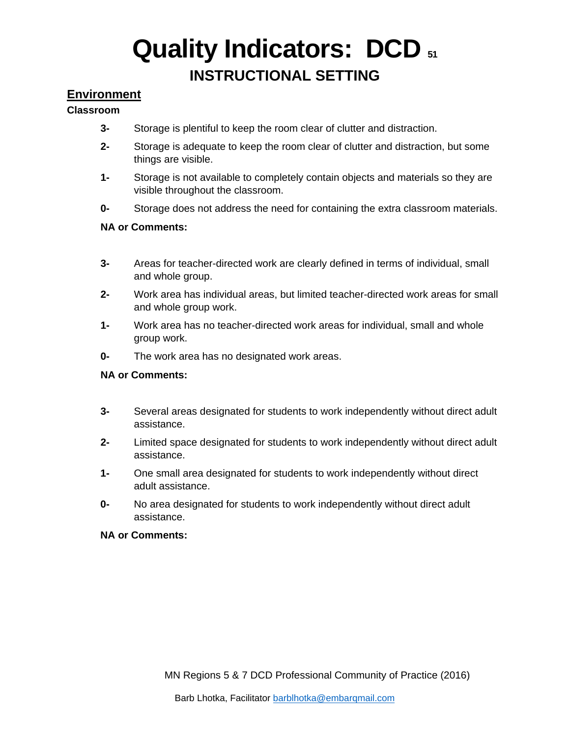# Quality Indicators: DCD 51

## INSTRUCTIONAL SETTING

### Environment

**Classroom**

**3-** Storage is plentiful to keep the room clear of clutter and distraction.

**2-** Storage is adequate to keep the room clear of clutter and distraction, but some things are visible.

**1-** Storage is not available to completely contain objects and materials so they are visible throughout the classroom.

**0-** Storage does not address the need for containing the extra classroom materials.

**NA or Comments:**

**3-** Areas for teacher-directed work are clearly defined in terms of individual, small and whole group.

**2-** Work area has individual areas, but limited teacher-directed work areas for small and whole group work.

**1-** Work area has no teacher-directed work areas for individual, small and whole group work.

**0-** The work area has no designated work areas.

**NA or Comments:**

**3-** Several areas designated for students to work independently without direct adult assistance.

**2-** Limited space designated for students to work independently without direct adult assistance.

**1-** One small area designated for students to work independently without direct adult assistance.

**0-** No area designated for students to work independently without direct adult assistance.

**NA or Comments:**

MN Regions 5 & 7 DCD Professional Community of Practice (2016)

Barb Lhotka, Facilitator barblhotka@embarqmail.com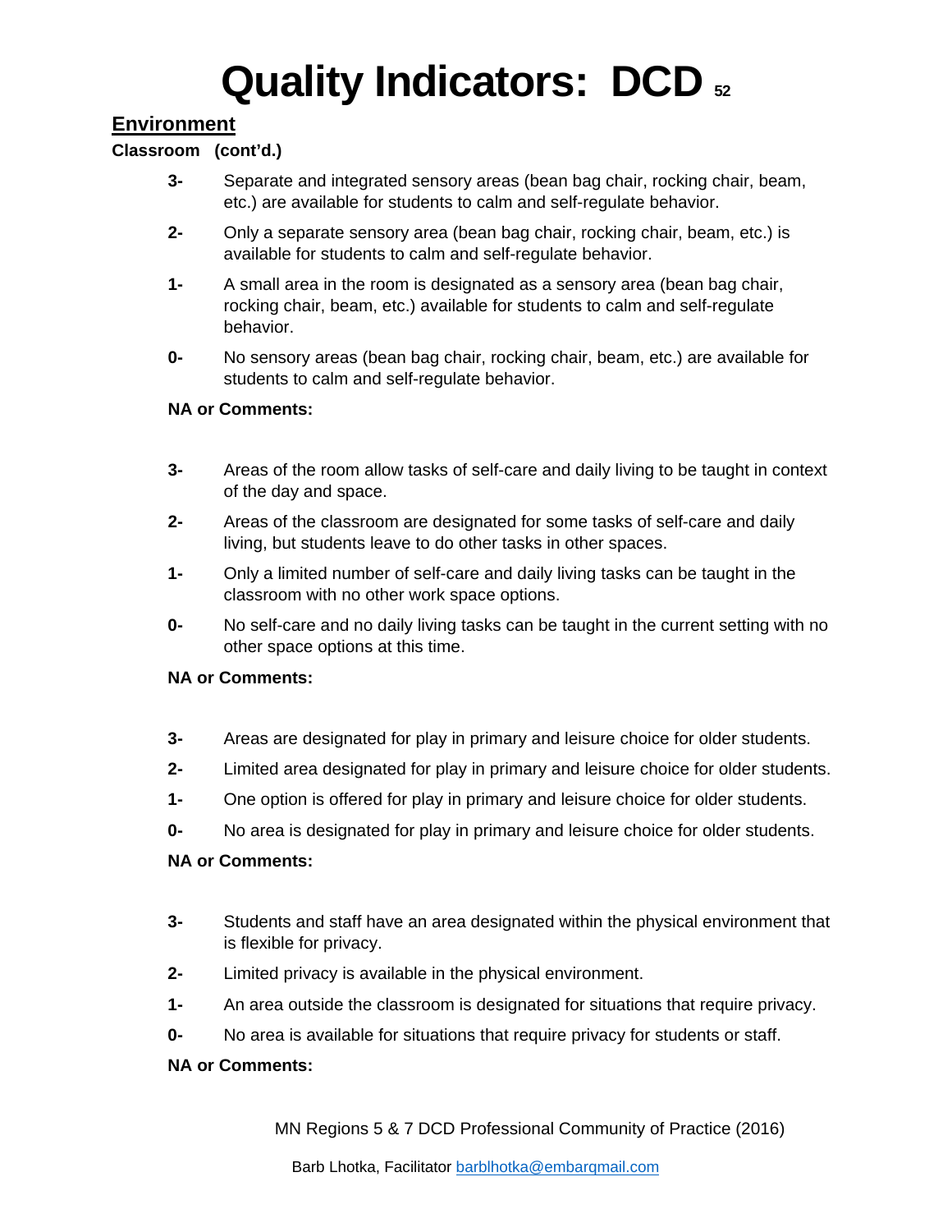# Quality Indicators: DCD

## Environment

**Classroom (cont'd.)**

**3-** Separate and integrated sensory areas (bean bag chair, rocking chair, beam, etc.) are available for students to calm and self-regulate behavior.

**2-** Only a separate sensory area (bean bag chair, rocking chair, beam, etc.) is available for students to calm and self-regulate behavior.

**1-** A small area in the room is designated as a sensory area (bean bag chair, rocking chair, beam, etc.) available for students to calm and self-regulate behavior.

**0-** No sensory areas (bean bag chair, rocking chair, beam, etc.) are available for students to calm and self-regulate behavior.

**NA or Comments:**

**3-** Areas of the room allow tasks of self-care and daily living to be taught in context of the day and space.

**2-** Areas of the classroom are designated for some tasks of self-care and daily living, but students leave to do other tasks in other spaces.

**1-** Only a limited number of self-care and daily living tasks can be taught in the classroom with no other work space options.

**0-** No self-care and no daily living tasks can be taught in the current setting with no other space options at this time.

**NA or Comments:**

**3-** Areas are designated for play in primary and leisure choice for older students.

**2-** Limited area designated for play in primary and leisure choice for older students.

**1-** One option is offered for play in primary and leisure choice for older students.

**0-** No area is designated for play in primary and leisure choice for older students.

**NA or Comments:**

**3-** Students and staff have an area designated within the physical environment that is flexible for privacy.

**2-** Limited privacy is available in the physical environment.

**1-** An area outside the classroom is designated for situations that require privacy.

**0-** No area is available for situations that require privacy for students or staff.

**NA or Comments:**

MN Regions 5 & 7 DCD Professional Community of Practice (2016)

Barb Lhotka, Facilitator barblhotka@embarqmail.com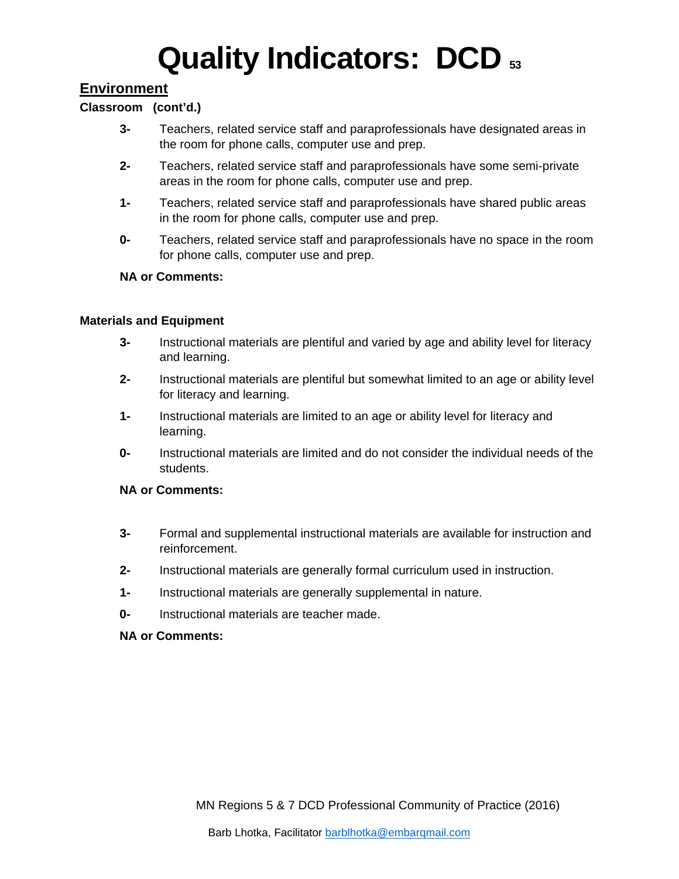# Quality Indicators: DCD

## Environment

**Classroom (cont'd.)**

- **3-** Teachers, related service staff and paraprofessionals have designated areas in the room for phone calls, computer use and prep.
- **2-** Teachers, related service staff and paraprofessionals have some semi-private areas in the room for phone calls, computer use and prep.
- **1-** Teachers, related service staff and paraprofessionals have shared public areas in the room for phone calls, computer use and prep.
- **0-** Teachers, related service staff and paraprofessionals have no space in the room for phone calls, computer use and prep.

**NA or Comments:**

**Materials and Equipment**

- **3-** Instructional materials are plentiful and varied by age and ability level for literacy and learning.
- **2-** Instructional materials are plentiful but somewhat limited to an age or ability level for literacy and learning.
- **1-** Instructional materials are limited to an age or ability level for literacy and learning.
- **0-** Instructional materials are limited and do not consider the individual needs of the students.

**NA or Comments:**

- **3-** Formal and supplemental instructional materials are available for instruction and reinforcement.
- **2-** Instructional materials are generally formal curriculum used in instruction.
- **1-** Instructional materials are generally supplemental in nature.
- **0-** Instructional materials are teacher made.

**NA or Comments:**

MN Regions 5 & 7 DCD Professional Community of Practice (2016)

Barb Lhotka, Facilitator barblhotka@embarqmail.com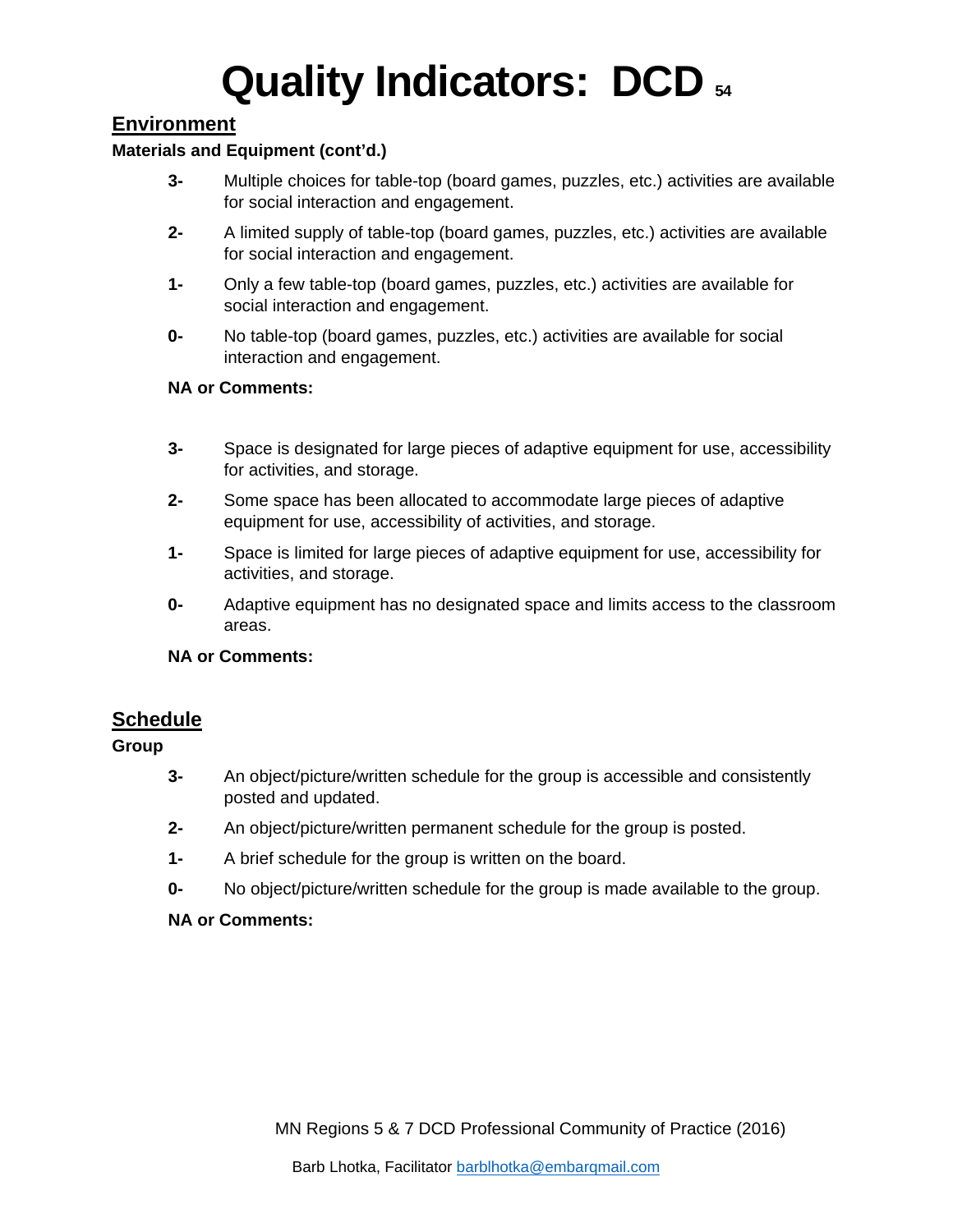# Quality Indicators: DCD

## Environment

**Materials and Equipment (cont'd.)**

**3-** Multiple choices for table-top (board games, puzzles, etc.) activities are available for social interaction and engagement.

**2-** A limited supply of table-top (board games, puzzles, etc.) activities are available for social interaction and engagement.

**1-** Only a few table-top (board games, puzzles, etc.) activities are available for social interaction and engagement.

**0-** No table-top (board games, puzzles, etc.) activities are available for social interaction and engagement.

**NA or Comments:**

**3-** Space is designated for large pieces of adaptive equipment for use, accessibility for activities, and storage.

**2-** Some space has been allocated to accommodate large pieces of adaptive equipment for use, accessibility of activities, and storage.

**1-** Space is limited for large pieces of adaptive equipment for use, accessibility for activities, and storage.

**0-** Adaptive equipment has no designated space and limits access to the classroom areas.

**NA or Comments:**

## Schedule

**Group**

**3-** An object/picture/written schedule for the group is accessible and consistently posted and updated.

**2-** An object/picture/written permanent schedule for the group is posted.

**1-** A brief schedule for the group is written on the board.

**0-** No object/picture/written schedule for the group is made available to the group.

**NA or Comments:**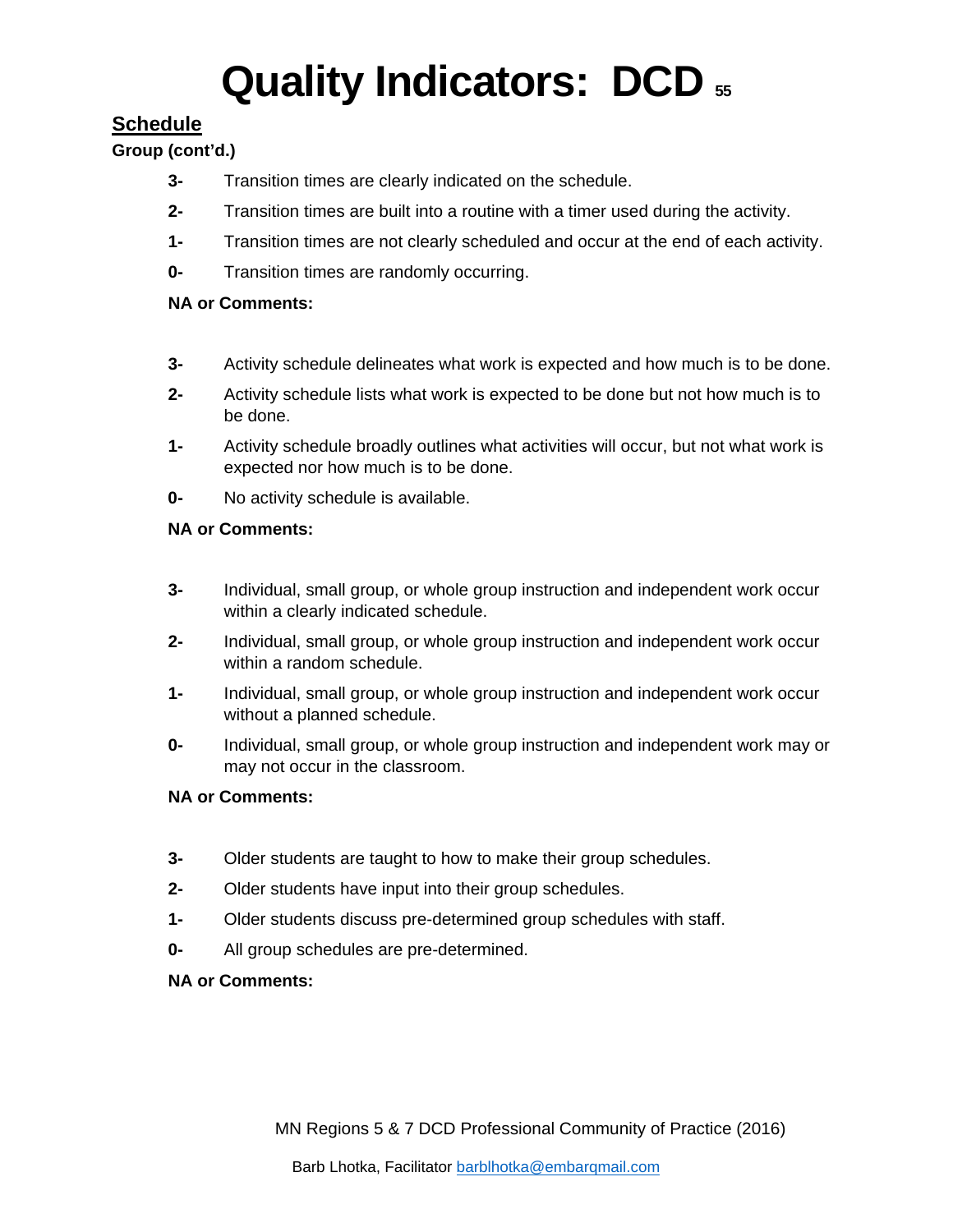# Quality Indicators: DCD

## Schedule

**Group (cont'd.)**

**3-** Transition times are clearly indicated on the schedule.

**2-** Transition times are built into a routine with a timer used during the activity.

**1-** Transition times are not clearly scheduled and occur at the end of each activity.

**0-** Transition times are randomly occurring.

**NA or Comments:**

**3-** Activity schedule delineates what work is expected and how much is to be done.

**2-** Activity schedule lists what work is expected to be done but not how much is to be done.

**1-** Activity schedule broadly outlines what activities will occur, but not what work is expected nor how much is to be done.

**0-** No activity schedule is available.

**NA or Comments:**

**3-** Individual, small group, or whole group instruction and independent work occur within a clearly indicated schedule.

**2-** Individual, small group, or whole group instruction and independent work occur within a random schedule.

**1-** Individual, small group, or whole group instruction and independent work occur without a planned schedule.

**0-** Individual, small group, or whole group instruction and independent work may or may not occur in the classroom.

**NA or Comments:**

**3-** Older students are taught to how to make their group schedules.

**2-** Older students have input into their group schedules.

**1-** Older students discuss pre-determined group schedules with staff.

**0-** All group schedules are pre-determined.

**NA or Comments:**

MN Regions 5 & 7 DCD Professional Community of Practice (2016)

Barb Lhotka, Facilitator barblhotka@embarqmail.com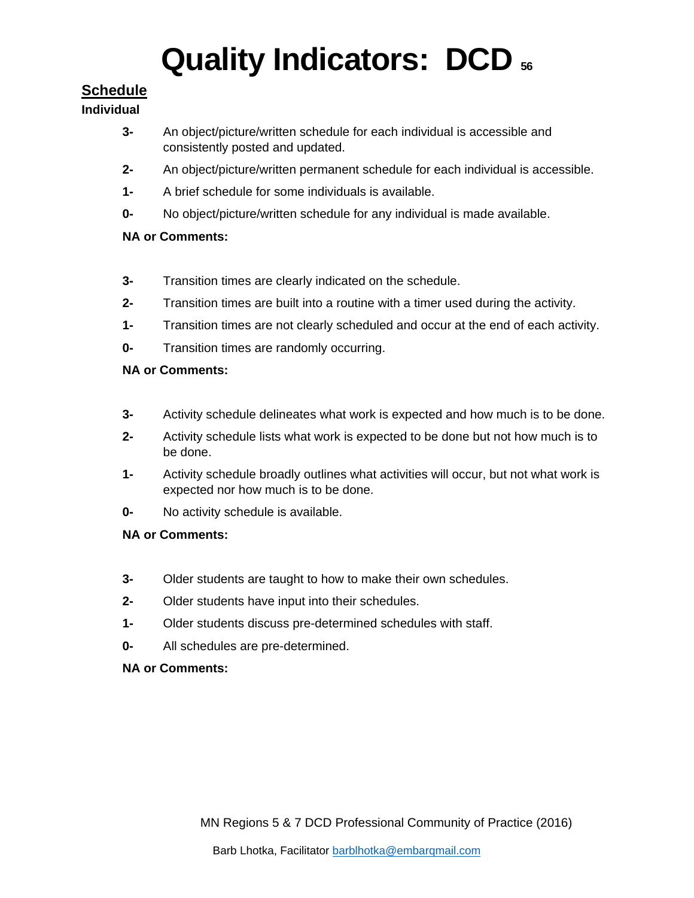# Quality Indicators: DCD

## Schedule

**Individual**

**3-** An object/picture/written schedule for each individual is accessible and consistently posted and updated.

**2-** An object/picture/written permanent schedule for each individual is accessible.

**1-** A brief schedule for some individuals is available.

**0-** No object/picture/written schedule for any individual is made available.

**NA or Comments:**

**3-** Transition times are clearly indicated on the schedule.

**2-** Transition times are built into a routine with a timer used during the activity.

**1-** Transition times are not clearly scheduled and occur at the end of each activity.

**0-** Transition times are randomly occurring.

**NA or Comments:**

**3-** Activity schedule delineates what work is expected and how much is to be done.

**2-** Activity schedule lists what work is expected to be done but not how much is to be done.

**1-** Activity schedule broadly outlines what activities will occur, but not what work is expected nor how much is to be done.

**0-** No activity schedule is available.

**NA or Comments:**

**3-** Older students are taught to how to make their own schedules.

**2-** Older students have input into their schedules.

**1-** Older students discuss pre-determined schedules with staff.

**0-** All schedules are pre-determined.

**NA or Comments:**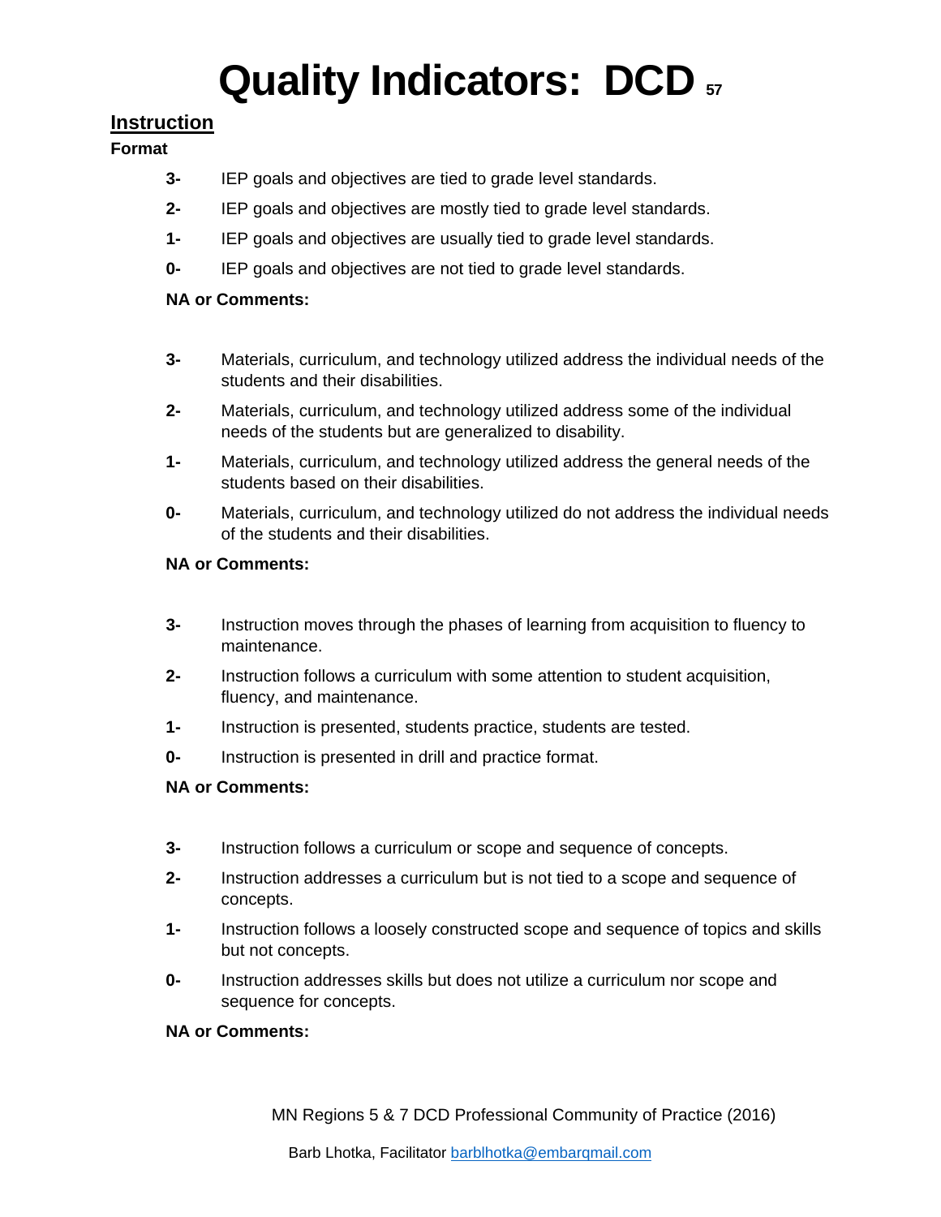# Quality Indicators: DCD

## Instruction

**Format**

**3-** IEP goals and objectives are tied to grade level standards.

**2-** IEP goals and objectives are mostly tied to grade level standards.

**1-** IEP goals and objectives are usually tied to grade level standards.

**0-** IEP goals and objectives are not tied to grade level standards.

**NA or Comments:**

**3-** Materials, curriculum, and technology utilized address the individual needs of the students and their disabilities.

**2-** Materials, curriculum, and technology utilized address some of the individual needs of the students but are generalized to disability.

**1-** Materials, curriculum, and technology utilized address the general needs of the students based on their disabilities.

**0-** Materials, curriculum, and technology utilized do not address the individual needs of the students and their disabilities.

**NA or Comments:**

**3-** Instruction moves through the phases of learning from acquisition to fluency to maintenance.

**2-** Instruction follows a curriculum with some attention to student acquisition, fluency, and maintenance.

**1-** Instruction is presented, students practice, students are tested.

**0-** Instruction is presented in drill and practice format.

**NA or Comments:**

**3-** Instruction follows a curriculum or scope and sequence of concepts.

**2-** Instruction addresses a curriculum but is not tied to a scope and sequence of concepts.

**1-** Instruction follows a loosely constructed scope and sequence of topics and skills but not concepts.

**0-** Instruction addresses skills but does not utilize a curriculum nor scope and sequence for concepts.

**NA or Comments:**

MN Regions 5 & 7 DCD Professional Community of Practice (2016)

Barb Lhotka, Facilitator barblhotka@embarqmail.com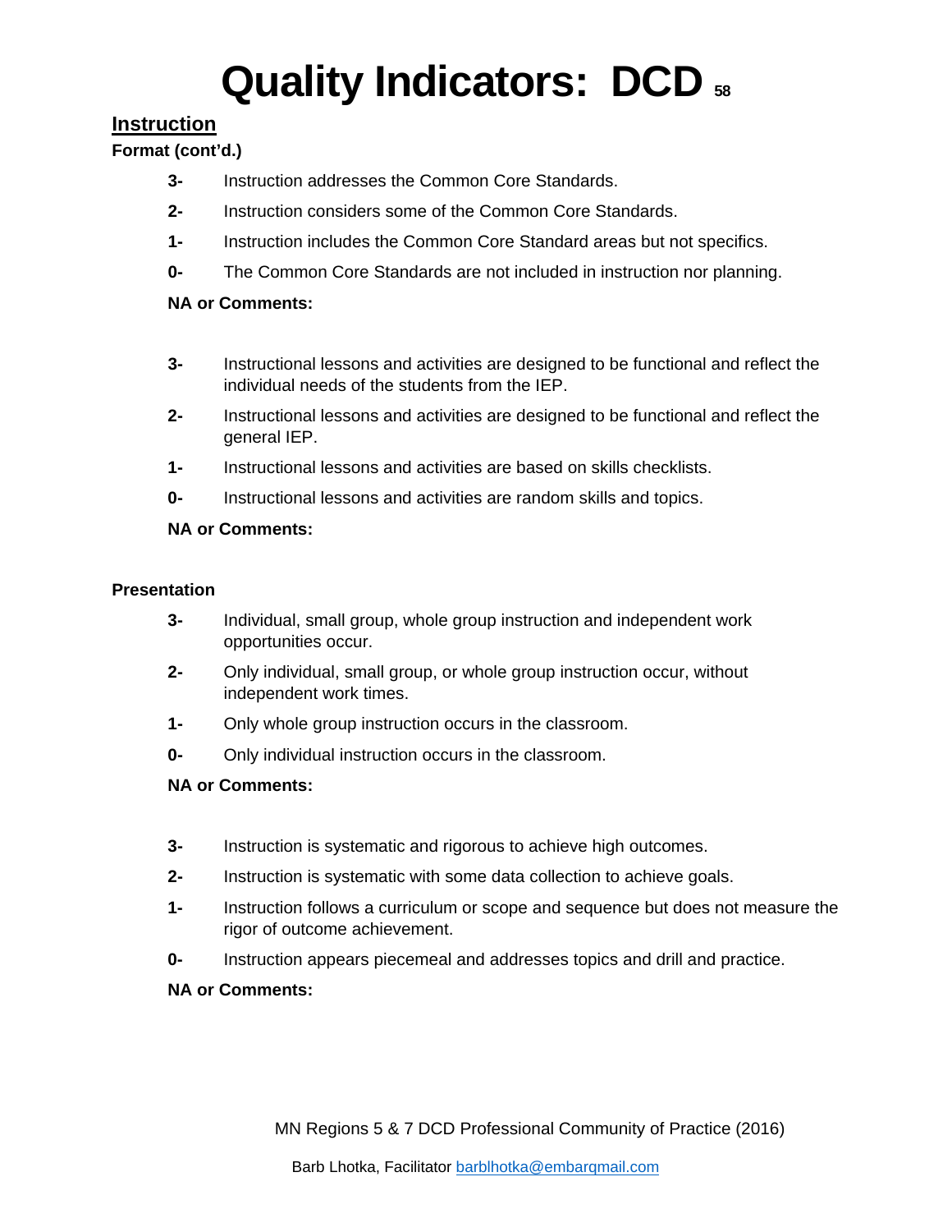# Quality Indicators: DCD 58

## Instruction

**Format (cont'd.)**

**3-** Instruction addresses the Common Core Standards.

**2-** Instruction considers some of the Common Core Standards.

**1-** Instruction includes the Common Core Standard areas but not specifics.

**0-** The Common Core Standards are not included in instruction nor planning.

**NA or Comments:**

**3-** Instructional lessons and activities are designed to be functional and reflect the individual needs of the students from the IEP.

**2-** Instructional lessons and activities are designed to be functional and reflect the general IEP.

**1-** Instructional lessons and activities are based on skills checklists.

**0-** Instructional lessons and activities are random skills and topics.

**NA or Comments:**

**Presentation**

**3-** Individual, small group, whole group instruction and independent work opportunities occur.

**2-** Only individual, small group, or whole group instruction occur, without independent work times.

**1-** Only whole group instruction occurs in the classroom.

**0-** Only individual instruction occurs in the classroom.

**NA or Comments:**

**3-** Instruction is systematic and rigorous to achieve high outcomes.

**2-** Instruction is systematic with some data collection to achieve goals.

**1-** Instruction follows a curriculum or scope and sequence but does not measure the rigor of outcome achievement.

**0-** Instruction appears piecemeal and addresses topics and drill and practice.

**NA or Comments:**

MN Regions 5 & 7 DCD Professional Community of Practice (2016)

Barb Lhotka, Facilitator barblhotka@embarqmail.com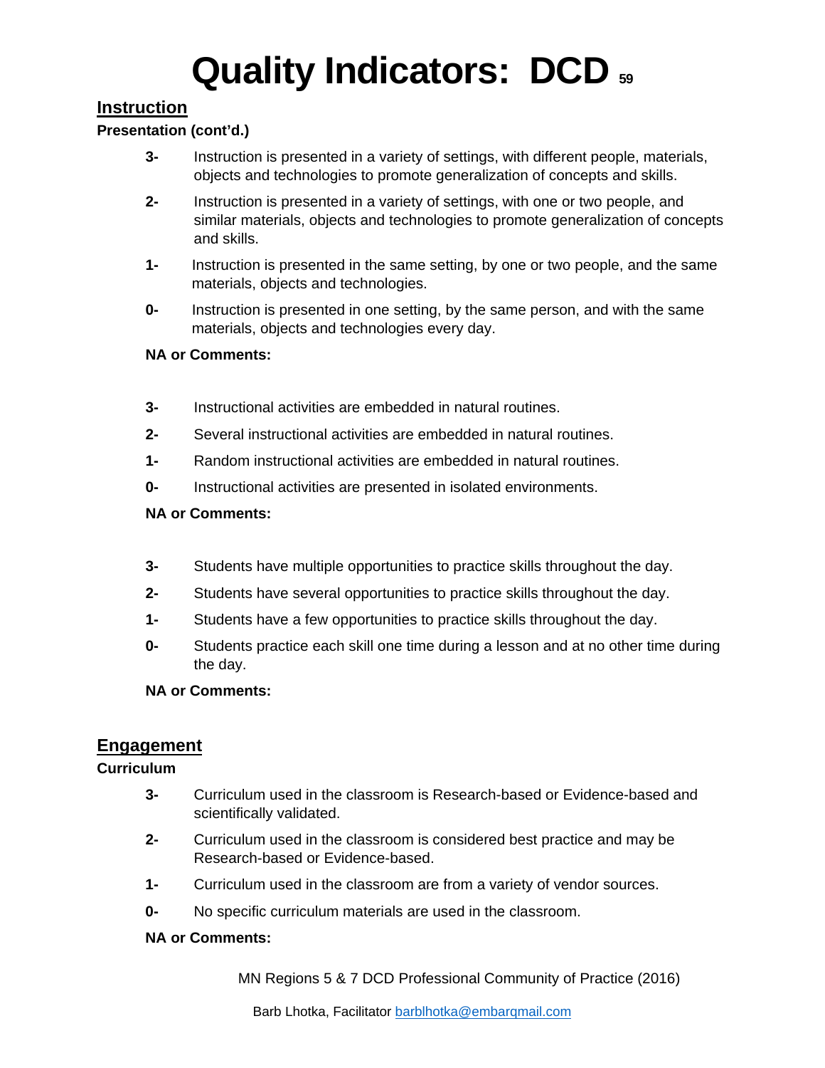# Quality Indicators: DCD

## Instruction

**Presentation (cont'd.)**

- **3-** Instruction is presented in a variety of settings, with different people, materials, objects and technologies to promote generalization of concepts and skills.
- **2-** Instruction is presented in a variety of settings, with one or two people, and similar materials, objects and technologies to promote generalization of concepts and skills.
- **1-** Instruction is presented in the same setting, by one or two people, and the same materials, objects and technologies.
- **0-** Instruction is presented in one setting, by the same person, and with the same materials, objects and technologies every day.

**NA or Comments:**

- **3-** Instructional activities are embedded in natural routines.
- **2-** Several instructional activities are embedded in natural routines.
- **1-** Random instructional activities are embedded in natural routines.
- **0-** Instructional activities are presented in isolated environments.

**NA or Comments:**

- **3-** Students have multiple opportunities to practice skills throughout the day.
- **2-** Students have several opportunities to practice skills throughout the day.
- **1-** Students have a few opportunities to practice skills throughout the day.
- **0-** Students practice each skill one time during a lesson and at no other time during the day.

**NA or Comments:**

## Engagement

**Curriculum**

- **3-** Curriculum used in the classroom is Research-based or Evidence-based and scientifically validated.
- **2-** Curriculum used in the classroom is considered best practice and may be Research-based or Evidence-based.
- **1-** Curriculum used in the classroom are from a variety of vendor sources.
- **0-** No specific curriculum materials are used in the classroom.

**NA or Comments:**

MN Regions 5 & 7 DCD Professional Community of Practice (2016)

Barb Lhotka, Facilitator barblhotka@embarqmail.com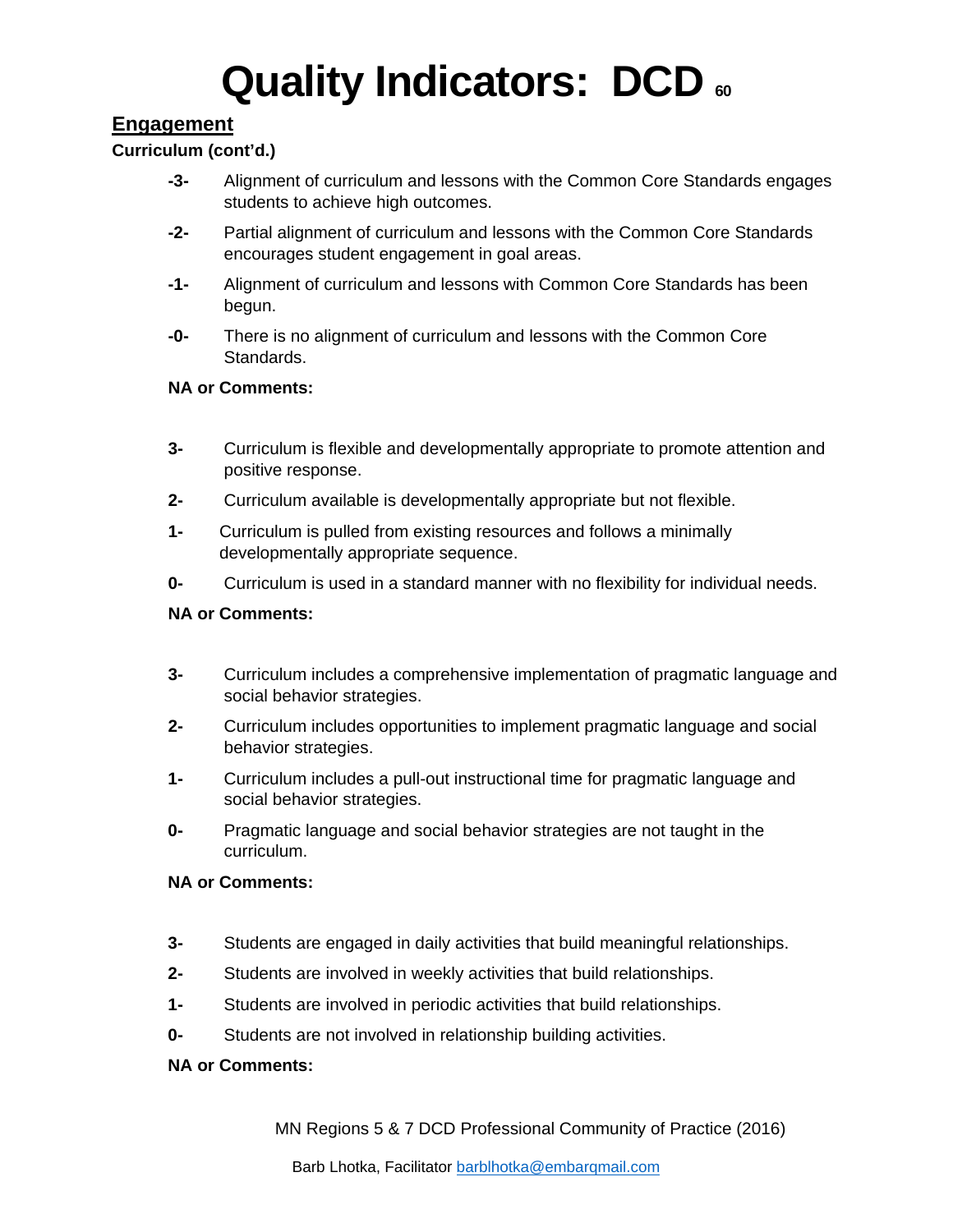# Quality Indicators: DCD

## Engagement

**Curriculum (cont'd.)**

**-3-** Alignment of curriculum and lessons with the Common Core Standards engages students to achieve high outcomes.

**-2-** Partial alignment of curriculum and lessons with the Common Core Standards encourages student engagement in goal areas.

**-1-** Alignment of curriculum and lessons with Common Core Standards has been begun.

**-0-** There is no alignment of curriculum and lessons with the Common Core Standards.

**NA or Comments:**

**3-** Curriculum is flexible and developmentally appropriate to promote attention and positive response.

**2-** Curriculum available is developmentally appropriate but not flexible.

**1-** Curriculum is pulled from existing resources and follows a minimally developmentally appropriate sequence.

**0-** Curriculum is used in a standard manner with no flexibility for individual needs.

**NA or Comments:**

**3-** Curriculum includes a comprehensive implementation of pragmatic language and social behavior strategies.

**2-** Curriculum includes opportunities to implement pragmatic language and social behavior strategies.

**1-** Curriculum includes a pull-out instructional time for pragmatic language and social behavior strategies.

**0-** Pragmatic language and social behavior strategies are not taught in the curriculum.

**NA or Comments:**

**3-** Students are engaged in daily activities that build meaningful relationships.

**2-** Students are involved in weekly activities that build relationships.

**1-** Students are involved in periodic activities that build relationships.

**0-** Students are not involved in relationship building activities.

**NA or Comments:**

MN Regions 5 & 7 DCD Professional Community of Practice (2016)

Barb Lhotka, Facilitator barblhotka@embarqmail.com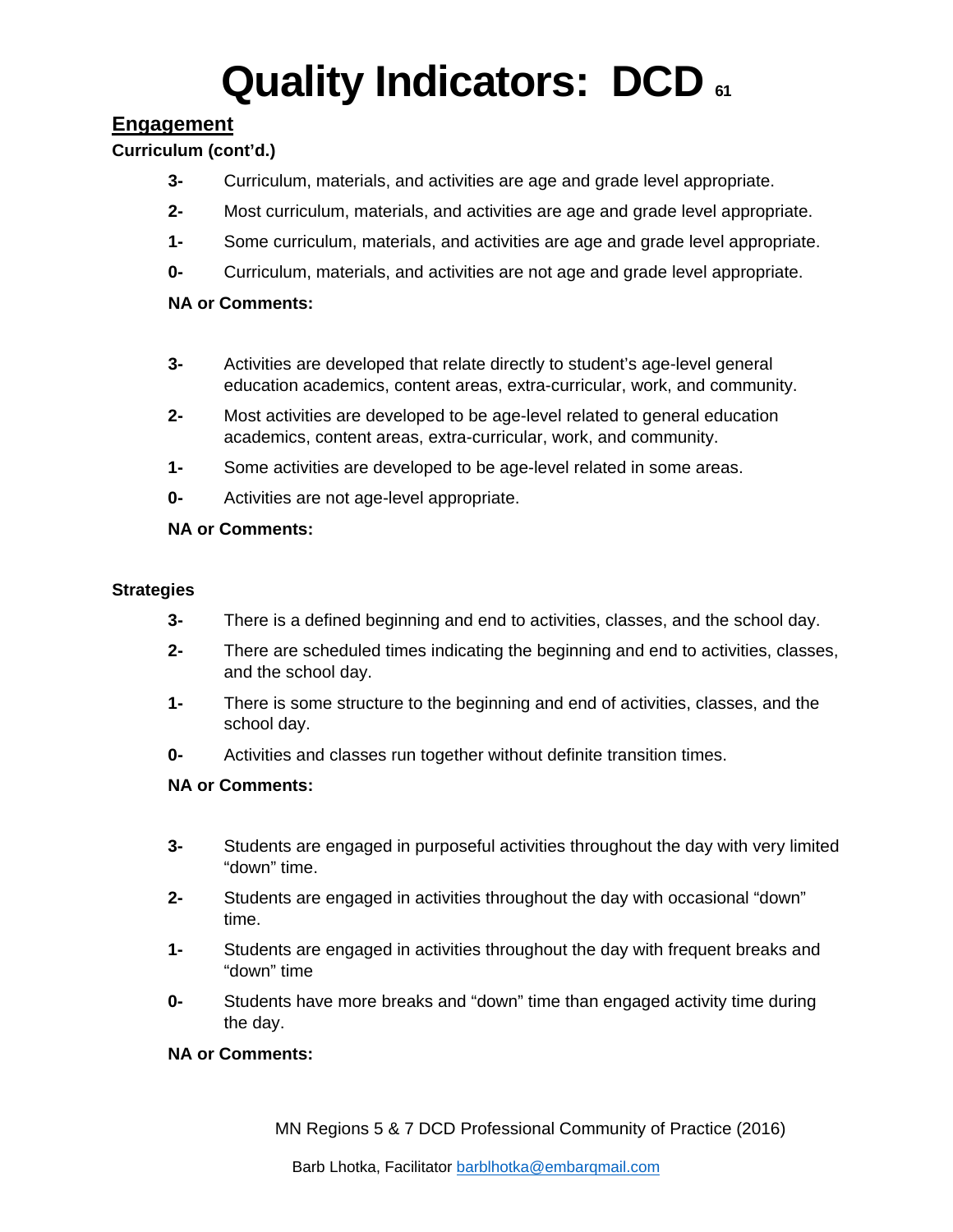# Quality Indicators: DCD

## Engagement

**Curriculum (cont'd.)**

- **3-** Curriculum, materials, and activities are age and grade level appropriate.
- **2-** Most curriculum, materials, and activities are age and grade level appropriate.
- **1-** Some curriculum, materials, and activities are age and grade level appropriate.
- **0-** Curriculum, materials, and activities are not age and grade level appropriate.

**NA or Comments:**

- **3-** Activities are developed that relate directly to student's age-level general education academics, content areas, extra-curricular, work, and community.
- **2-** Most activities are developed to be age-level related to general education academics, content areas, extra-curricular, work, and community.
- **1-** Some activities are developed to be age-level related in some areas.
- **0-** Activities are not age-level appropriate.

**NA or Comments:**

**Strategies**

- **3-** There is a defined beginning and end to activities, classes, and the school day.
- **2-** There are scheduled times indicating the beginning and end to activities, classes, and the school day.
- **1-** There is some structure to the beginning and end of activities, classes, and the school day.
- **0-** Activities and classes run together without definite transition times.

**NA or Comments:**

- **3-** Students are engaged in purposeful activities throughout the day with very limited "down" time.
- **2-** Students are engaged in activities throughout the day with occasional "down" time.
- **1-** Students are engaged in activities throughout the day with frequent breaks and "down" time
- **0-** Students have more breaks and "down" time than engaged activity time during the day.

**NA or Comments:**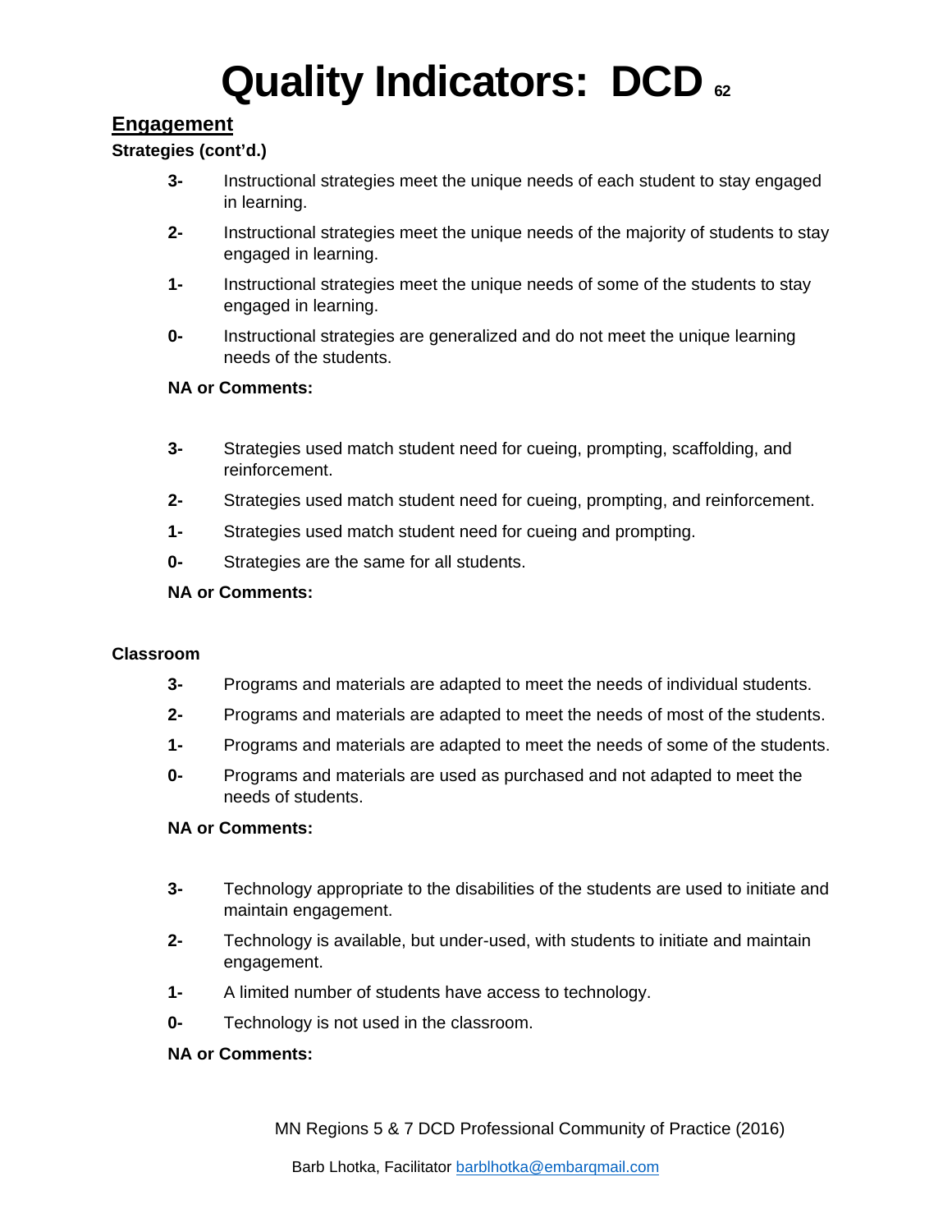# Quality Indicators: DCD

## Engagement

**Strategies (cont'd.)**

**3-** Instructional strategies meet the unique needs of each student to stay engaged in learning.

**2-** Instructional strategies meet the unique needs of the majority of students to stay engaged in learning.

**1-** Instructional strategies meet the unique needs of some of the students to stay engaged in learning.

**0-** Instructional strategies are generalized and do not meet the unique learning needs of the students.

**NA or Comments:**

**3-** Strategies used match student need for cueing, prompting, scaffolding, and reinforcement.

**2-** Strategies used match student need for cueing, prompting, and reinforcement.

**1-** Strategies used match student need for cueing and prompting.

**0-** Strategies are the same for all students.

**NA or Comments:**

**Classroom**

**3-** Programs and materials are adapted to meet the needs of individual students.

**2-** Programs and materials are adapted to meet the needs of most of the students.

**1-** Programs and materials are adapted to meet the needs of some of the students.

**0-** Programs and materials are used as purchased and not adapted to meet the needs of students.

**NA or Comments:**

**3-** Technology appropriate to the disabilities of the students are used to initiate and maintain engagement.

**2-** Technology is available, but under-used, with students to initiate and maintain engagement.

**1-** A limited number of students have access to technology.

**0-** Technology is not used in the classroom.

**NA or Comments:**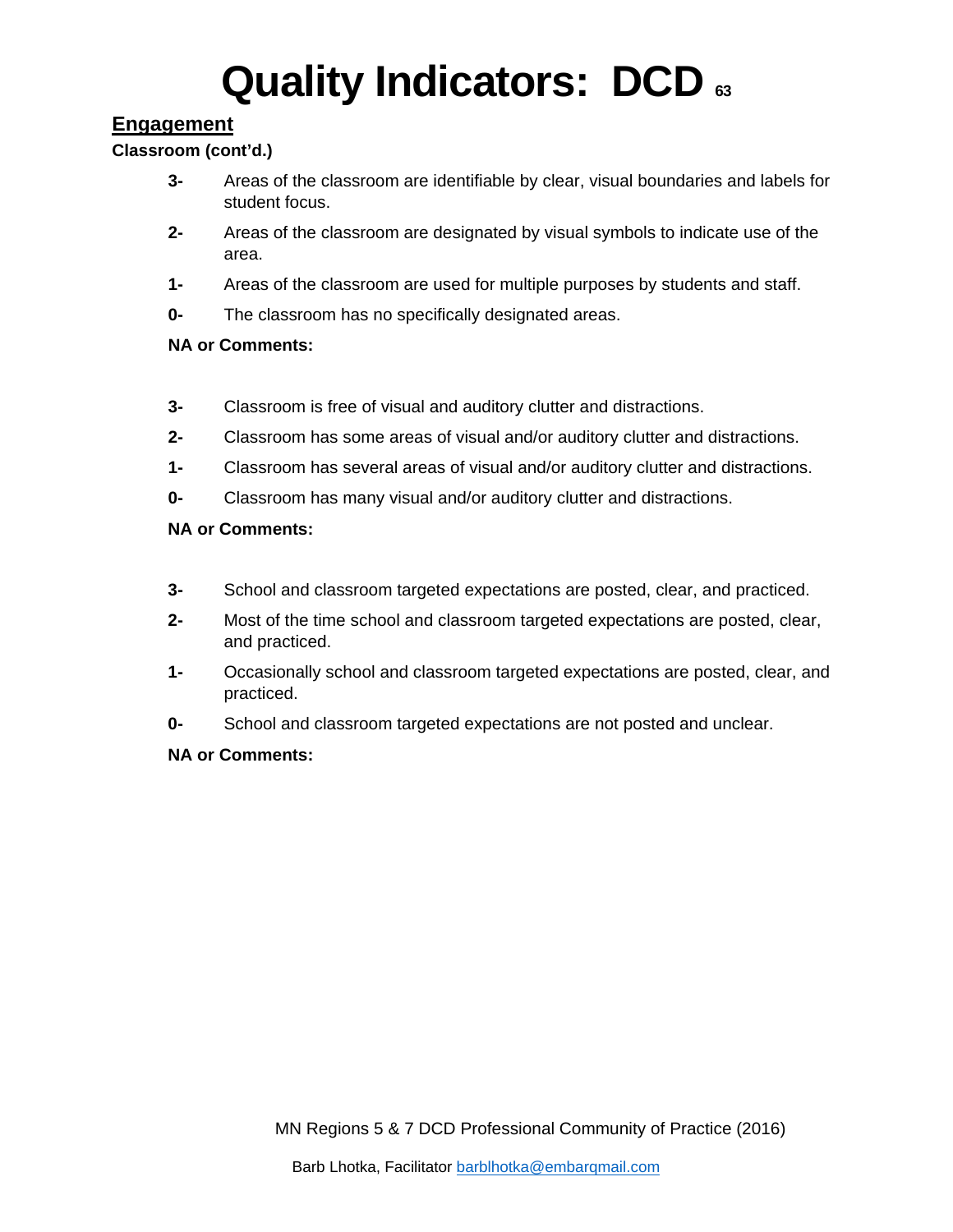# Quality Indicators: DCD

## Engagement

**Classroom (cont'd.)**

**3-** Areas of the classroom are identifiable by clear, visual boundaries and labels for student focus.

**2-** Areas of the classroom are designated by visual symbols to indicate use of the area.

**1-** Areas of the classroom are used for multiple purposes by students and staff.

**0-** The classroom has no specifically designated areas.

**NA or Comments:**

**3-** Classroom is free of visual and auditory clutter and distractions.

**2-** Classroom has some areas of visual and/or auditory clutter and distractions.

**1-** Classroom has several areas of visual and/or auditory clutter and distractions.

**0-** Classroom has many visual and/or auditory clutter and distractions.

**NA or Comments:**

**3-** School and classroom targeted expectations are posted, clear, and practiced.

**2-** Most of the time school and classroom targeted expectations are posted, clear, and practiced.

**1-** Occasionally school and classroom targeted expectations are posted, clear, and practiced.

**0-** School and classroom targeted expectations are not posted and unclear.

**NA or Comments:**

MN Regions 5 & 7 DCD Professional Community of Practice (2016)

Barb Lhotka, Facilitator barblhotka@embarqmail.com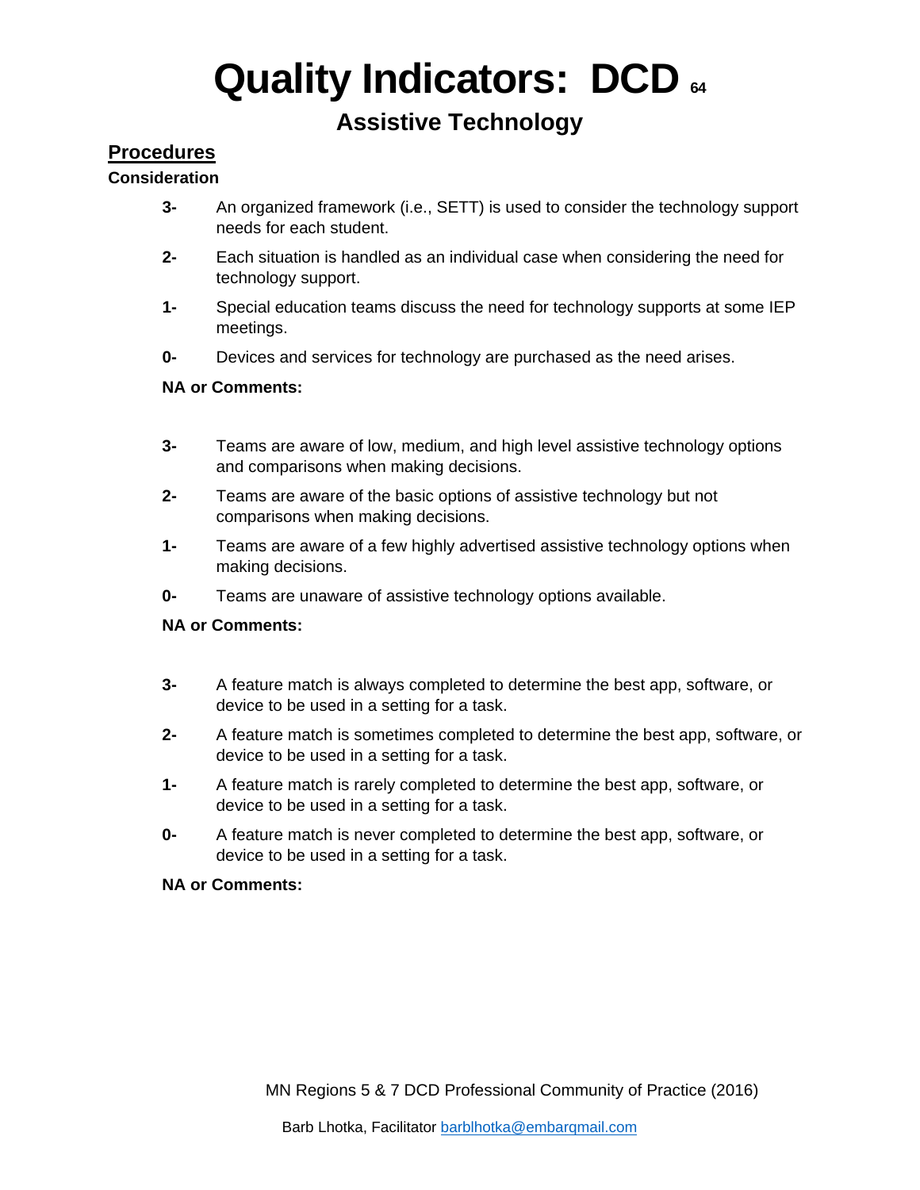# Quality Indicators: DCD

## Assistive Technology

### Procedures

**Consideration**

**3-** An organized framework (i.e., SETT) is used to consider the technology support needs for each student.

**2-** Each situation is handled as an individual case when considering the need for technology support.

**1-** Special education teams discuss the need for technology supports at some IEP meetings.

**0-** Devices and services for technology are purchased as the need arises.

**NA or Comments:**

**3-** Teams are aware of low, medium, and high level assistive technology options and comparisons when making decisions.

**2-** Teams are aware of the basic options of assistive technology but not comparisons when making decisions.

**1-** Teams are aware of a few highly advertised assistive technology options when making decisions.

**0-** Teams are unaware of assistive technology options available.

**NA or Comments:**

**3-** A feature match is always completed to determine the best app, software, or device to be used in a setting for a task.

**2-** A feature match is sometimes completed to determine the best app, software, or device to be used in a setting for a task.

**1-** A feature match is rarely completed to determine the best app, software, or device to be used in a setting for a task.

**0-** A feature match is never completed to determine the best app, software, or device to be used in a setting for a task.

**NA or Comments:**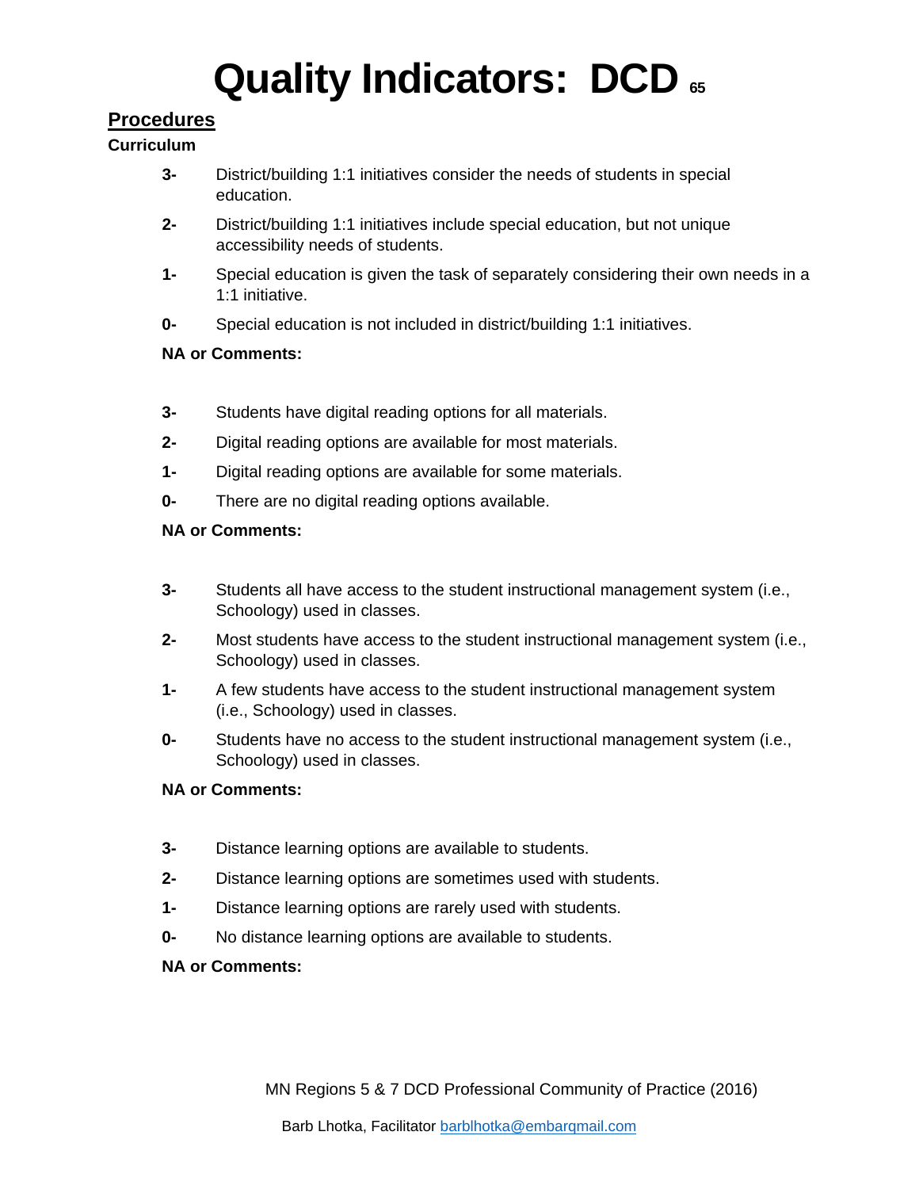# Quality Indicators: DCD 65

## Procedures

### Curriculum

**3-** District/building 1:1 initiatives consider the needs of students in special education.

**2-** District/building 1:1 initiatives include special education, but not unique accessibility needs of students.

**1-** Special education is given the task of separately considering their own needs in a 1:1 initiative.

**0-** Special education is not included in district/building 1:1 initiatives.

**NA or Comments:**

**3-** Students have digital reading options for all materials.

**2-** Digital reading options are available for most materials.

**1-** Digital reading options are available for some materials.

**0-** There are no digital reading options available.

**NA or Comments:**

**3-** Students all have access to the student instructional management system (i.e., Schoology) used in classes.

**2-** Most students have access to the student instructional management system (i.e., Schoology) used in classes.

**1-** A few students have access to the student instructional management system (i.e., Schoology) used in classes.

**0-** Students have no access to the student instructional management system (i.e., Schoology) used in classes.

**NA or Comments:**

**3-** Distance learning options are available to students.

**2-** Distance learning options are sometimes used with students.

**1-** Distance learning options are rarely used with students.

**0-** No distance learning options are available to students.

**NA or Comments:**

MN Regions 5 & 7 DCD Professional Community of Practice (2016)

Barb Lhotka, Facilitator barblhotka@embarqmail.com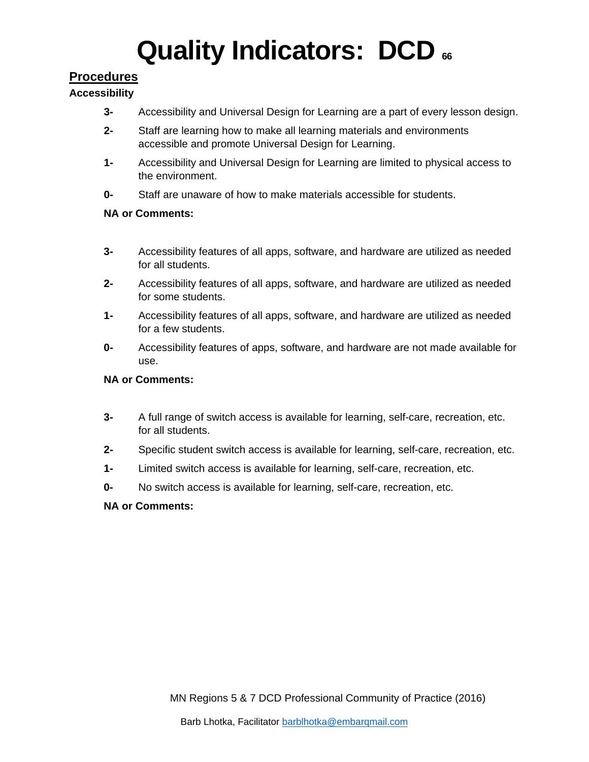# Quality Indicators: DCD

## Procedures

**Accessibility**

- **3-** Accessibility and Universal Design for Learning are a part of every lesson design.
- **2-** Staff are learning how to make all learning materials and environments accessible and promote Universal Design for Learning.
- **1-** Accessibility and Universal Design for Learning are limited to physical access to the environment.
- **0-** Staff are unaware of how to make materials accessible for students.

**NA or Comments:**

- **3-** Accessibility features of all apps, software, and hardware are utilized as needed for all students.
- **2-** Accessibility features of all apps, software, and hardware are utilized as needed for some students.
- **1-** Accessibility features of all apps, software, and hardware are utilized as needed for a few students.
- **0-** Accessibility features of apps, software, and hardware are not made available for use.

**NA or Comments:**

- **3-** A full range of switch access is available for learning, self-care, recreation, etc. for all students.
- **2-** Specific student switch access is available for learning, self-care, recreation, etc.
- **1-** Limited switch access is available for learning, self-care, recreation, etc.
- **0-** No switch access is available for learning, self-care, recreation, etc.

**NA or Comments:**

MN Regions 5 & 7 DCD Professional Community of Practice (2016)

Barb Lhotka, Facilitator barblhotka@embarqmail.com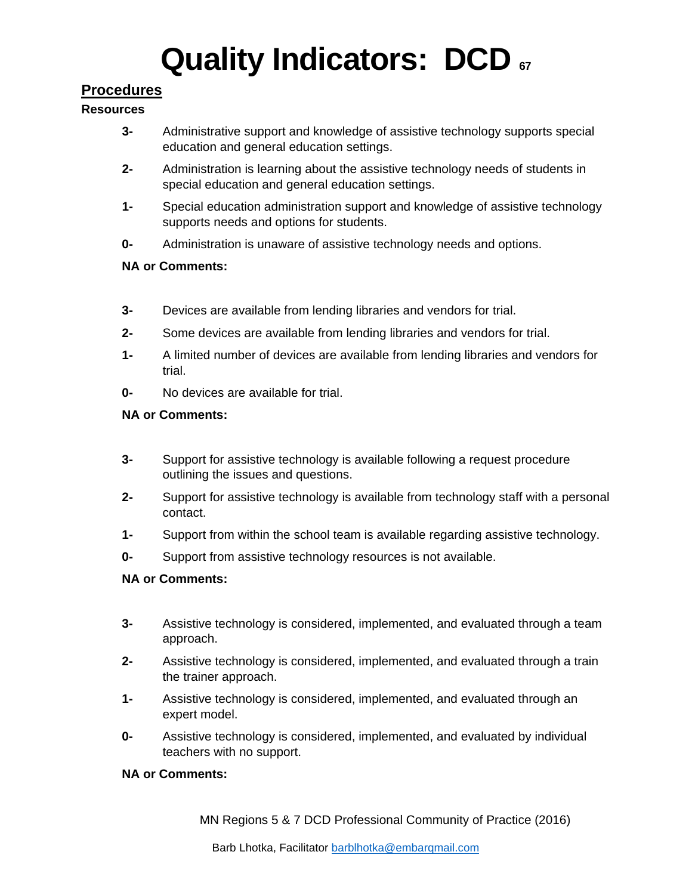# Quality Indicators: DCD

## Procedures

**Resources**

- **3-** Administrative support and knowledge of assistive technology supports special education and general education settings.
- **2-** Administration is learning about the assistive technology needs of students in special education and general education settings.
- **1-** Special education administration support and knowledge of assistive technology supports needs and options for students.
- **0-** Administration is unaware of assistive technology needs and options.

**NA or Comments:**

- **3-** Devices are available from lending libraries and vendors for trial.
- **2-** Some devices are available from lending libraries and vendors for trial.
- **1-** A limited number of devices are available from lending libraries and vendors for trial.
- **0-** No devices are available for trial.

**NA or Comments:**

- **3-** Support for assistive technology is available following a request procedure outlining the issues and questions.
- **2-** Support for assistive technology is available from technology staff with a personal contact.
- **1-** Support from within the school team is available regarding assistive technology.
- **0-** Support from assistive technology resources is not available.

**NA or Comments:**

- **3-** Assistive technology is considered, implemented, and evaluated through a team approach.
- **2-** Assistive technology is considered, implemented, and evaluated through a train the trainer approach.
- **1-** Assistive technology is considered, implemented, and evaluated through an expert model.
- **0-** Assistive technology is considered, implemented, and evaluated by individual teachers with no support.

**NA or Comments:**

MN Regions 5 & 7 DCD Professional Community of Practice (2016)

Barb Lhotka, Facilitator barblhotka@embarqmail.com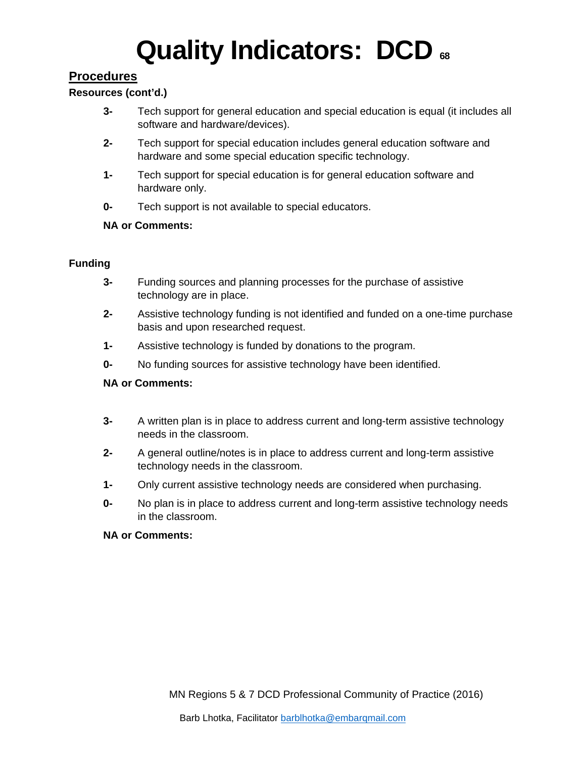# Quality Indicators: DCD

## Procedures

**Resources (cont'd.)**

- **3-** Tech support for general education and special education is equal (it includes all software and hardware/devices).
- **2-** Tech support for special education includes general education software and hardware and some special education specific technology.
- **1-** Tech support for special education is for general education software and hardware only.
- **0-** Tech support is not available to special educators.

**NA or Comments:**

**Funding**

- **3-** Funding sources and planning processes for the purchase of assistive technology are in place.
- **2-** Assistive technology funding is not identified and funded on a one-time purchase basis and upon researched request.
- **1-** Assistive technology is funded by donations to the program.
- **0-** No funding sources for assistive technology have been identified.

**NA or Comments:**

- **3-** A written plan is in place to address current and long-term assistive technology needs in the classroom.
- **2-** A general outline/notes is in place to address current and long-term assistive technology needs in the classroom.
- **1-** Only current assistive technology needs are considered when purchasing.
- **0-** No plan is in place to address current and long-term assistive technology needs in the classroom.

**NA or Comments:**

MN Regions 5 & 7 DCD Professional Community of Practice (2016)

Barb Lhotka, Facilitator barblhotka@embarqmail.com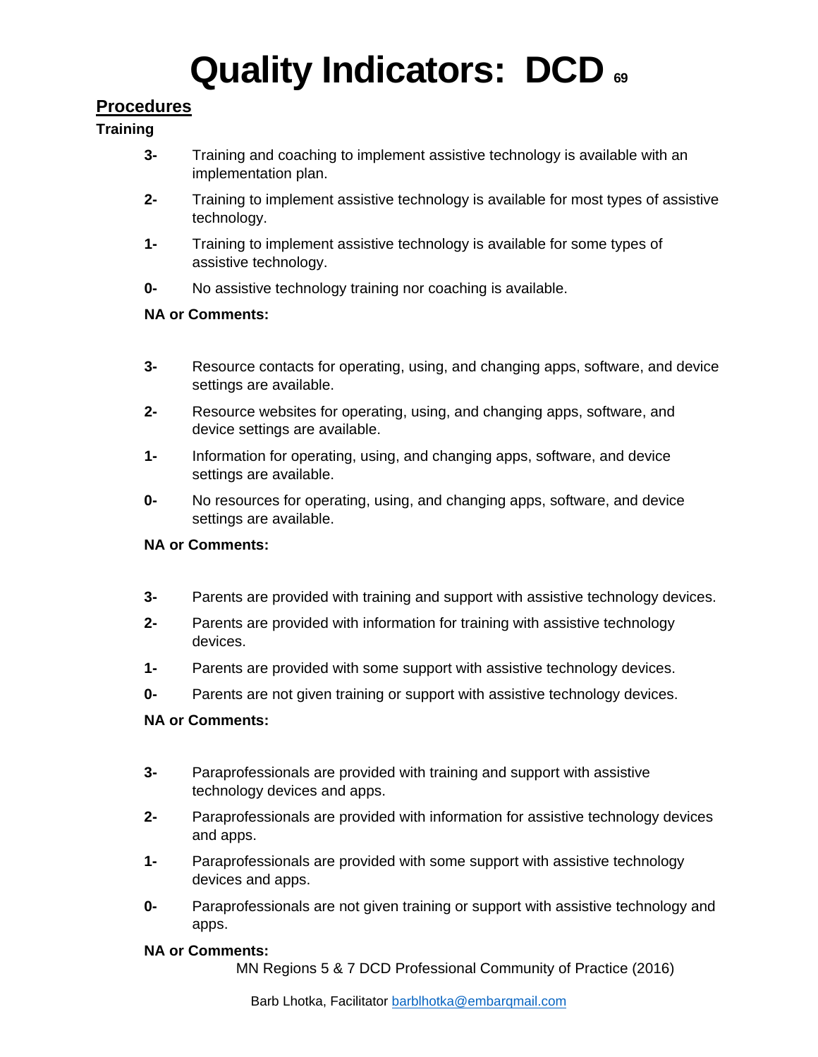# Quality Indicators: DCD

## Procedures

### Training

**3-** Training and coaching to implement assistive technology is available with an implementation plan.

**2-** Training to implement assistive technology is available for most types of assistive technology.

**1-** Training to implement assistive technology is available for some types of assistive technology.

**0-** No assistive technology training nor coaching is available.

**NA or Comments:**

**3-** Resource contacts for operating, using, and changing apps, software, and device settings are available.

**2-** Resource websites for operating, using, and changing apps, software, and device settings are available.

**1-** Information for operating, using, and changing apps, software, and device settings are available.

**0-** No resources for operating, using, and changing apps, software, and device settings are available.

**NA or Comments:**

**3-** Parents are provided with training and support with assistive technology devices.

**2-** Parents are provided with information for training with assistive technology devices.

**1-** Parents are provided with some support with assistive technology devices.

**0-** Parents are not given training or support with assistive technology devices.

**NA or Comments:**

**3-** Paraprofessionals are provided with training and support with assistive technology devices and apps.

**2-** Paraprofessionals are provided with information for assistive technology devices and apps.

**1-** Paraprofessionals are provided with some support with assistive technology devices and apps.

**0-** Paraprofessionals are not given training or support with assistive technology and apps.

**NA or Comments:**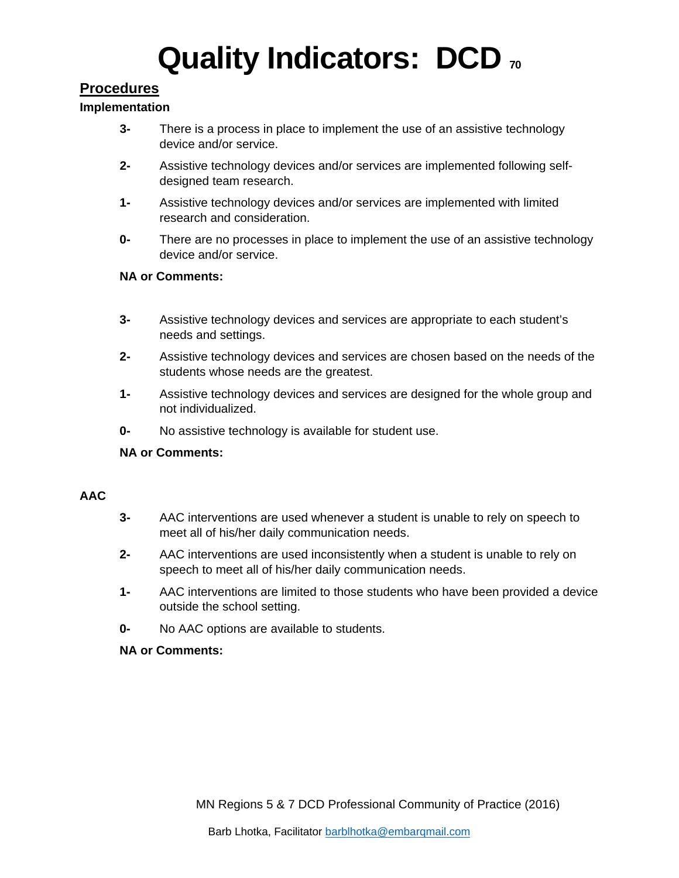# Quality Indicators: DCD

## Procedures

**Implementation**

- **3-** There is a process in place to implement the use of an assistive technology device and/or service.
- **2-** Assistive technology devices and/or services are implemented following self-designed team research.
- **1-** Assistive technology devices and/or services are implemented with limited research and consideration.
- **0-** There are no processes in place to implement the use of an assistive technology device and/or service.

**NA or Comments:**

- **3-** Assistive technology devices and services are appropriate to each student's needs and settings.
- **2-** Assistive technology devices and services are chosen based on the needs of the students whose needs are the greatest.
- **1-** Assistive technology devices and services are designed for the whole group and not individualized.
- **0-** No assistive technology is available for student use.

**NA or Comments:**

**AAC**

- **3-** AAC interventions are used whenever a student is unable to rely on speech to meet all of his/her daily communication needs.
- **2-** AAC interventions are used inconsistently when a student is unable to rely on speech to meet all of his/her daily communication needs.
- **1-** AAC interventions are limited to those students who have been provided a device outside the school setting.
- **0-** No AAC options are available to students.

**NA or Comments:**

MN Regions 5 & 7 DCD Professional Community of Practice (2016)

Barb Lhotka, Facilitator barblhotka@embarqmail.com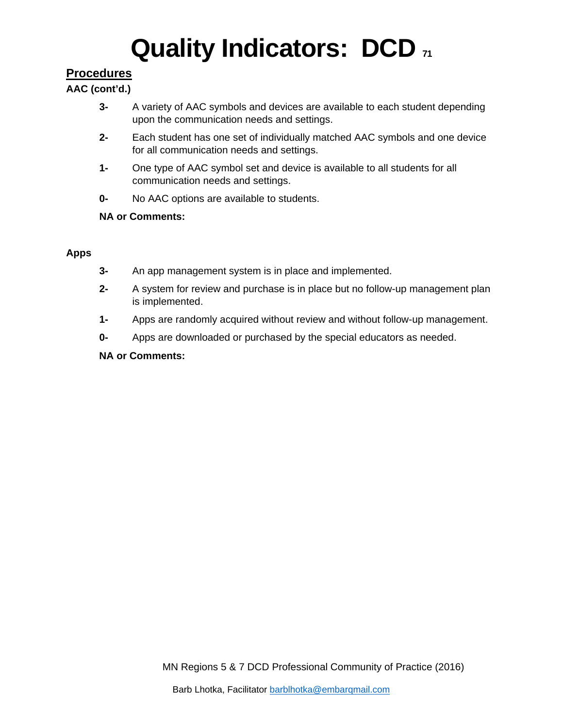# Quality Indicators: DCD

## Procedures

**AAC (cont'd.)**

- **3-** A variety of AAC symbols and devices are available to each student depending upon the communication needs and settings.
- **2-** Each student has one set of individually matched AAC symbols and one device for all communication needs and settings.
- **1-** One type of AAC symbol set and device is available to all students for all communication needs and settings.
- **0-** No AAC options are available to students.

**NA or Comments:**

**Apps**

- **3-** An app management system is in place and implemented.
- **2-** A system for review and purchase is in place but no follow-up management plan is implemented.
- **1-** Apps are randomly acquired without review and without follow-up management.
- **0-** Apps are downloaded or purchased by the special educators as needed.

**NA or Comments:**

MN Regions 5 & 7 DCD Professional Community of Practice (2016)

Barb Lhotka, Facilitator barblhotka@embarqmail.com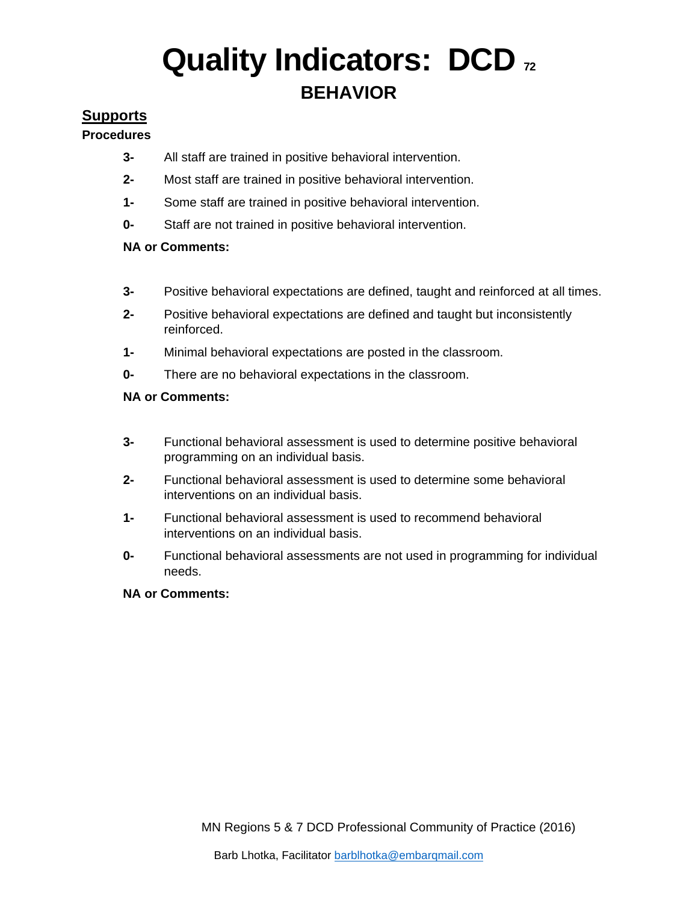# Quality Indicators: DCD

## BEHAVIOR

### Supports

**Procedures**

**3-** All staff are trained in positive behavioral intervention.

**2-** Most staff are trained in positive behavioral intervention.

**1-** Some staff are trained in positive behavioral intervention.

**0-** Staff are not trained in positive behavioral intervention.

**NA or Comments:**

**3-** Positive behavioral expectations are defined, taught and reinforced at all times.

**2-** Positive behavioral expectations are defined and taught but inconsistently reinforced.

**1-** Minimal behavioral expectations are posted in the classroom.

**0-** There are no behavioral expectations in the classroom.

**NA or Comments:**

**3-** Functional behavioral assessment is used to determine positive behavioral programming on an individual basis.

**2-** Functional behavioral assessment is used to determine some behavioral interventions on an individual basis.

**1-** Functional behavioral assessment is used to recommend behavioral interventions on an individual basis.

**0-** Functional behavioral assessments are not used in programming for individual needs.

**NA or Comments:**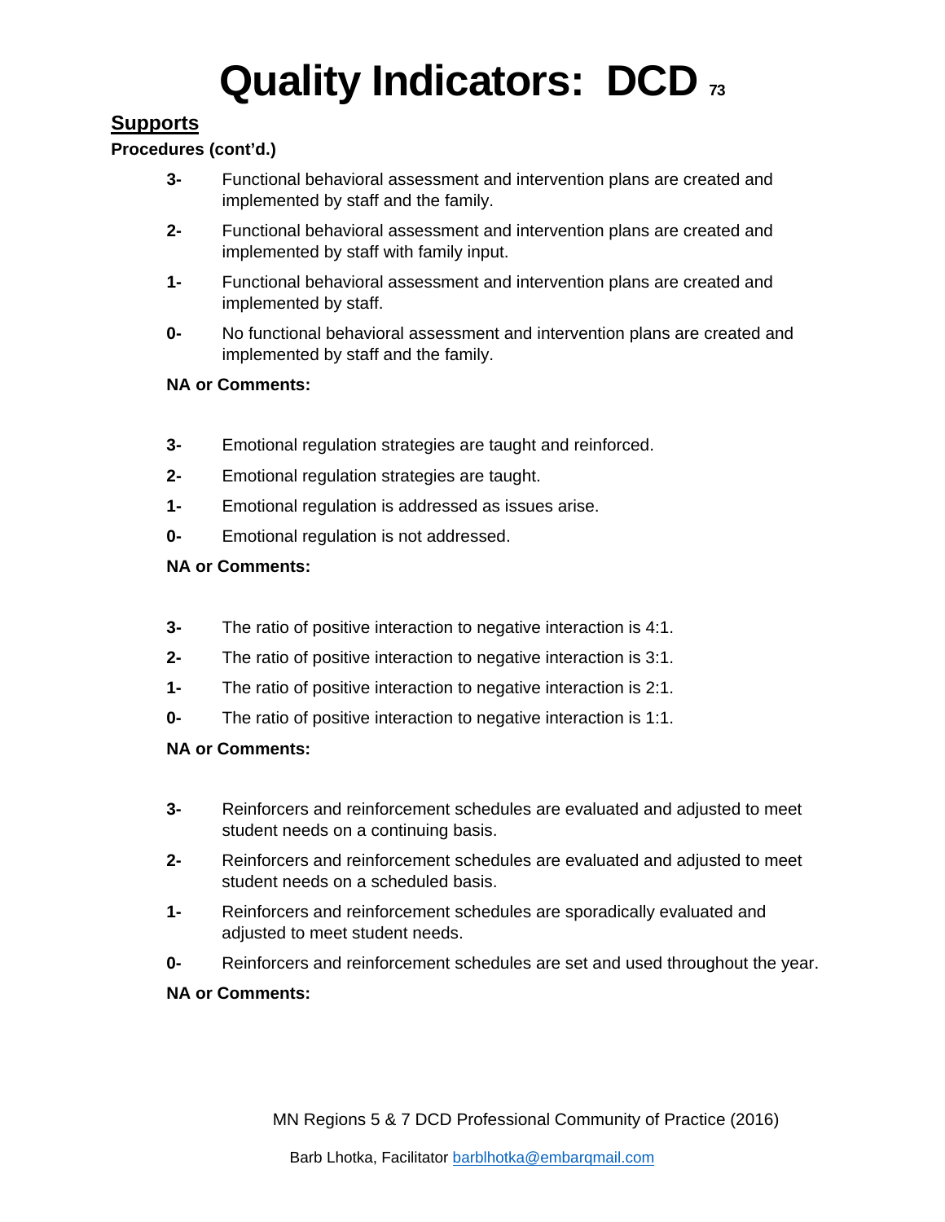# Quality Indicators: DCD

## Supports

**Procedures (cont'd.)**

**3-** Functional behavioral assessment and intervention plans are created and implemented by staff and the family.

**2-** Functional behavioral assessment and intervention plans are created and implemented by staff with family input.

**1-** Functional behavioral assessment and intervention plans are created and implemented by staff.

**0-** No functional behavioral assessment and intervention plans are created and implemented by staff and the family.

**NA or Comments:**

**3-** Emotional regulation strategies are taught and reinforced.

**2-** Emotional regulation strategies are taught.

**1-** Emotional regulation is addressed as issues arise.

**0-** Emotional regulation is not addressed.

**NA or Comments:**

**3-** The ratio of positive interaction to negative interaction is 4:1.

**2-** The ratio of positive interaction to negative interaction is 3:1.

**1-** The ratio of positive interaction to negative interaction is 2:1.

**0-** The ratio of positive interaction to negative interaction is 1:1.

**NA or Comments:**

**3-** Reinforcers and reinforcement schedules are evaluated and adjusted to meet student needs on a continuing basis.

**2-** Reinforcers and reinforcement schedules are evaluated and adjusted to meet student needs on a scheduled basis.

**1-** Reinforcers and reinforcement schedules are sporadically evaluated and adjusted to meet student needs.

**0-** Reinforcers and reinforcement schedules are set and used throughout the year.

**NA or Comments:**

MN Regions 5 & 7 DCD Professional Community of Practice (2016)

Barb Lhotka, Facilitator barblhotka@embarqmail.com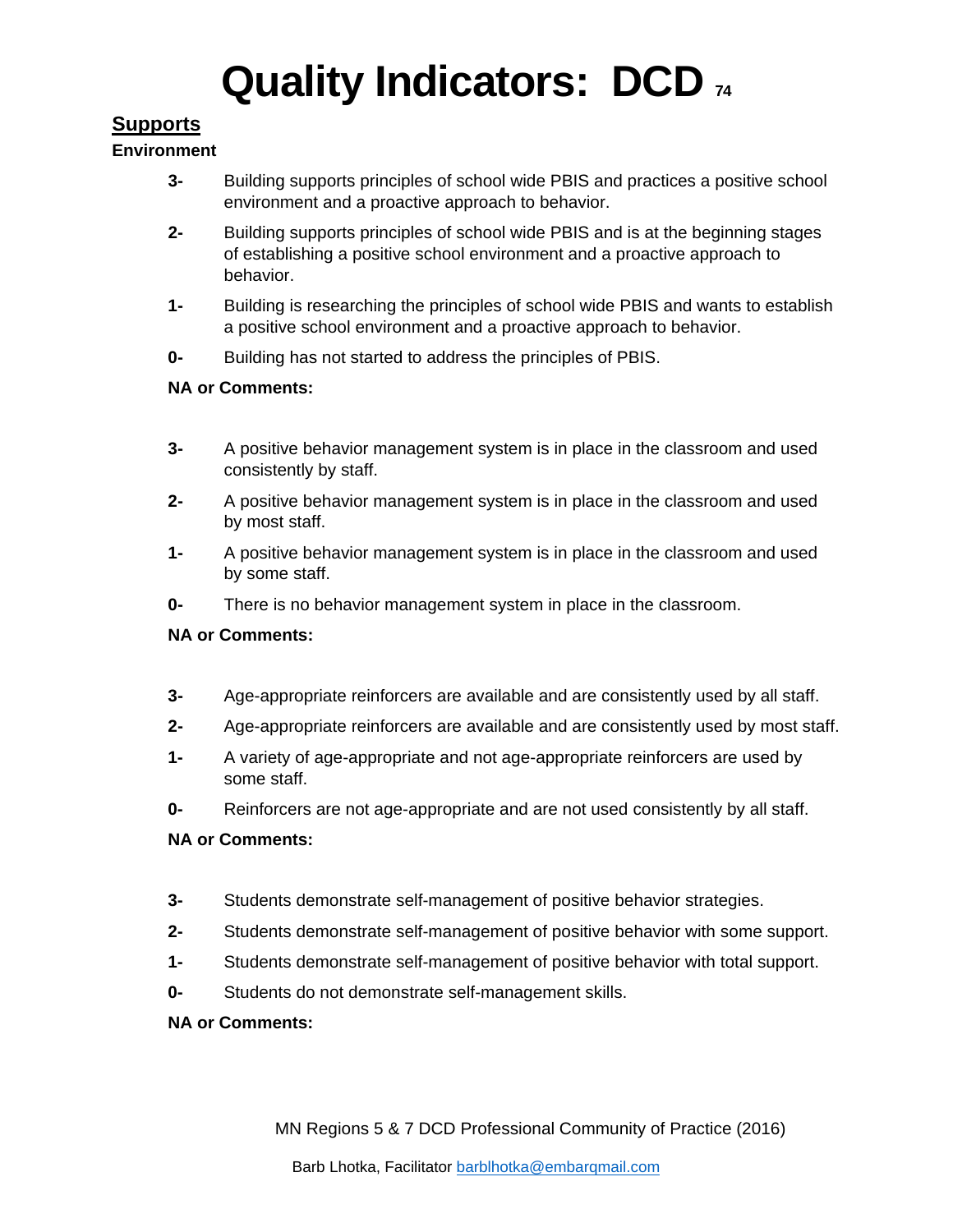# Quality Indicators: DCD

## Supports

### Environment

**3-** Building supports principles of school wide PBIS and practices a positive school environment and a proactive approach to behavior.

**2-** Building supports principles of school wide PBIS and is at the beginning stages of establishing a positive school environment and a proactive approach to behavior.

**1-** Building is researching the principles of school wide PBIS and wants to establish a positive school environment and a proactive approach to behavior.

**0-** Building has not started to address the principles of PBIS.

**NA or Comments:**

**3-** A positive behavior management system is in place in the classroom and used consistently by staff.

**2-** A positive behavior management system is in place in the classroom and used by most staff.

**1-** A positive behavior management system is in place in the classroom and used by some staff.

**0-** There is no behavior management system in place in the classroom.

**NA or Comments:**

**3-** Age-appropriate reinforcers are available and are consistently used by all staff.

**2-** Age-appropriate reinforcers are available and are consistently used by most staff.

**1-** A variety of age-appropriate and not age-appropriate reinforcers are used by some staff.

**0-** Reinforcers are not age-appropriate and are not used consistently by all staff.

**NA or Comments:**

**3-** Students demonstrate self-management of positive behavior strategies.

**2-** Students demonstrate self-management of positive behavior with some support.

**1-** Students demonstrate self-management of positive behavior with total support.

**0-** Students do not demonstrate self-management skills.

**NA or Comments:**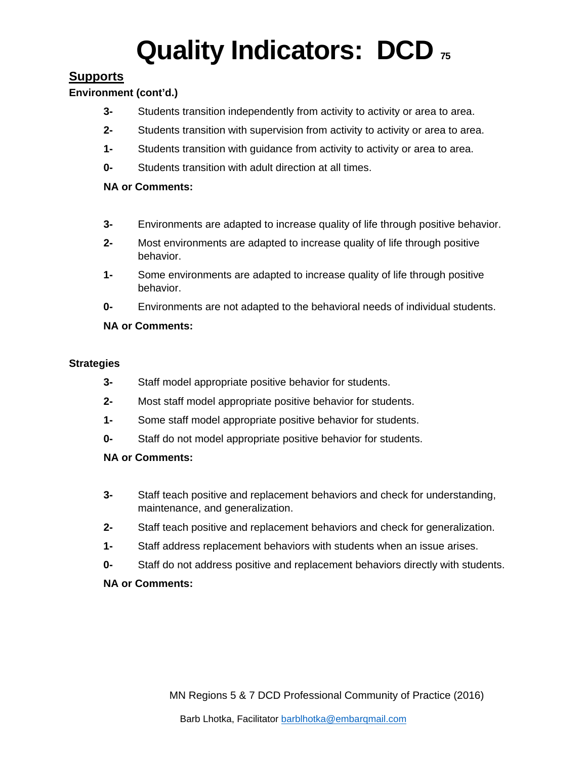# Quality Indicators: DCD

## Supports

**Environment (cont'd.)**

**3-** Students transition independently from activity to activity or area to area.

**2-** Students transition with supervision from activity to activity or area to area.

**1-** Students transition with guidance from activity to activity or area to area.

**0-** Students transition with adult direction at all times.

**NA or Comments:**

**3-** Environments are adapted to increase quality of life through positive behavior.

**2-** Most environments are adapted to increase quality of life through positive behavior.

**1-** Some environments are adapted to increase quality of life through positive behavior.

**0-** Environments are not adapted to the behavioral needs of individual students.

**NA or Comments:**

**Strategies**

**3-** Staff model appropriate positive behavior for students.

**2-** Most staff model appropriate positive behavior for students.

**1-** Some staff model appropriate positive behavior for students.

**0-** Staff do not model appropriate positive behavior for students.

**NA or Comments:**

**3-** Staff teach positive and replacement behaviors and check for understanding, maintenance, and generalization.

**2-** Staff teach positive and replacement behaviors and check for generalization.

**1-** Staff address replacement behaviors with students when an issue arises.

**0-** Staff do not address positive and replacement behaviors directly with students.

**NA or Comments:**

MN Regions 5 & 7 DCD Professional Community of Practice (2016)

Barb Lhotka, Facilitator barblhotka@embarqmail.com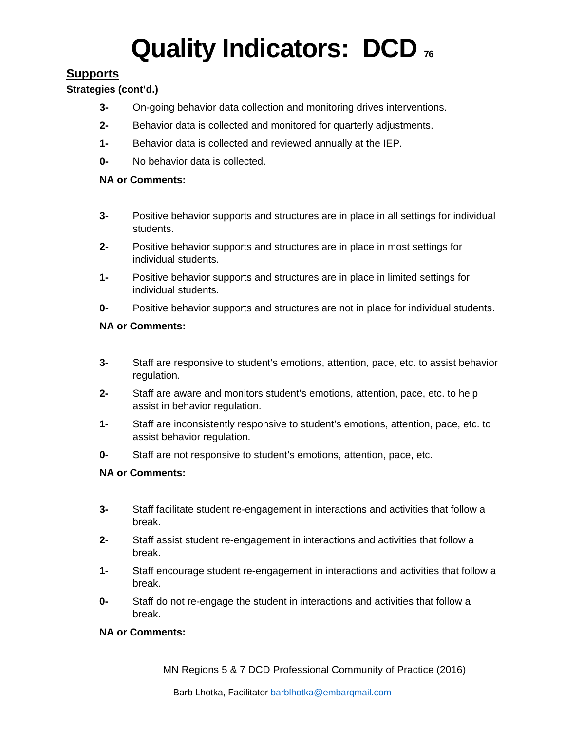# Quality Indicators: DCD

## Supports

**Strategies (cont'd.)**

- **3-** On-going behavior data collection and monitoring drives interventions.
- **2-** Behavior data is collected and monitored for quarterly adjustments.
- **1-** Behavior data is collected and reviewed annually at the IEP.
- **0-** No behavior data is collected.

**NA or Comments:**

- **3-** Positive behavior supports and structures are in place in all settings for individual students.
- **2-** Positive behavior supports and structures are in place in most settings for individual students.
- **1-** Positive behavior supports and structures are in place in limited settings for individual students.
- **0-** Positive behavior supports and structures are not in place for individual students.

**NA or Comments:**

- **3-** Staff are responsive to student's emotions, attention, pace, etc. to assist behavior regulation.
- **2-** Staff are aware and monitors student's emotions, attention, pace, etc. to help assist in behavior regulation.
- **1-** Staff are inconsistently responsive to student's emotions, attention, pace, etc. to assist behavior regulation.
- **0-** Staff are not responsive to student's emotions, attention, pace, etc.

**NA or Comments:**

- **3-** Staff facilitate student re-engagement in interactions and activities that follow a break.
- **2-** Staff assist student re-engagement in interactions and activities that follow a break.
- **1-** Staff encourage student re-engagement in interactions and activities that follow a break.
- **0-** Staff do not re-engage the student in interactions and activities that follow a break.

**NA or Comments:**

MN Regions 5 & 7 DCD Professional Community of Practice (2016)

Barb Lhotka, Facilitator barblhotka@embarqmail.com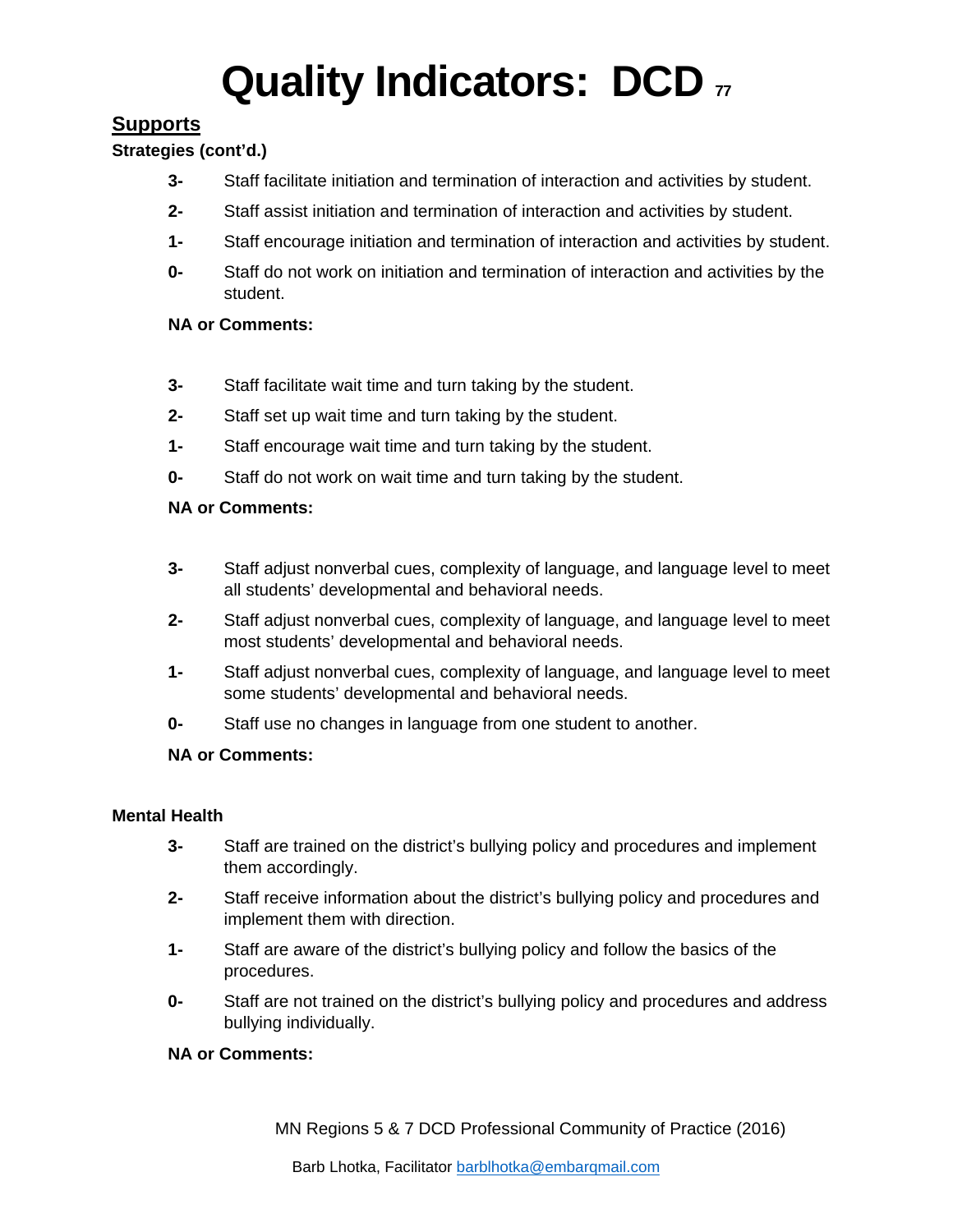# Quality Indicators: DCD

## Supports

**Strategies (cont'd.)**

- **3-** Staff facilitate initiation and termination of interaction and activities by student.
- **2-** Staff assist initiation and termination of interaction and activities by student.
- **1-** Staff encourage initiation and termination of interaction and activities by student.
- **0-** Staff do not work on initiation and termination of interaction and activities by the student.

**NA or Comments:**

- **3-** Staff facilitate wait time and turn taking by the student.
- **2-** Staff set up wait time and turn taking by the student.
- **1-** Staff encourage wait time and turn taking by the student.
- **0-** Staff do not work on wait time and turn taking by the student.

**NA or Comments:**

- **3-** Staff adjust nonverbal cues, complexity of language, and language level to meet all students' developmental and behavioral needs.
- **2-** Staff adjust nonverbal cues, complexity of language, and language level to meet most students' developmental and behavioral needs.
- **1-** Staff adjust nonverbal cues, complexity of language, and language level to meet some students' developmental and behavioral needs.
- **0-** Staff use no changes in language from one student to another.

**NA or Comments:**

**Mental Health**

- **3-** Staff are trained on the district's bullying policy and procedures and implement them accordingly.
- **2-** Staff receive information about the district's bullying policy and procedures and implement them with direction.
- **1-** Staff are aware of the district's bullying policy and follow the basics of the procedures.
- **0-** Staff are not trained on the district's bullying policy and procedures and address bullying individually.

**NA or Comments:**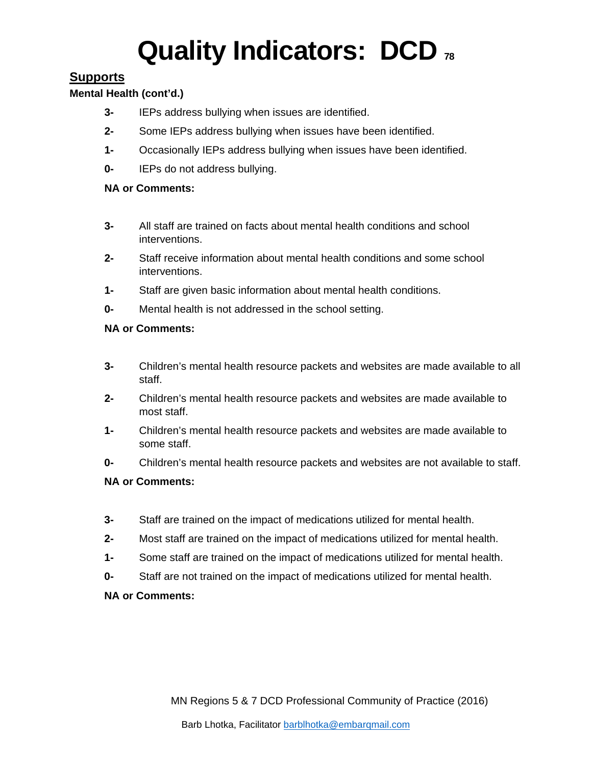# Quality Indicators: DCD

## Supports

**Mental Health (cont'd.)**

**3-** IEPs address bullying when issues are identified.

**2-** Some IEPs address bullying when issues have been identified.

**1-** Occasionally IEPs address bullying when issues have been identified.

**0-** IEPs do not address bullying.

**NA or Comments:**

**3-** All staff are trained on facts about mental health conditions and school interventions.

**2-** Staff receive information about mental health conditions and some school interventions.

**1-** Staff are given basic information about mental health conditions.

**0-** Mental health is not addressed in the school setting.

**NA or Comments:**

**3-** Children's mental health resource packets and websites are made available to all staff.

**2-** Children's mental health resource packets and websites are made available to most staff.

**1-** Children's mental health resource packets and websites are made available to some staff.

**0-** Children's mental health resource packets and websites are not available to staff.

**NA or Comments:**

**3-** Staff are trained on the impact of medications utilized for mental health.

**2-** Most staff are trained on the impact of medications utilized for mental health.

**1-** Some staff are trained on the impact of medications utilized for mental health.

**0-** Staff are not trained on the impact of medications utilized for mental health.

**NA or Comments:**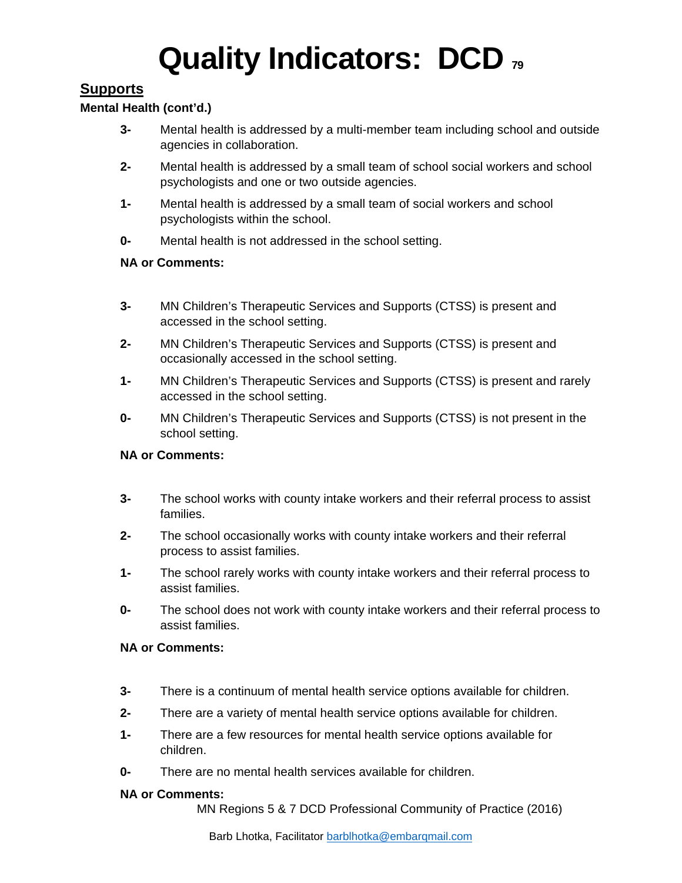# Quality Indicators: DCD

## Supports

**Mental Health (cont'd.)**

**3-** Mental health is addressed by a multi-member team including school and outside agencies in collaboration.

**2-** Mental health is addressed by a small team of school social workers and school psychologists and one or two outside agencies.

**1-** Mental health is addressed by a small team of social workers and school psychologists within the school.

**0-** Mental health is not addressed in the school setting.

**NA or Comments:**

**3-** MN Children's Therapeutic Services and Supports (CTSS) is present and accessed in the school setting.

**2-** MN Children's Therapeutic Services and Supports (CTSS) is present and occasionally accessed in the school setting.

**1-** MN Children's Therapeutic Services and Supports (CTSS) is present and rarely accessed in the school setting.

**0-** MN Children's Therapeutic Services and Supports (CTSS) is not present in the school setting.

**NA or Comments:**

**3-** The school works with county intake workers and their referral process to assist families.

**2-** The school occasionally works with county intake workers and their referral process to assist families.

**1-** The school rarely works with county intake workers and their referral process to assist families.

**0-** The school does not work with county intake workers and their referral process to assist families.

**NA or Comments:**

**3-** There is a continuum of mental health service options available for children.

**2-** There are a variety of mental health service options available for children.

**1-** There are a few resources for mental health service options available for children.

**0-** There are no mental health services available for children.

**NA or Comments:**

MN Regions 5 & 7 DCD Professional Community of Practice (2016)

Barb Lhotka, Facilitator barblhotka@embarqmail.com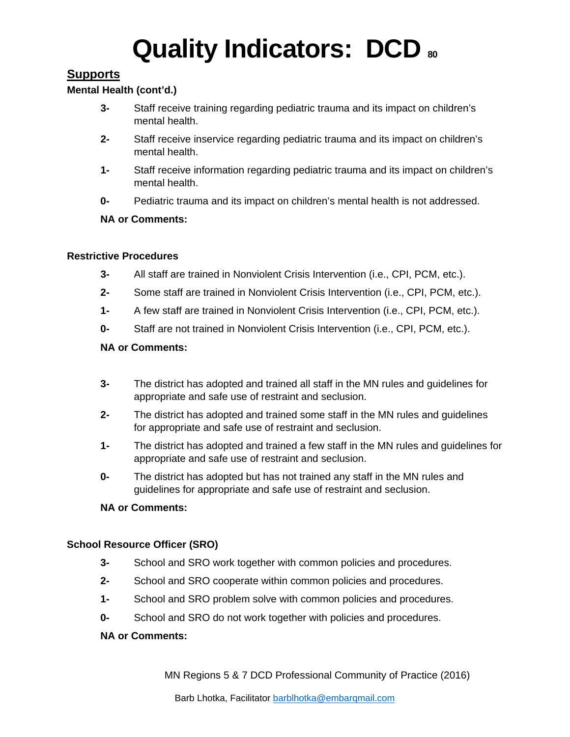# Quality Indicators: DCD

## Supports

**Mental Health (cont'd.)**

- **3-** Staff receive training regarding pediatric trauma and its impact on children's mental health.
- **2-** Staff receive inservice regarding pediatric trauma and its impact on children's mental health.
- **1-** Staff receive information regarding pediatric trauma and its impact on children's mental health.
- **0-** Pediatric trauma and its impact on children's mental health is not addressed.

**NA or Comments:**

**Restrictive Procedures**

- **3-** All staff are trained in Nonviolent Crisis Intervention (i.e., CPI, PCM, etc.).
- **2-** Some staff are trained in Nonviolent Crisis Intervention (i.e., CPI, PCM, etc.).
- **1-** A few staff are trained in Nonviolent Crisis Intervention (i.e., CPI, PCM, etc.).
- **0-** Staff are not trained in Nonviolent Crisis Intervention (i.e., CPI, PCM, etc.).

**NA or Comments:**

- **3-** The district has adopted and trained all staff in the MN rules and guidelines for appropriate and safe use of restraint and seclusion.
- **2-** The district has adopted and trained some staff in the MN rules and guidelines for appropriate and safe use of restraint and seclusion.
- **1-** The district has adopted and trained a few staff in the MN rules and guidelines for appropriate and safe use of restraint and seclusion.
- **0-** The district has adopted but has not trained any staff in the MN rules and guidelines for appropriate and safe use of restraint and seclusion.

**NA or Comments:**

**School Resource Officer (SRO)**

- **3-** School and SRO work together with common policies and procedures.
- **2-** School and SRO cooperate within common policies and procedures.
- **1-** School and SRO problem solve with common policies and procedures.
- **0-** School and SRO do not work together with policies and procedures.

**NA or Comments:**

MN Regions 5 & 7 DCD Professional Community of Practice (2016)

Barb Lhotka, Facilitator barblhotka@embarqmail.com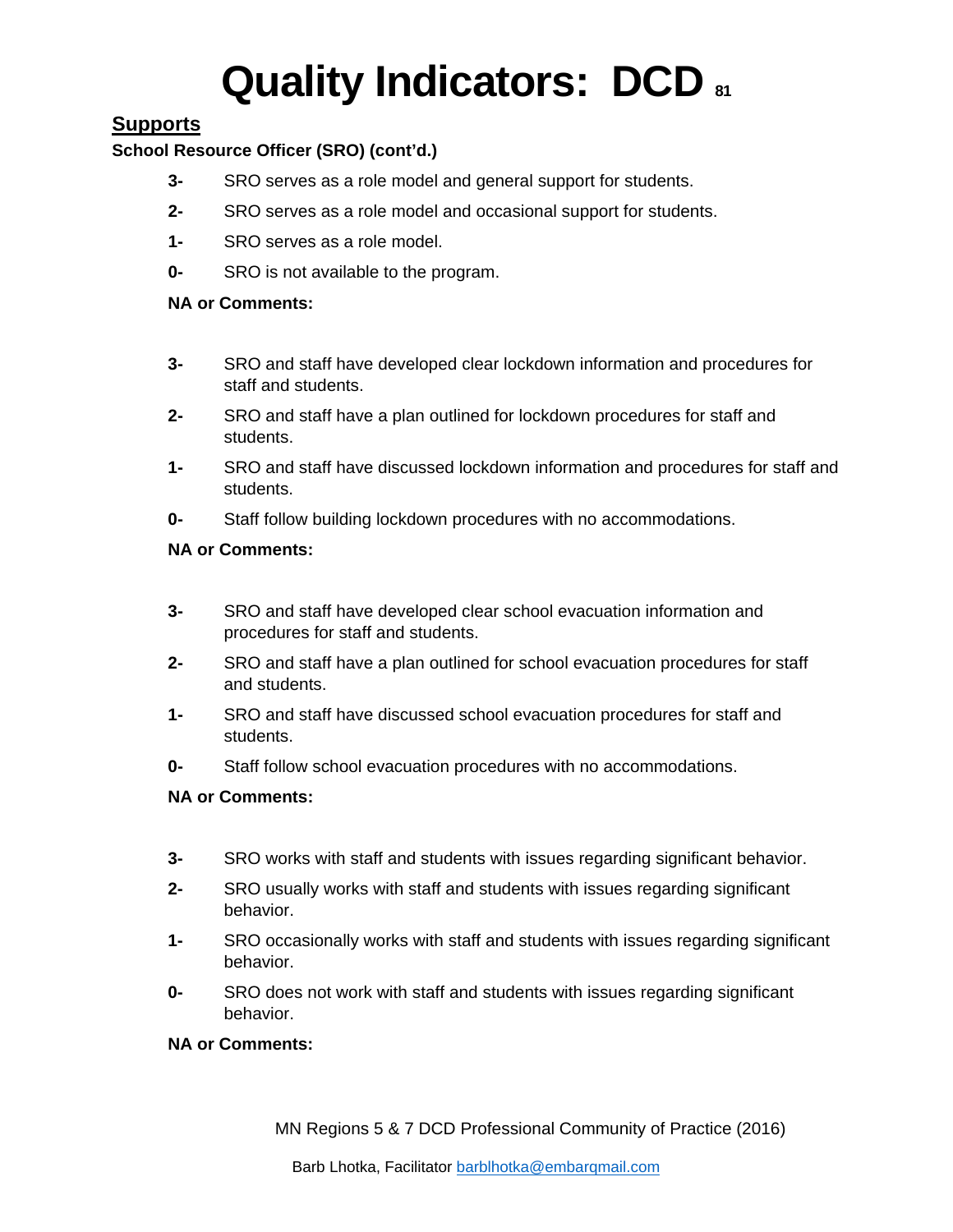# Quality Indicators: DCD

## Supports

**School Resource Officer (SRO) (cont'd.)**

**3-** SRO serves as a role model and general support for students.

**2-** SRO serves as a role model and occasional support for students.

**1-** SRO serves as a role model.

**0-** SRO is not available to the program.

**NA or Comments:**

**3-** SRO and staff have developed clear lockdown information and procedures for staff and students.

**2-** SRO and staff have a plan outlined for lockdown procedures for staff and students.

**1-** SRO and staff have discussed lockdown information and procedures for staff and students.

**0-** Staff follow building lockdown procedures with no accommodations.

**NA or Comments:**

**3-** SRO and staff have developed clear school evacuation information and procedures for staff and students.

**2-** SRO and staff have a plan outlined for school evacuation procedures for staff and students.

**1-** SRO and staff have discussed school evacuation procedures for staff and students.

**0-** Staff follow school evacuation procedures with no accommodations.

**NA or Comments:**

**3-** SRO works with staff and students with issues regarding significant behavior.

**2-** SRO usually works with staff and students with issues regarding significant behavior.

**1-** SRO occasionally works with staff and students with issues regarding significant behavior.

**0-** SRO does not work with staff and students with issues regarding significant behavior.

**NA or Comments:**

MN Regions 5 & 7 DCD Professional Community of Practice (2016)

Barb Lhotka, Facilitator barblhotka@embarqmail.com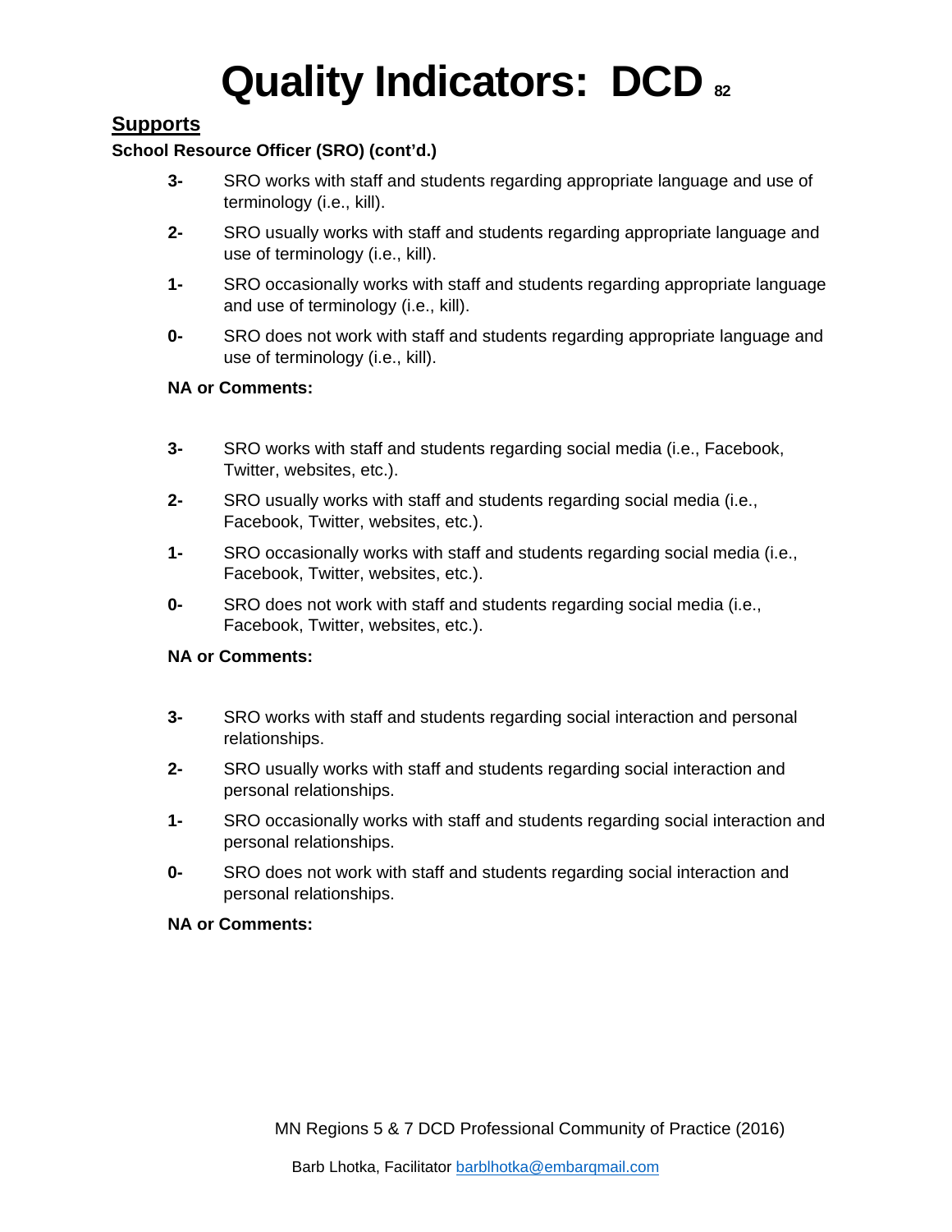# Quality Indicators: DCD

## Supports

**School Resource Officer (SRO) (cont'd.)**

**3-** SRO works with staff and students regarding appropriate language and use of terminology (i.e., kill).

**2-** SRO usually works with staff and students regarding appropriate language and use of terminology (i.e., kill).

**1-** SRO occasionally works with staff and students regarding appropriate language and use of terminology (i.e., kill).

**0-** SRO does not work with staff and students regarding appropriate language and use of terminology (i.e., kill).

**NA or Comments:**

**3-** SRO works with staff and students regarding social media (i.e., Facebook, Twitter, websites, etc.).

**2-** SRO usually works with staff and students regarding social media (i.e., Facebook, Twitter, websites, etc.).

**1-** SRO occasionally works with staff and students regarding social media (i.e., Facebook, Twitter, websites, etc.).

**0-** SRO does not work with staff and students regarding social media (i.e., Facebook, Twitter, websites, etc.).

**NA or Comments:**

**3-** SRO works with staff and students regarding social interaction and personal relationships.

**2-** SRO usually works with staff and students regarding social interaction and personal relationships.

**1-** SRO occasionally works with staff and students regarding social interaction and personal relationships.

**0-** SRO does not work with staff and students regarding social interaction and personal relationships.

**NA or Comments:**

MN Regions 5 & 7 DCD Professional Community of Practice (2016)

Barb Lhotka, Facilitator barblhotka@embarqmail.com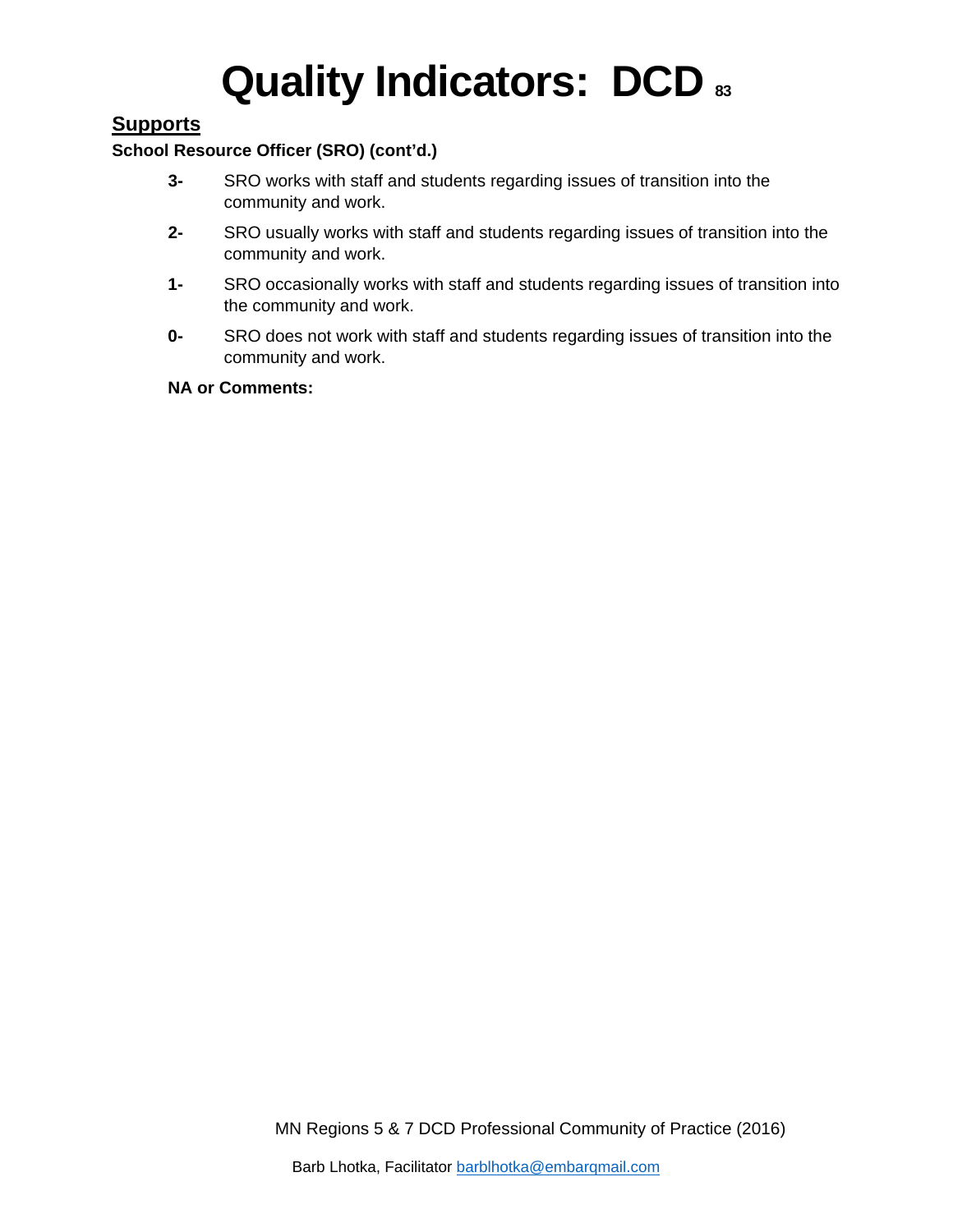# Quality Indicators: DCD

## Supports

**School Resource Officer (SRO) (cont'd.)**

- **3-** SRO works with staff and students regarding issues of transition into the community and work.
- **2-** SRO usually works with staff and students regarding issues of transition into the community and work.
- **1-** SRO occasionally works with staff and students regarding issues of transition into the community and work.
- **0-** SRO does not work with staff and students regarding issues of transition into the community and work.

**NA or Comments:**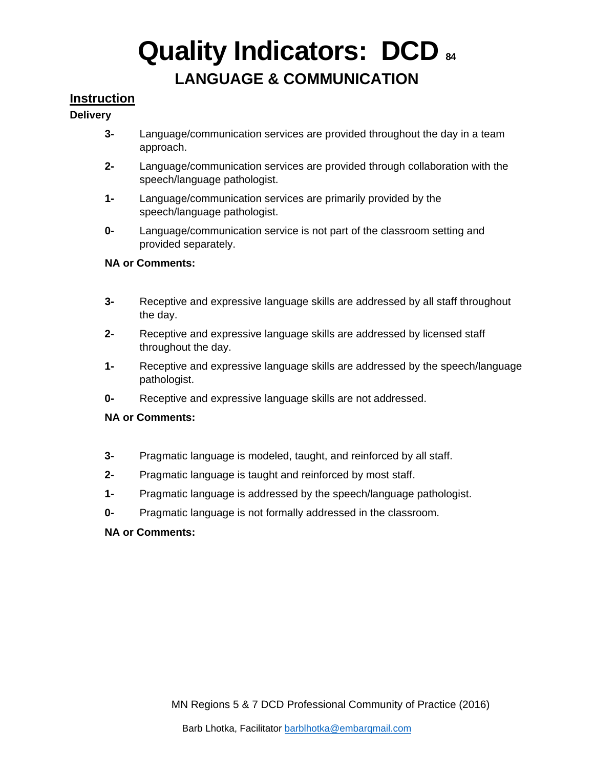# Quality Indicators: DCD

## LANGUAGE & COMMUNICATION

### Instruction

**Delivery**

**3-** Language/communication services are provided throughout the day in a team approach.

**2-** Language/communication services are provided through collaboration with the speech/language pathologist.

**1-** Language/communication services are primarily provided by the speech/language pathologist.

**0-** Language/communication service is not part of the classroom setting and provided separately.

**NA or Comments:**

**3-** Receptive and expressive language skills are addressed by all staff throughout the day.

**2-** Receptive and expressive language skills are addressed by licensed staff throughout the day.

**1-** Receptive and expressive language skills are addressed by the speech/language pathologist.

**0-** Receptive and expressive language skills are not addressed.

**NA or Comments:**

**3-** Pragmatic language is modeled, taught, and reinforced by all staff.

**2-** Pragmatic language is taught and reinforced by most staff.

**1-** Pragmatic language is addressed by the speech/language pathologist.

**0-** Pragmatic language is not formally addressed in the classroom.

**NA or Comments:**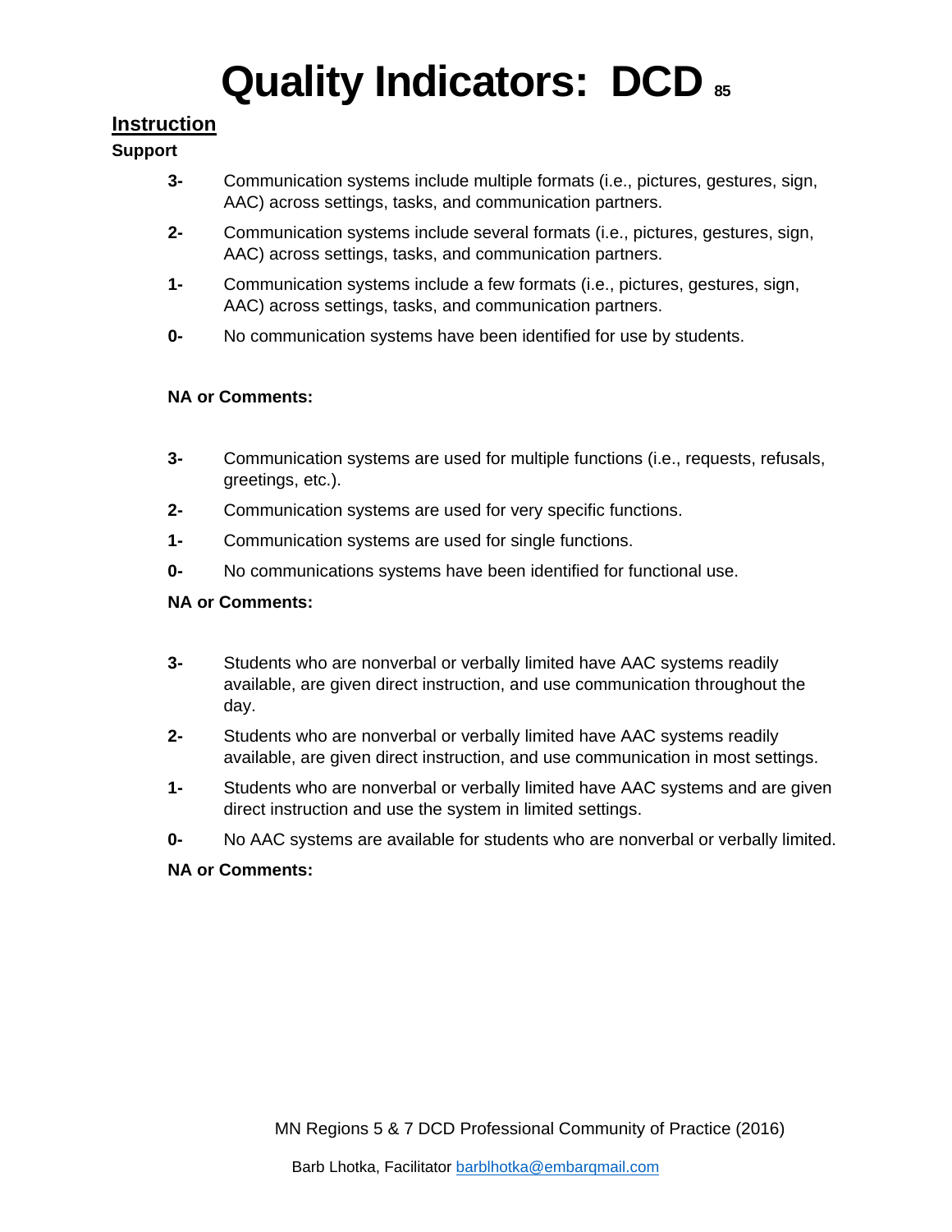# Quality Indicators: DCD

## Instruction

**Support**

**3-** Communication systems include multiple formats (i.e., pictures, gestures, sign, AAC) across settings, tasks, and communication partners.

**2-** Communication systems include several formats (i.e., pictures, gestures, sign, AAC) across settings, tasks, and communication partners.

**1-** Communication systems include a few formats (i.e., pictures, gestures, sign, AAC) across settings, tasks, and communication partners.

**0-** No communication systems have been identified for use by students.

**NA or Comments:**

**3-** Communication systems are used for multiple functions (i.e., requests, refusals, greetings, etc.).

**2-** Communication systems are used for very specific functions.

**1-** Communication systems are used for single functions.

**0-** No communications systems have been identified for functional use.

**NA or Comments:**

**3-** Students who are nonverbal or verbally limited have AAC systems readily available, are given direct instruction, and use communication throughout the day.

**2-** Students who are nonverbal or verbally limited have AAC systems readily available, are given direct instruction, and use communication in most settings.

**1-** Students who are nonverbal or verbally limited have AAC systems and are given direct instruction and use the system in limited settings.

**0-** No AAC systems are available for students who are nonverbal or verbally limited.

**NA or Comments:**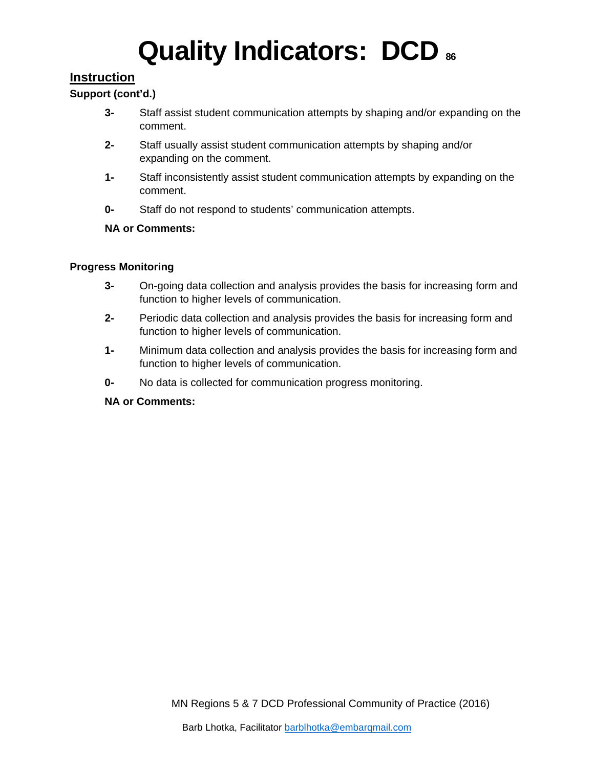# Quality Indicators: DCD

## Instruction

**Support (cont'd.)**

- **3-** Staff assist student communication attempts by shaping and/or expanding on the comment.
- **2-** Staff usually assist student communication attempts by shaping and/or expanding on the comment.
- **1-** Staff inconsistently assist student communication attempts by expanding on the comment.
- **0-** Staff do not respond to students' communication attempts.

**NA or Comments:**

**Progress Monitoring**

- **3-** On-going data collection and analysis provides the basis for increasing form and function to higher levels of communication.
- **2-** Periodic data collection and analysis provides the basis for increasing form and function to higher levels of communication.
- **1-** Minimum data collection and analysis provides the basis for increasing form and function to higher levels of communication.
- **0-** No data is collected for communication progress monitoring.

**NA or Comments:**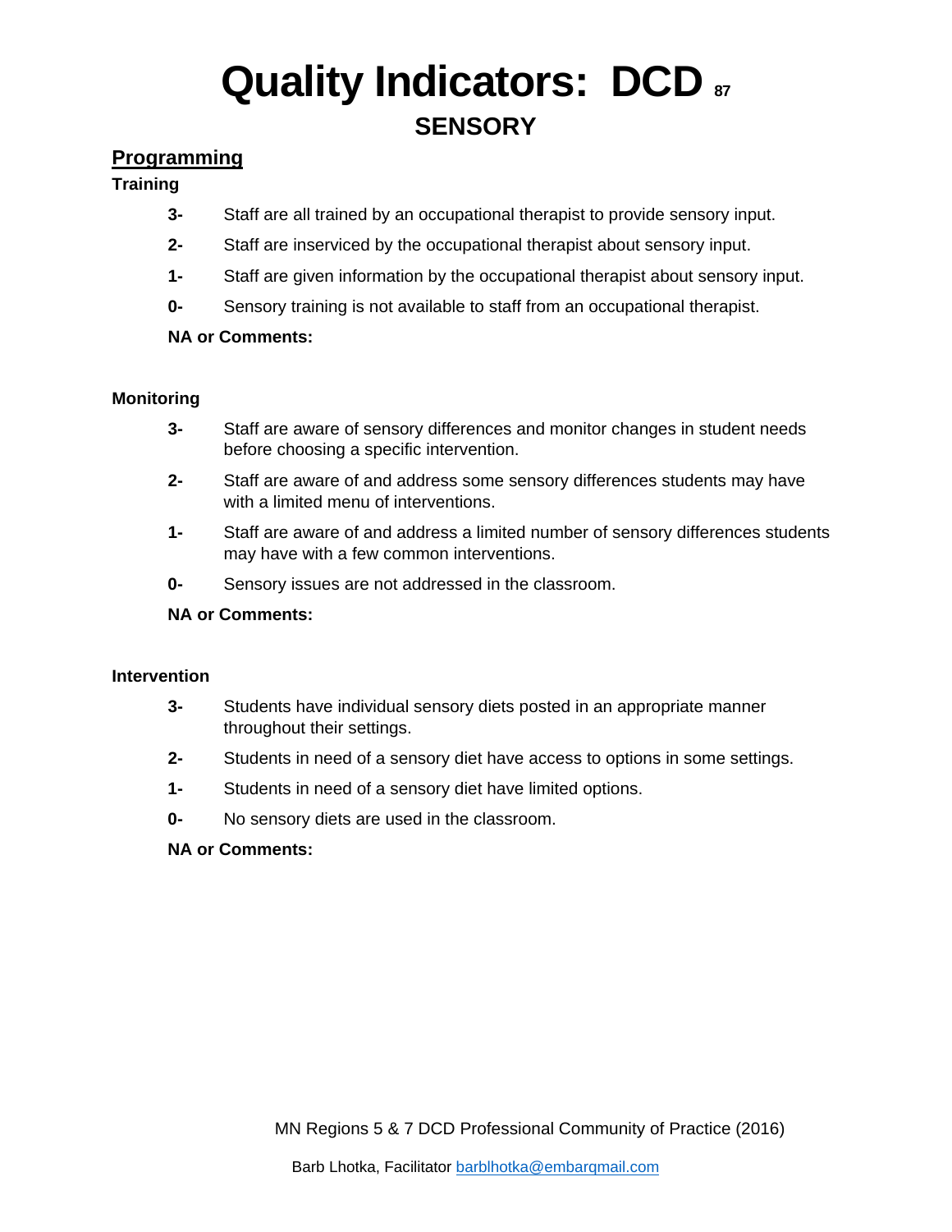# Quality Indicators: DCD

## SENSORY

### Programming

**Training**

- **3-** Staff are all trained by an occupational therapist to provide sensory input.
- **2-** Staff are inserviced by the occupational therapist about sensory input.
- **1-** Staff are given information by the occupational therapist about sensory input.
- **0-** Sensory training is not available to staff from an occupational therapist.

**NA or Comments:**

**Monitoring**

- **3-** Staff are aware of sensory differences and monitor changes in student needs before choosing a specific intervention.
- **2-** Staff are aware of and address some sensory differences students may have with a limited menu of interventions.
- **1-** Staff are aware of and address a limited number of sensory differences students may have with a few common interventions.
- **0-** Sensory issues are not addressed in the classroom.

**NA or Comments:**

**Intervention**

- **3-** Students have individual sensory diets posted in an appropriate manner throughout their settings.
- **2-** Students in need of a sensory diet have access to options in some settings.
- **1-** Students in need of a sensory diet have limited options.
- **0-** No sensory diets are used in the classroom.

**NA or Comments:**

MN Regions 5 & 7 DCD Professional Community of Practice (2016)

Barb Lhotka, Facilitator barblhotka@embarqmail.com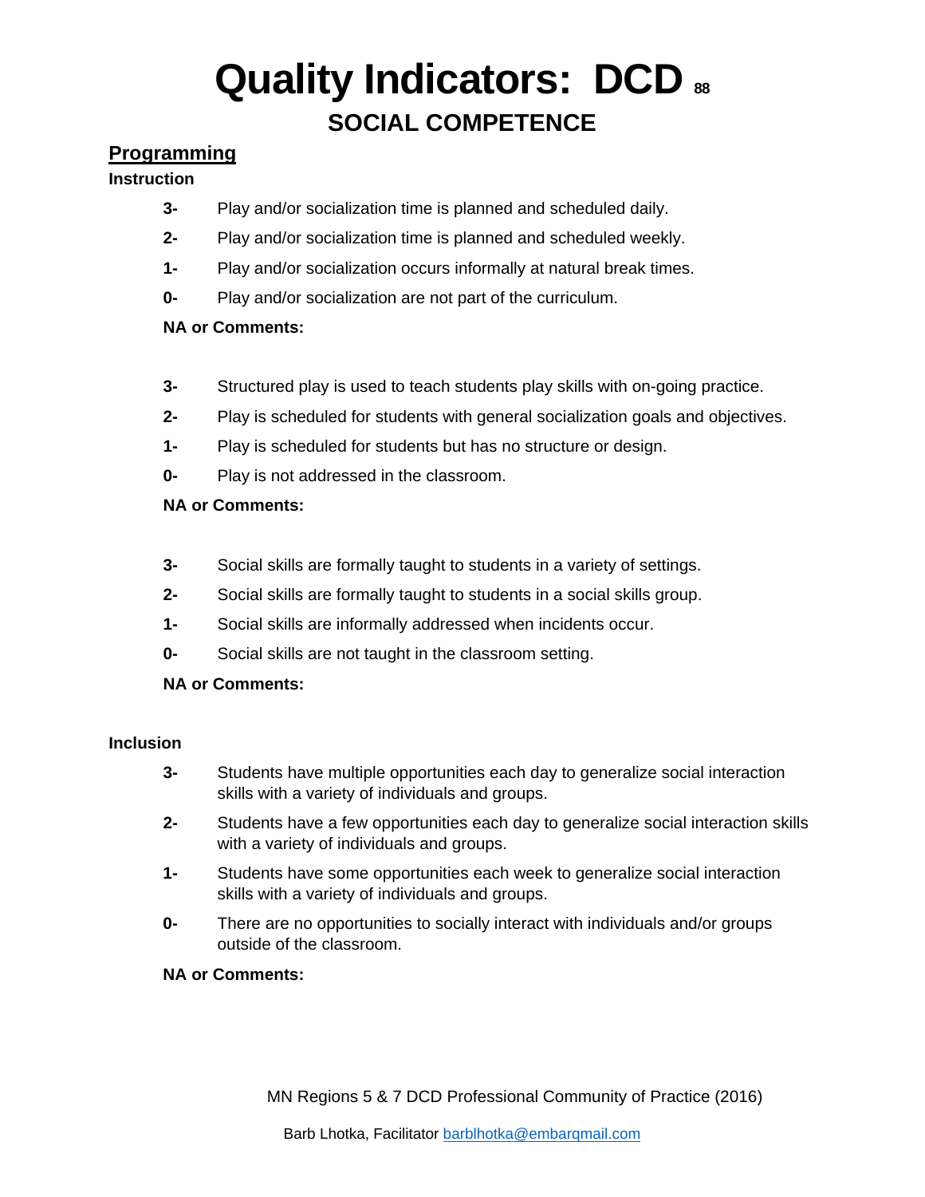# Quality Indicators: DCD

## SOCIAL COMPETENCE

### Programming

**Instruction**

**3-** Play and/or socialization time is planned and scheduled daily.

**2-** Play and/or socialization time is planned and scheduled weekly.

**1-** Play and/or socialization occurs informally at natural break times.

**0-** Play and/or socialization are not part of the curriculum.

**NA or Comments:**

**3-** Structured play is used to teach students play skills with on-going practice.

**2-** Play is scheduled for students with general socialization goals and objectives.

**1-** Play is scheduled for students but has no structure or design.

**0-** Play is not addressed in the classroom.

**NA or Comments:**

**3-** Social skills are formally taught to students in a variety of settings.

**2-** Social skills are formally taught to students in a social skills group.

**1-** Social skills are informally addressed when incidents occur.

**0-** Social skills are not taught in the classroom setting.

**NA or Comments:**

**Inclusion**

**3-** Students have multiple opportunities each day to generalize social interaction skills with a variety of individuals and groups.

**2-** Students have a few opportunities each day to generalize social interaction skills with a variety of individuals and groups.

**1-** Students have some opportunities each week to generalize social interaction skills with a variety of individuals and groups.

**0-** There are no opportunities to socially interact with individuals and/or groups outside of the classroom.

**NA or Comments:**

MN Regions 5 & 7 DCD Professional Community of Practice (2016)

Barb Lhotka, Facilitator barblhotka@embarqmail.com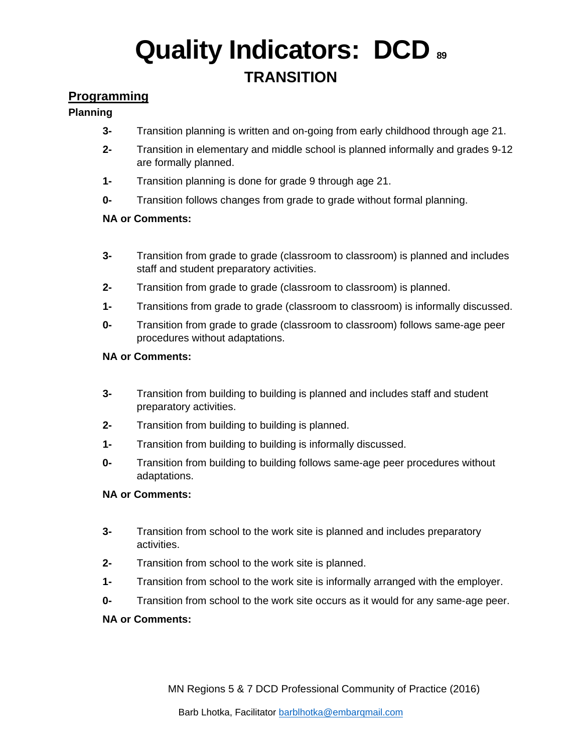# Quality Indicators: DCD

## TRANSITION

### Programming

**Planning**

**3-** Transition planning is written and on-going from early childhood through age 21.

**2-** Transition in elementary and middle school is planned informally and grades 9-12 are formally planned.

**1-** Transition planning is done for grade 9 through age 21.

**0-** Transition follows changes from grade to grade without formal planning.

**NA or Comments:**

**3-** Transition from grade to grade (classroom to classroom) is planned and includes staff and student preparatory activities.

**2-** Transition from grade to grade (classroom to classroom) is planned.

**1-** Transitions from grade to grade (classroom to classroom) is informally discussed.

**0-** Transition from grade to grade (classroom to classroom) follows same-age peer procedures without adaptations.

**NA or Comments:**

**3-** Transition from building to building is planned and includes staff and student preparatory activities.

**2-** Transition from building to building is planned.

**1-** Transition from building to building is informally discussed.

**0-** Transition from building to building follows same-age peer procedures without adaptations.

**NA or Comments:**

**3-** Transition from school to the work site is planned and includes preparatory activities.

**2-** Transition from school to the work site is planned.

**1-** Transition from school to the work site is informally arranged with the employer.

**0-** Transition from school to the work site occurs as it would for any same-age peer.

**NA or Comments:**

MN Regions 5 & 7 DCD Professional Community of Practice (2016)

Barb Lhotka, Facilitator barblhotka@embarqmail.com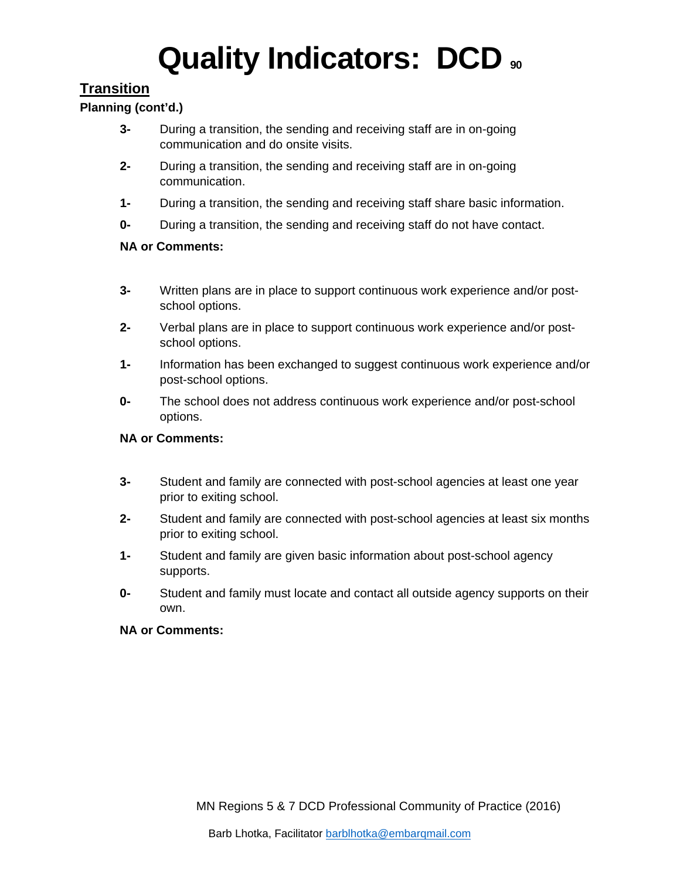# Quality Indicators: DCD

## Transition

**Planning (cont'd.)**

**3-** During a transition, the sending and receiving staff are in on-going communication and do onsite visits.

**2-** During a transition, the sending and receiving staff are in on-going communication.

**1-** During a transition, the sending and receiving staff share basic information.

**0-** During a transition, the sending and receiving staff do not have contact.

**NA or Comments:**

**3-** Written plans are in place to support continuous work experience and/or post-school options.

**2-** Verbal plans are in place to support continuous work experience and/or post-school options.

**1-** Information has been exchanged to suggest continuous work experience and/or post-school options.

**0-** The school does not address continuous work experience and/or post-school options.

**NA or Comments:**

**3-** Student and family are connected with post-school agencies at least one year prior to exiting school.

**2-** Student and family are connected with post-school agencies at least six months prior to exiting school.

**1-** Student and family are given basic information about post-school agency supports.

**0-** Student and family must locate and contact all outside agency supports on their own.

**NA or Comments:**

MN Regions 5 & 7 DCD Professional Community of Practice (2016)

Barb Lhotka, Facilitator barblhotka@embarqmail.com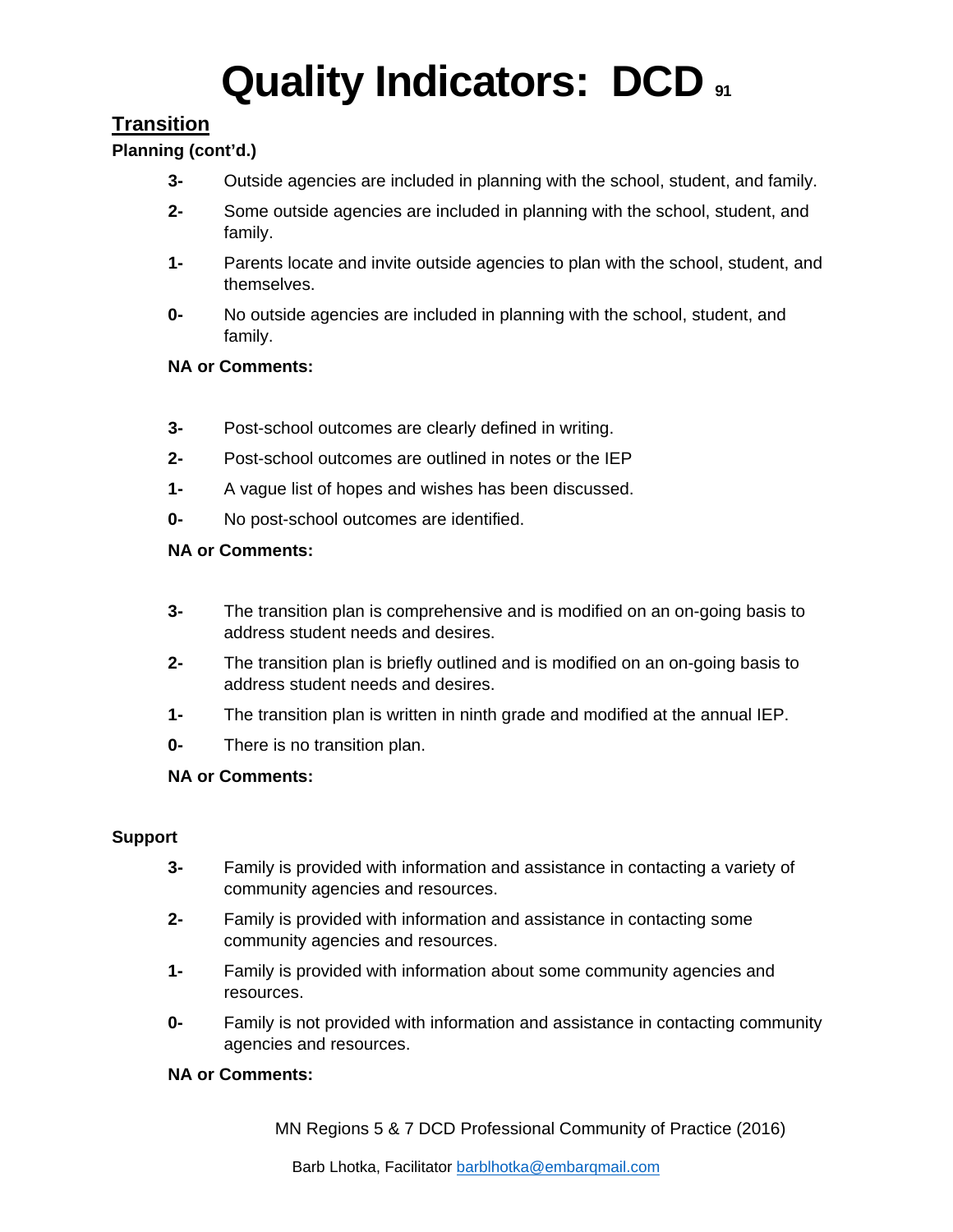# Quality Indicators: DCD

## Transition

**Planning (cont'd.)**

**3-** Outside agencies are included in planning with the school, student, and family.

**2-** Some outside agencies are included in planning with the school, student, and family.

**1-** Parents locate and invite outside agencies to plan with the school, student, and themselves.

**0-** No outside agencies are included in planning with the school, student, and family.

**NA or Comments:**

**3-** Post-school outcomes are clearly defined in writing.

**2-** Post-school outcomes are outlined in notes or the IEP

**1-** A vague list of hopes and wishes has been discussed.

**0-** No post-school outcomes are identified.

**NA or Comments:**

**3-** The transition plan is comprehensive and is modified on an on-going basis to address student needs and desires.

**2-** The transition plan is briefly outlined and is modified on an on-going basis to address student needs and desires.

**1-** The transition plan is written in ninth grade and modified at the annual IEP.

**0-** There is no transition plan.

**NA or Comments:**

**Support**

**3-** Family is provided with information and assistance in contacting a variety of community agencies and resources.

**2-** Family is provided with information and assistance in contacting some community agencies and resources.

**1-** Family is provided with information about some community agencies and resources.

**0-** Family is not provided with information and assistance in contacting community agencies and resources.

**NA or Comments:**

MN Regions 5 & 7 DCD Professional Community of Practice (2016)

Barb Lhotka, Facilitator barblhotka@embarqmail.com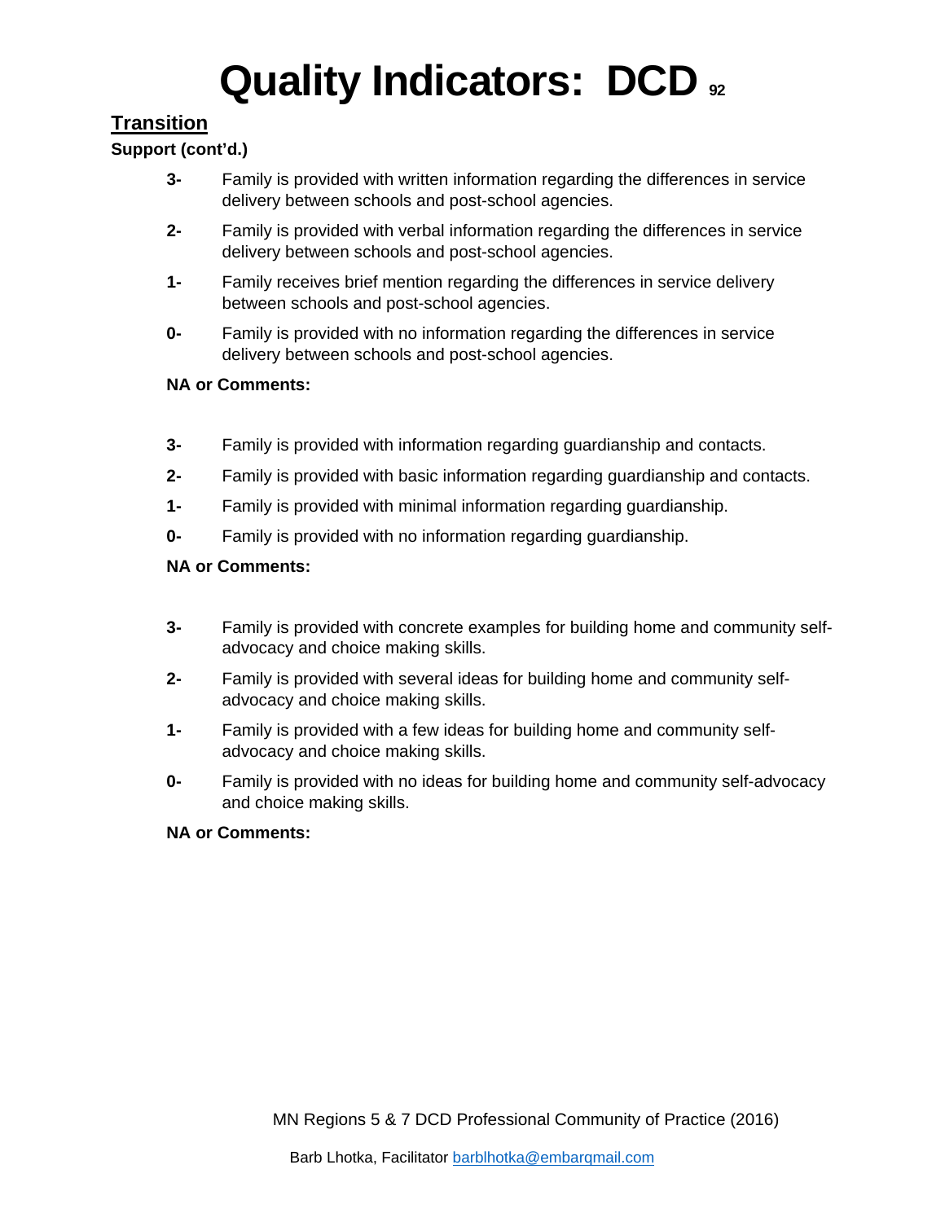# Quality Indicators: DCD

## Transition

**Support (cont'd.)**

- **3-** Family is provided with written information regarding the differences in service delivery between schools and post-school agencies.
- **2-** Family is provided with verbal information regarding the differences in service delivery between schools and post-school agencies.
- **1-** Family receives brief mention regarding the differences in service delivery between schools and post-school agencies.
- **0-** Family is provided with no information regarding the differences in service delivery between schools and post-school agencies.

**NA or Comments:**

- **3-** Family is provided with information regarding guardianship and contacts.
- **2-** Family is provided with basic information regarding guardianship and contacts.
- **1-** Family is provided with minimal information regarding guardianship.
- **0-** Family is provided with no information regarding guardianship.

**NA or Comments:**

- **3-** Family is provided with concrete examples for building home and community self-advocacy and choice making skills.
- **2-** Family is provided with several ideas for building home and community self-advocacy and choice making skills.
- **1-** Family is provided with a few ideas for building home and community self-advocacy and choice making skills.
- **0-** Family is provided with no ideas for building home and community self-advocacy and choice making skills.

**NA or Comments:**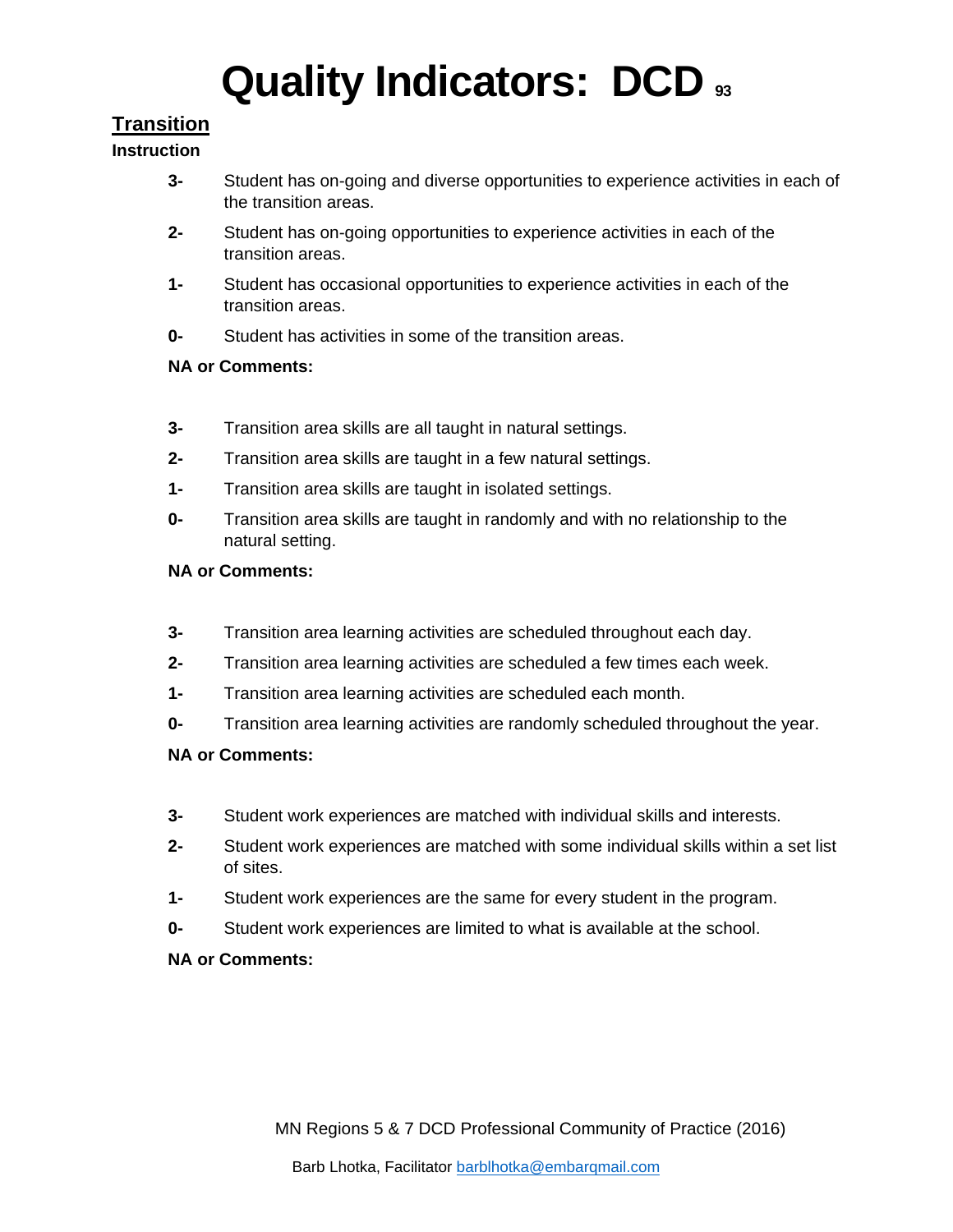# Quality Indicators: DCD 93

## Transition

### Instruction

**3-** Student has on-going and diverse opportunities to experience activities in each of the transition areas.

**2-** Student has on-going opportunities to experience activities in each of the transition areas.

**1-** Student has occasional opportunities to experience activities in each of the transition areas.

**0-** Student has activities in some of the transition areas.

**NA or Comments:**

**3-** Transition area skills are all taught in natural settings.

**2-** Transition area skills are taught in a few natural settings.

**1-** Transition area skills are taught in isolated settings.

**0-** Transition area skills are taught in randomly and with no relationship to the natural setting.

**NA or Comments:**

**3-** Transition area learning activities are scheduled throughout each day.

**2-** Transition area learning activities are scheduled a few times each week.

**1-** Transition area learning activities are scheduled each month.

**0-** Transition area learning activities are randomly scheduled throughout the year.

**NA or Comments:**

**3-** Student work experiences are matched with individual skills and interests.

**2-** Student work experiences are matched with some individual skills within a set list of sites.

**1-** Student work experiences are the same for every student in the program.

**0-** Student work experiences are limited to what is available at the school.

**NA or Comments:**

MN Regions 5 & 7 DCD Professional Community of Practice (2016)

Barb Lhotka, Facilitator barblhotka@embarqmail.com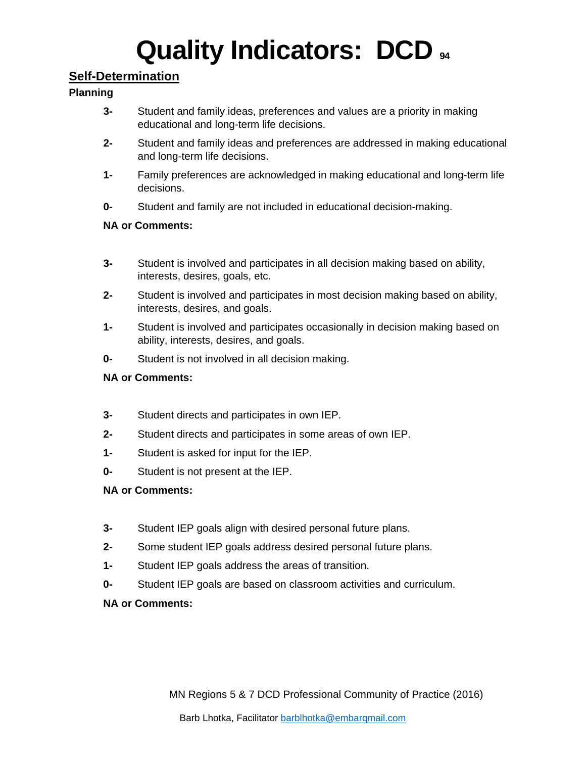# Quality Indicators: DCD

## Self-Determination

### Planning

**3-** Student and family ideas, preferences and values are a priority in making educational and long-term life decisions.

**2-** Student and family ideas and preferences are addressed in making educational and long-term life decisions.

**1-** Family preferences are acknowledged in making educational and long-term life decisions.

**0-** Student and family are not included in educational decision-making.

**NA or Comments:**

**3-** Student is involved and participates in all decision making based on ability, interests, desires, goals, etc.

**2-** Student is involved and participates in most decision making based on ability, interests, desires, and goals.

**1-** Student is involved and participates occasionally in decision making based on ability, interests, desires, and goals.

**0-** Student is not involved in all decision making.

**NA or Comments:**

**3-** Student directs and participates in own IEP.

**2-** Student directs and participates in some areas of own IEP.

**1-** Student is asked for input for the IEP.

**0-** Student is not present at the IEP.

**NA or Comments:**

**3-** Student IEP goals align with desired personal future plans.

**2-** Some student IEP goals address desired personal future plans.

**1-** Student IEP goals address the areas of transition.

**0-** Student IEP goals are based on classroom activities and curriculum.

**NA or Comments:**

MN Regions 5 & 7 DCD Professional Community of Practice (2016)

Barb Lhotka, Facilitator barblhotka@embarqmail.com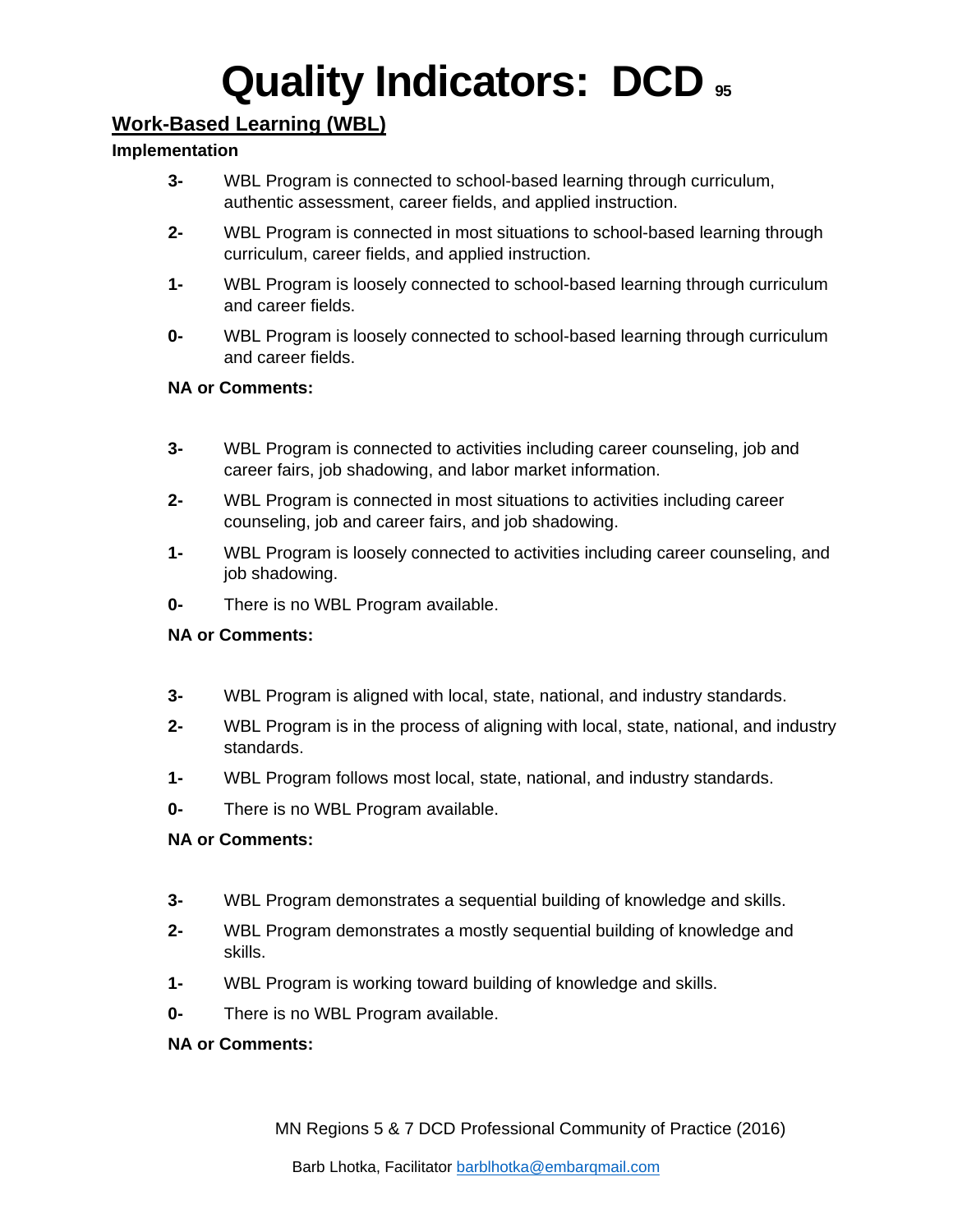# Quality Indicators: DCD

## Work-Based Learning (WBL)

**Implementation**

**3-** WBL Program is connected to school-based learning through curriculum, authentic assessment, career fields, and applied instruction.

**2-** WBL Program is connected in most situations to school-based learning through curriculum, career fields, and applied instruction.

**1-** WBL Program is loosely connected to school-based learning through curriculum and career fields.

**0-** WBL Program is loosely connected to school-based learning through curriculum and career fields.

**NA or Comments:**

**3-** WBL Program is connected to activities including career counseling, job and career fairs, job shadowing, and labor market information.

**2-** WBL Program is connected in most situations to activities including career counseling, job and career fairs, and job shadowing.

**1-** WBL Program is loosely connected to activities including career counseling, and job shadowing.

**0-** There is no WBL Program available.

**NA or Comments:**

**3-** WBL Program is aligned with local, state, national, and industry standards.

**2-** WBL Program is in the process of aligning with local, state, national, and industry standards.

**1-** WBL Program follows most local, state, national, and industry standards.

**0-** There is no WBL Program available.

**NA or Comments:**

**3-** WBL Program demonstrates a sequential building of knowledge and skills.

**2-** WBL Program demonstrates a mostly sequential building of knowledge and skills.

**1-** WBL Program is working toward building of knowledge and skills.

**0-** There is no WBL Program available.

**NA or Comments:**

MN Regions 5 & 7 DCD Professional Community of Practice (2016)

Barb Lhotka, Facilitator barblhotka@embarqmail.com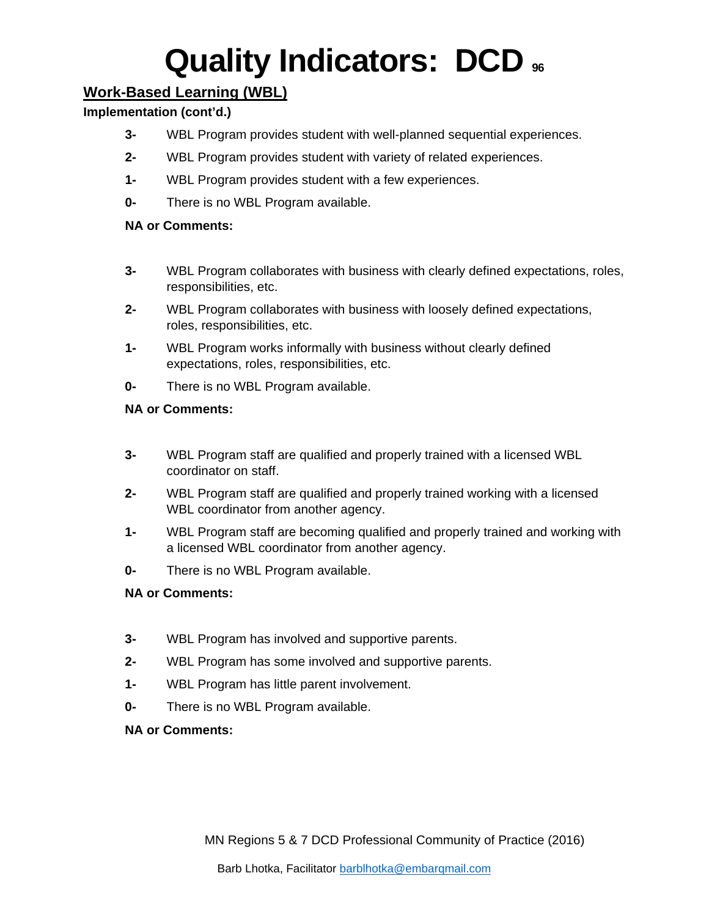# Quality Indicators: DCD

## Work-Based Learning (WBL)

**Implementation (cont'd.)**

**3-** WBL Program provides student with well-planned sequential experiences.

**2-** WBL Program provides student with variety of related experiences.

**1-** WBL Program provides student with a few experiences.

**0-** There is no WBL Program available.

**NA or Comments:**

**3-** WBL Program collaborates with business with clearly defined expectations, roles, responsibilities, etc.

**2-** WBL Program collaborates with business with loosely defined expectations, roles, responsibilities, etc.

**1-** WBL Program works informally with business without clearly defined expectations, roles, responsibilities, etc.

**0-** There is no WBL Program available.

**NA or Comments:**

**3-** WBL Program staff are qualified and properly trained with a licensed WBL coordinator on staff.

**2-** WBL Program staff are qualified and properly trained working with a licensed WBL coordinator from another agency.

**1-** WBL Program staff are becoming qualified and properly trained and working with a licensed WBL coordinator from another agency.

**0-** There is no WBL Program available.

**NA or Comments:**

**3-** WBL Program has involved and supportive parents.

**2-** WBL Program has some involved and supportive parents.

**1-** WBL Program has little parent involvement.

**0-** There is no WBL Program available.

**NA or Comments:**

MN Regions 5 & 7 DCD Professional Community of Practice (2016)

Barb Lhotka, Facilitator barblhotka@embarqmail.com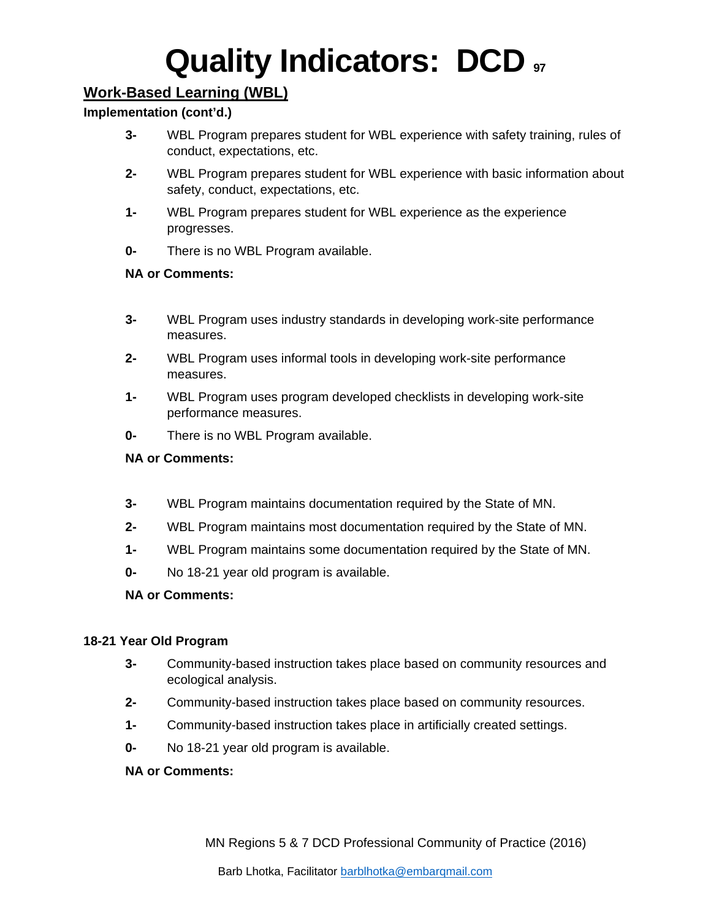# Quality Indicators: DCD

## Work-Based Learning (WBL)

**Implementation (cont'd.)**

**3-** WBL Program prepares student for WBL experience with safety training, rules of conduct, expectations, etc.

**2-** WBL Program prepares student for WBL experience with basic information about safety, conduct, expectations, etc.

**1-** WBL Program prepares student for WBL experience as the experience progresses.

**0-** There is no WBL Program available.

**NA or Comments:**

**3-** WBL Program uses industry standards in developing work-site performance measures.

**2-** WBL Program uses informal tools in developing work-site performance measures.

**1-** WBL Program uses program developed checklists in developing work-site performance measures.

**0-** There is no WBL Program available.

**NA or Comments:**

**3-** WBL Program maintains documentation required by the State of MN.

**2-** WBL Program maintains most documentation required by the State of MN.

**1-** WBL Program maintains some documentation required by the State of MN.

**0-** No 18-21 year old program is available.

**NA or Comments:**

**18-21 Year Old Program**

**3-** Community-based instruction takes place based on community resources and ecological analysis.

**2-** Community-based instruction takes place based on community resources.

**1-** Community-based instruction takes place in artificially created settings.

**0-** No 18-21 year old program is available.

**NA or Comments:**

MN Regions 5 & 7 DCD Professional Community of Practice (2016)

Barb Lhotka, Facilitator barblhotka@embarqmail.com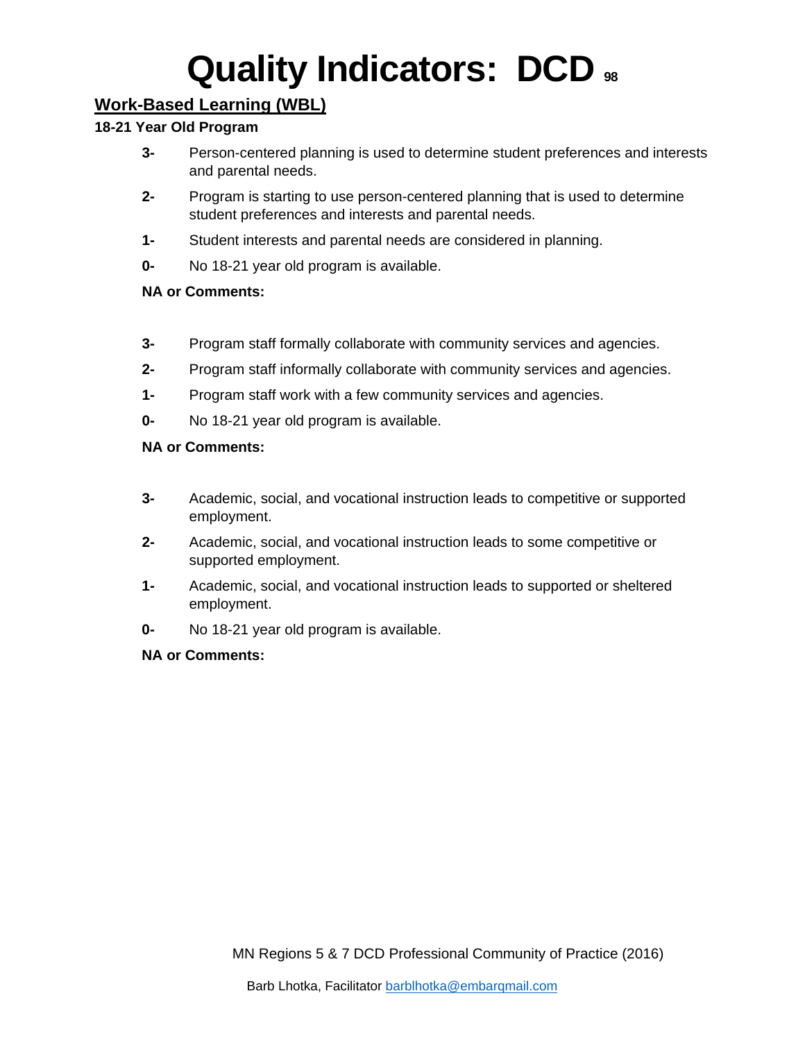# Quality Indicators: DCD

## Work-Based Learning (WBL)

**18-21 Year Old Program**

- **3-** Person-centered planning is used to determine student preferences and interests and parental needs.
- **2-** Program is starting to use person-centered planning that is used to determine student preferences and interests and parental needs.
- **1-** Student interests and parental needs are considered in planning.
- **0-** No 18-21 year old program is available.

**NA or Comments:**

- **3-** Program staff formally collaborate with community services and agencies.
- **2-** Program staff informally collaborate with community services and agencies.
- **1-** Program staff work with a few community services and agencies.
- **0-** No 18-21 year old program is available.

**NA or Comments:**

- **3-** Academic, social, and vocational instruction leads to competitive or supported employment.
- **2-** Academic, social, and vocational instruction leads to some competitive or supported employment.
- **1-** Academic, social, and vocational instruction leads to supported or sheltered employment.
- **0-** No 18-21 year old program is available.

**NA or Comments:**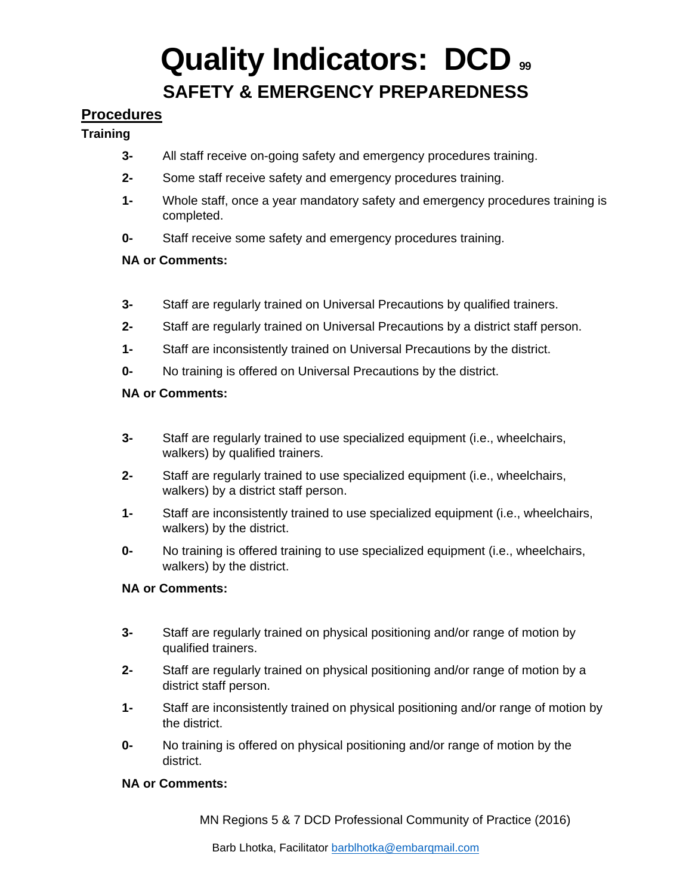# Quality Indicators: DCD 99

## SAFETY & EMERGENCY PREPAREDNESS

### Procedures

**Training**

**3-** All staff receive on-going safety and emergency procedures training.

**2-** Some staff receive safety and emergency procedures training.

**1-** Whole staff, once a year mandatory safety and emergency procedures training is completed.

**0-** Staff receive some safety and emergency procedures training.

**NA or Comments:**

**3-** Staff are regularly trained on Universal Precautions by qualified trainers.

**2-** Staff are regularly trained on Universal Precautions by a district staff person.

**1-** Staff are inconsistently trained on Universal Precautions by the district.

**0-** No training is offered on Universal Precautions by the district.

**NA or Comments:**

**3-** Staff are regularly trained to use specialized equipment (i.e., wheelchairs, walkers) by qualified trainers.

**2-** Staff are regularly trained to use specialized equipment (i.e., wheelchairs, walkers) by a district staff person.

**1-** Staff are inconsistently trained to use specialized equipment (i.e., wheelchairs, walkers) by the district.

**0-** No training is offered training to use specialized equipment (i.e., wheelchairs, walkers) by the district.

**NA or Comments:**

**3-** Staff are regularly trained on physical positioning and/or range of motion by qualified trainers.

**2-** Staff are regularly trained on physical positioning and/or range of motion by a district staff person.

**1-** Staff are inconsistently trained on physical positioning and/or range of motion by the district.

**0-** No training is offered on physical positioning and/or range of motion by the district.

**NA or Comments:**

MN Regions 5 & 7 DCD Professional Community of Practice (2016)

Barb Lhotka, Facilitator barblhotka@embarqmail.com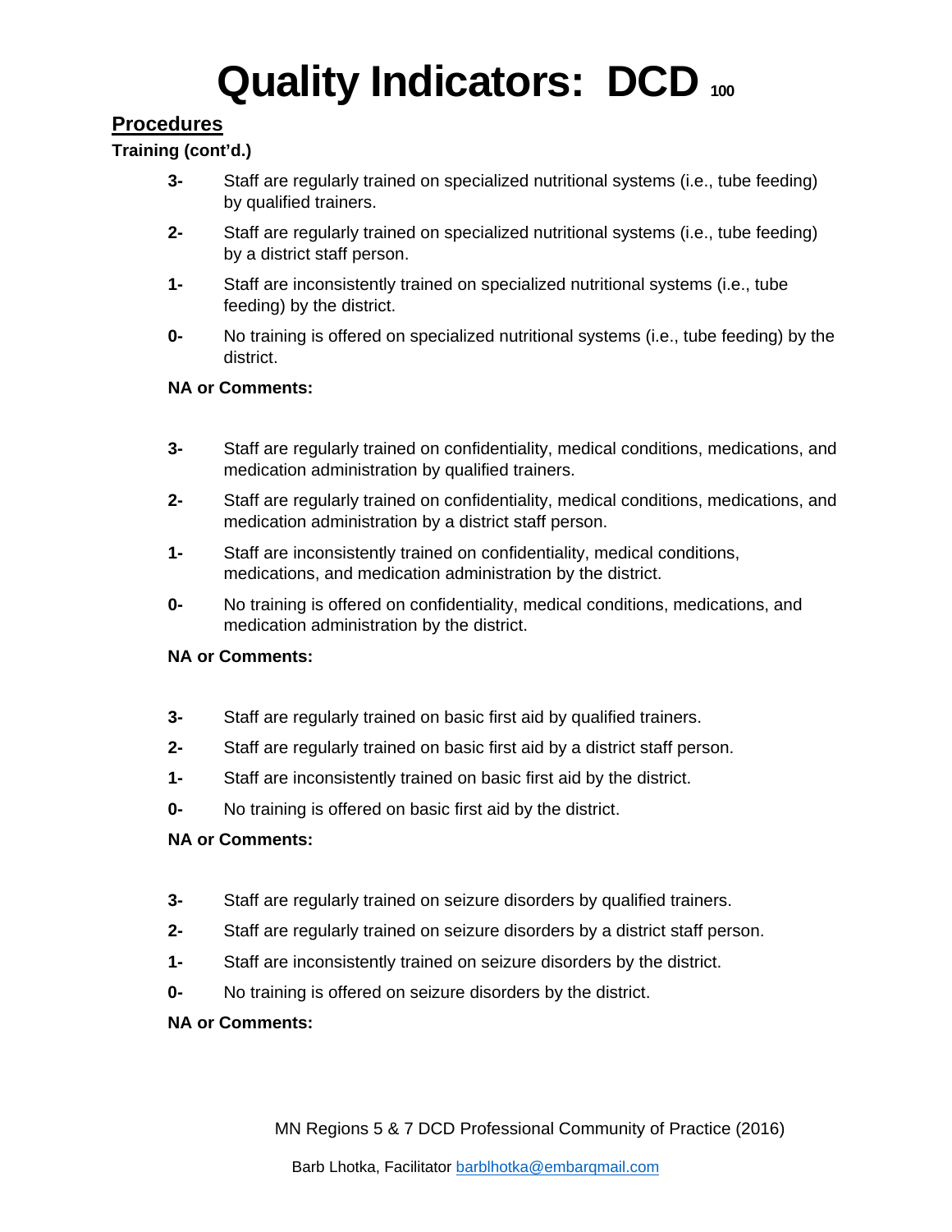# Quality Indicators: DCD

## Procedures

**Training (cont'd.)**

**3-** Staff are regularly trained on specialized nutritional systems (i.e., tube feeding) by qualified trainers.

**2-** Staff are regularly trained on specialized nutritional systems (i.e., tube feeding) by a district staff person.

**1-** Staff are inconsistently trained on specialized nutritional systems (i.e., tube feeding) by the district.

**0-** No training is offered on specialized nutritional systems (i.e., tube feeding) by the district.

**NA or Comments:**

**3-** Staff are regularly trained on confidentiality, medical conditions, medications, and medication administration by qualified trainers.

**2-** Staff are regularly trained on confidentiality, medical conditions, medications, and medication administration by a district staff person.

**1-** Staff are inconsistently trained on confidentiality, medical conditions, medications, and medication administration by the district.

**0-** No training is offered on confidentiality, medical conditions, medications, and medication administration by the district.

**NA or Comments:**

**3-** Staff are regularly trained on basic first aid by qualified trainers.

**2-** Staff are regularly trained on basic first aid by a district staff person.

**1-** Staff are inconsistently trained on basic first aid by the district.

**0-** No training is offered on basic first aid by the district.

**NA or Comments:**

**3-** Staff are regularly trained on seizure disorders by qualified trainers.

**2-** Staff are regularly trained on seizure disorders by a district staff person.

**1-** Staff are inconsistently trained on seizure disorders by the district.

**0-** No training is offered on seizure disorders by the district.

**NA or Comments:**

MN Regions 5 & 7 DCD Professional Community of Practice (2016)

Barb Lhotka, Facilitator barblhotka@embarqmail.com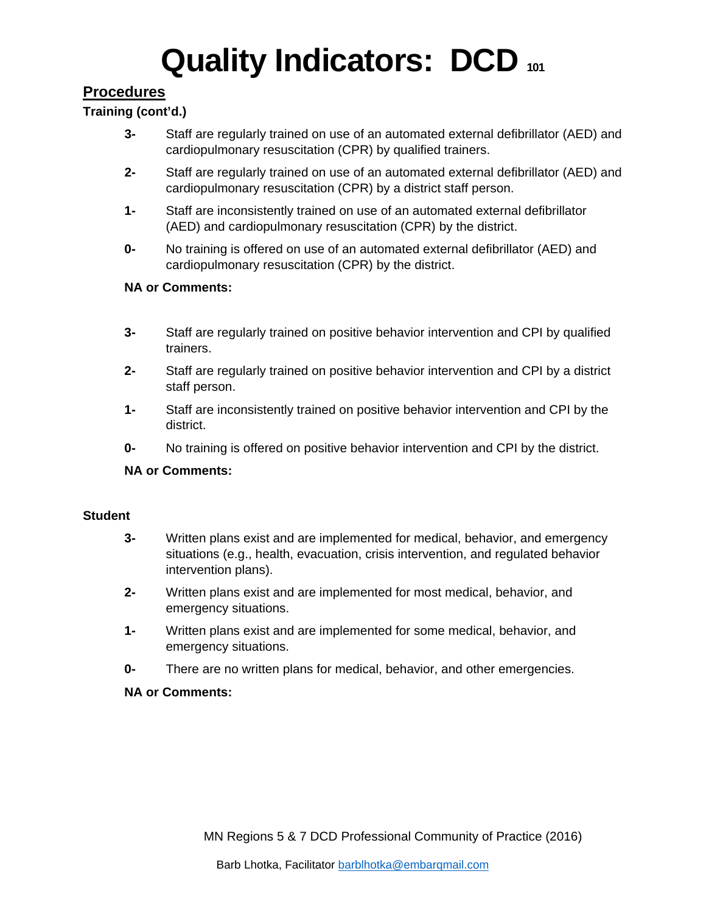# Quality Indicators: DCD 101

## Procedures

**Training (cont'd.)**

**3-** Staff are regularly trained on use of an automated external defibrillator (AED) and cardiopulmonary resuscitation (CPR) by qualified trainers.

**2-** Staff are regularly trained on use of an automated external defibrillator (AED) and cardiopulmonary resuscitation (CPR) by a district staff person.

**1-** Staff are inconsistently trained on use of an automated external defibrillator (AED) and cardiopulmonary resuscitation (CPR) by the district.

**0-** No training is offered on use of an automated external defibrillator (AED) and cardiopulmonary resuscitation (CPR) by the district.

**NA or Comments:**

**3-** Staff are regularly trained on positive behavior intervention and CPI by qualified trainers.

**2-** Staff are regularly trained on positive behavior intervention and CPI by a district staff person.

**1-** Staff are inconsistently trained on positive behavior intervention and CPI by the district.

**0-** No training is offered on positive behavior intervention and CPI by the district.

**NA or Comments:**

**Student**

**3-** Written plans exist and are implemented for medical, behavior, and emergency situations (e.g., health, evacuation, crisis intervention, and regulated behavior intervention plans).

**2-** Written plans exist and are implemented for most medical, behavior, and emergency situations.

**1-** Written plans exist and are implemented for some medical, behavior, and emergency situations.

**0-** There are no written plans for medical, behavior, and other emergencies.

**NA or Comments:**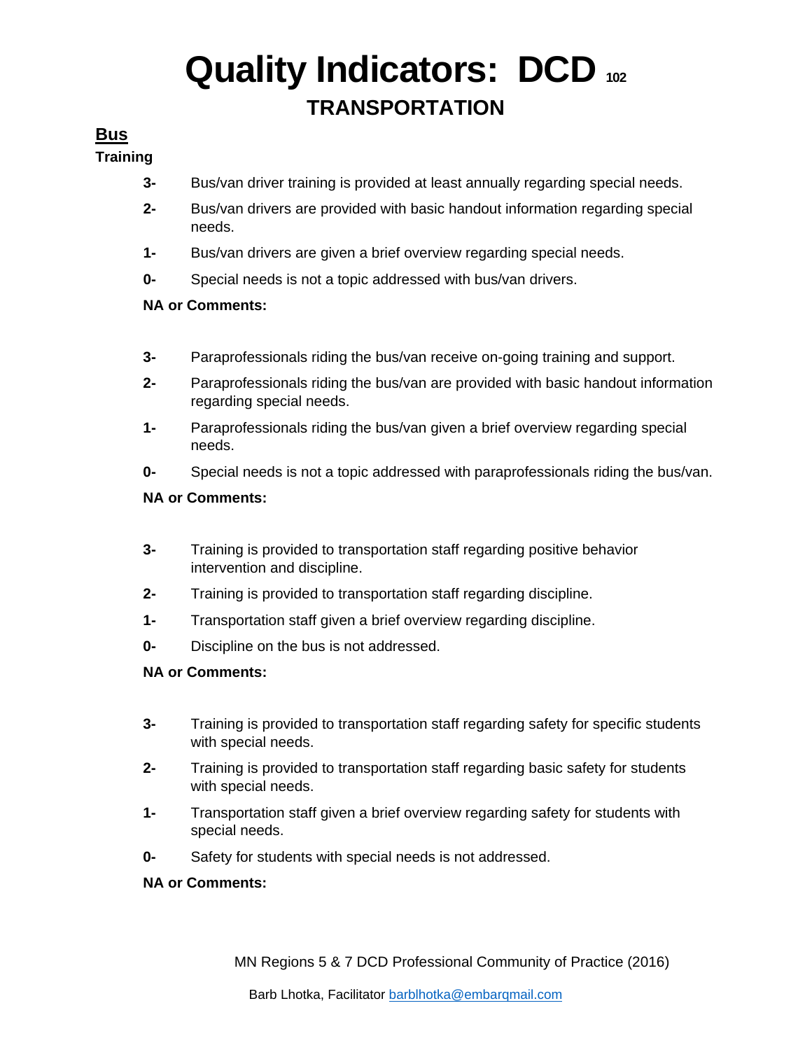# Quality Indicators: DCD 102

## TRANSPORTATION

### Bus

**Training**

**3-** Bus/van driver training is provided at least annually regarding special needs.

**2-** Bus/van drivers are provided with basic handout information regarding special needs.

**1-** Bus/van drivers are given a brief overview regarding special needs.

**0-** Special needs is not a topic addressed with bus/van drivers.

**NA or Comments:**

**3-** Paraprofessionals riding the bus/van receive on-going training and support.

**2-** Paraprofessionals riding the bus/van are provided with basic handout information regarding special needs.

**1-** Paraprofessionals riding the bus/van given a brief overview regarding special needs.

**0-** Special needs is not a topic addressed with paraprofessionals riding the bus/van.

**NA or Comments:**

**3-** Training is provided to transportation staff regarding positive behavior intervention and discipline.

**2-** Training is provided to transportation staff regarding discipline.

**1-** Transportation staff given a brief overview regarding discipline.

**0-** Discipline on the bus is not addressed.

**NA or Comments:**

**3-** Training is provided to transportation staff regarding safety for specific students with special needs.

**2-** Training is provided to transportation staff regarding basic safety for students with special needs.

**1-** Transportation staff given a brief overview regarding safety for students with special needs.

**0-** Safety for students with special needs is not addressed.

**NA or Comments:**

MN Regions 5 & 7 DCD Professional Community of Practice (2016)

Barb Lhotka, Facilitator barblhotka@embarqmail.com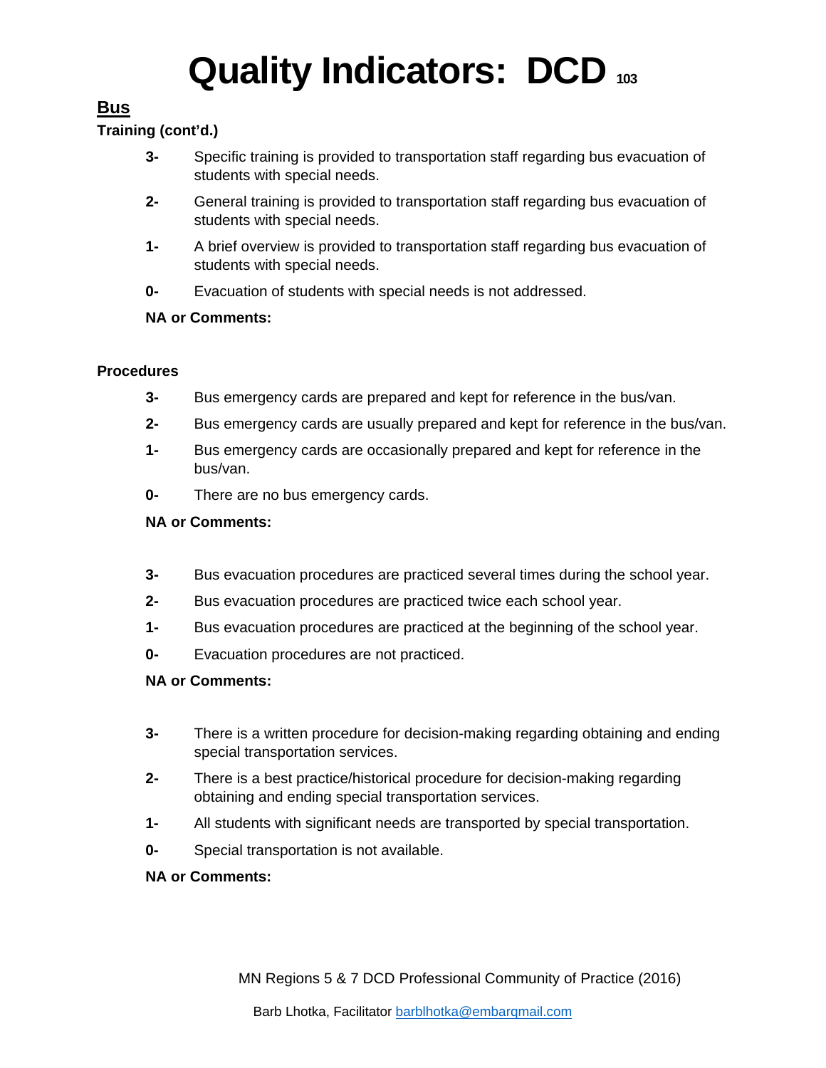# Quality Indicators: DCD 103

## Bus

**Training (cont'd.)**

- **3-** Specific training is provided to transportation staff regarding bus evacuation of students with special needs.
- **2-** General training is provided to transportation staff regarding bus evacuation of students with special needs.
- **1-** A brief overview is provided to transportation staff regarding bus evacuation of students with special needs.
- **0-** Evacuation of students with special needs is not addressed.

**NA or Comments:**

**Procedures**

- **3-** Bus emergency cards are prepared and kept for reference in the bus/van.
- **2-** Bus emergency cards are usually prepared and kept for reference in the bus/van.
- **1-** Bus emergency cards are occasionally prepared and kept for reference in the bus/van.
- **0-** There are no bus emergency cards.

**NA or Comments:**

- **3-** Bus evacuation procedures are practiced several times during the school year.
- **2-** Bus evacuation procedures are practiced twice each school year.
- **1-** Bus evacuation procedures are practiced at the beginning of the school year.
- **0-** Evacuation procedures are not practiced.

**NA or Comments:**

- **3-** There is a written procedure for decision-making regarding obtaining and ending special transportation services.
- **2-** There is a best practice/historical procedure for decision-making regarding obtaining and ending special transportation services.
- **1-** All students with significant needs are transported by special transportation.
- **0-** Special transportation is not available.

**NA or Comments:**

MN Regions 5 & 7 DCD Professional Community of Practice (2016)

Barb Lhotka, Facilitator barblhotka@embarqmail.com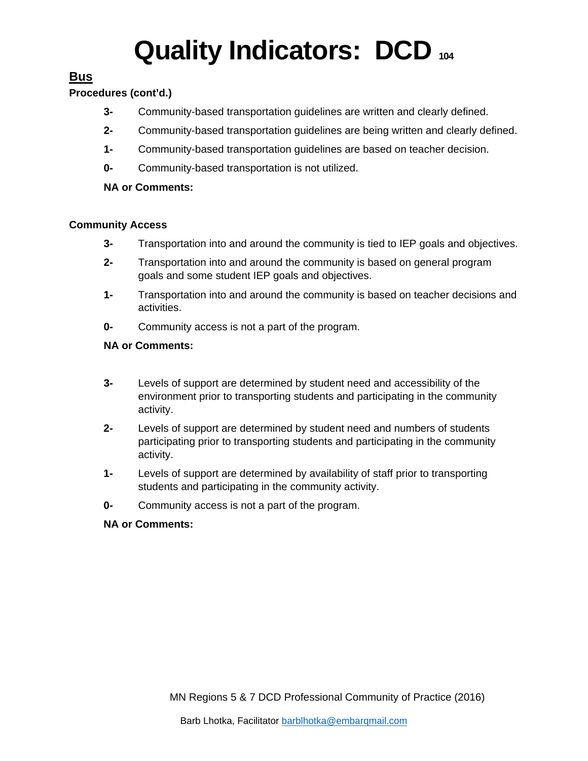# Quality Indicators: DCD

## Bus

**Procedures (cont'd.)**

**3-** Community-based transportation guidelines are written and clearly defined.

**2-** Community-based transportation guidelines are being written and clearly defined.

**1-** Community-based transportation guidelines are based on teacher decision.

**0-** Community-based transportation is not utilized.

**NA or Comments:**

**Community Access**

**3-** Transportation into and around the community is tied to IEP goals and objectives.

**2-** Transportation into and around the community is based on general program goals and some student IEP goals and objectives.

**1-** Transportation into and around the community is based on teacher decisions and activities.

**0-** Community access is not a part of the program.

**NA or Comments:**

**3-** Levels of support are determined by student need and accessibility of the environment prior to transporting students and participating in the community activity.

**2-** Levels of support are determined by student need and numbers of students participating prior to transporting students and participating in the community activity.

**1-** Levels of support are determined by availability of staff prior to transporting students and participating in the community activity.

**0-** Community access is not a part of the program.

**NA or Comments:**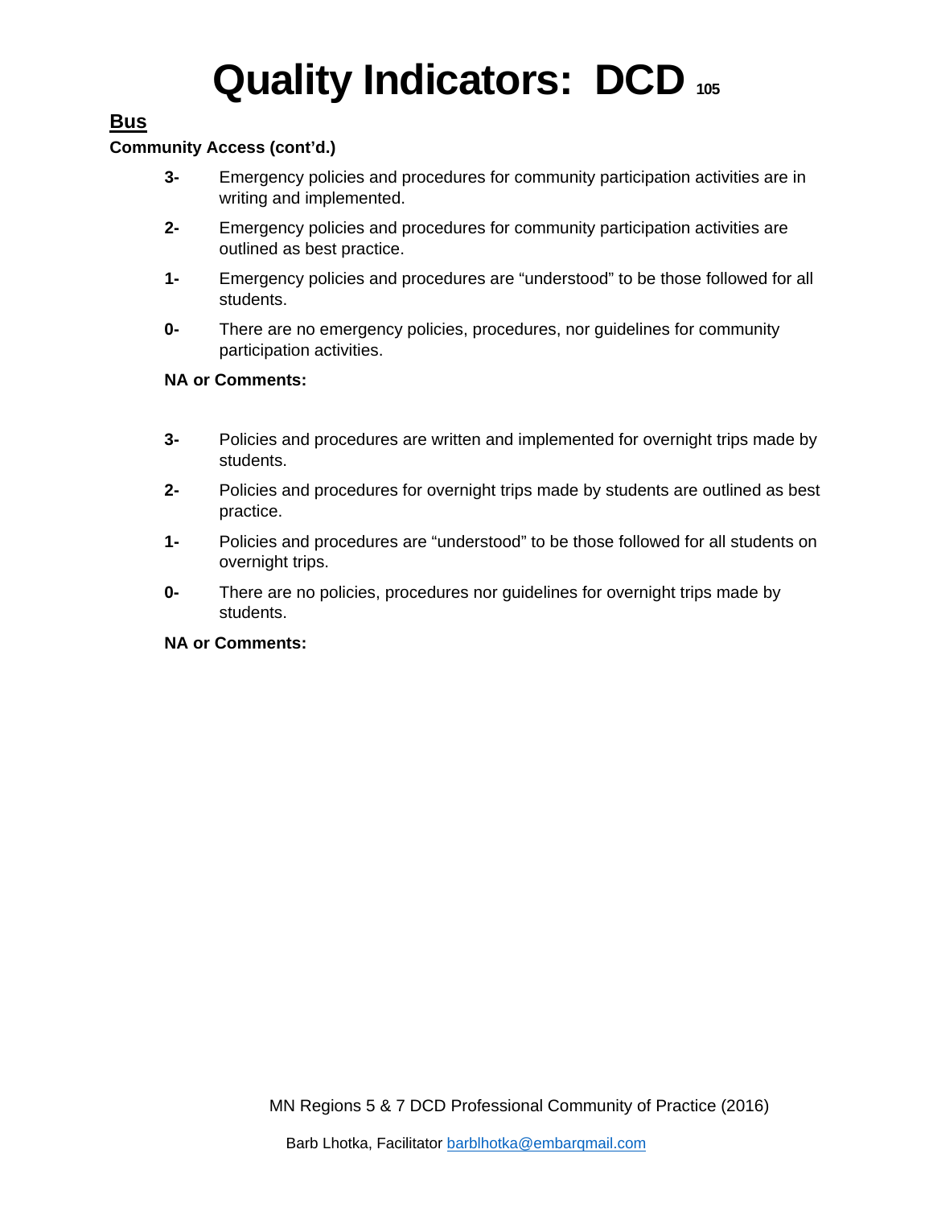# Quality Indicators: DCD

## Bus

**Community Access (cont'd.)**

- **3-** Emergency policies and procedures for community participation activities are in writing and implemented.
- **2-** Emergency policies and procedures for community participation activities are outlined as best practice.
- **1-** Emergency policies and procedures are "understood" to be those followed for all students.
- **0-** There are no emergency policies, procedures, nor guidelines for community participation activities.

**NA or Comments:**

- **3-** Policies and procedures are written and implemented for overnight trips made by students.
- **2-** Policies and procedures for overnight trips made by students are outlined as best practice.
- **1-** Policies and procedures are "understood" to be those followed for all students on overnight trips.
- **0-** There are no policies, procedures nor guidelines for overnight trips made by students.

**NA or Comments:**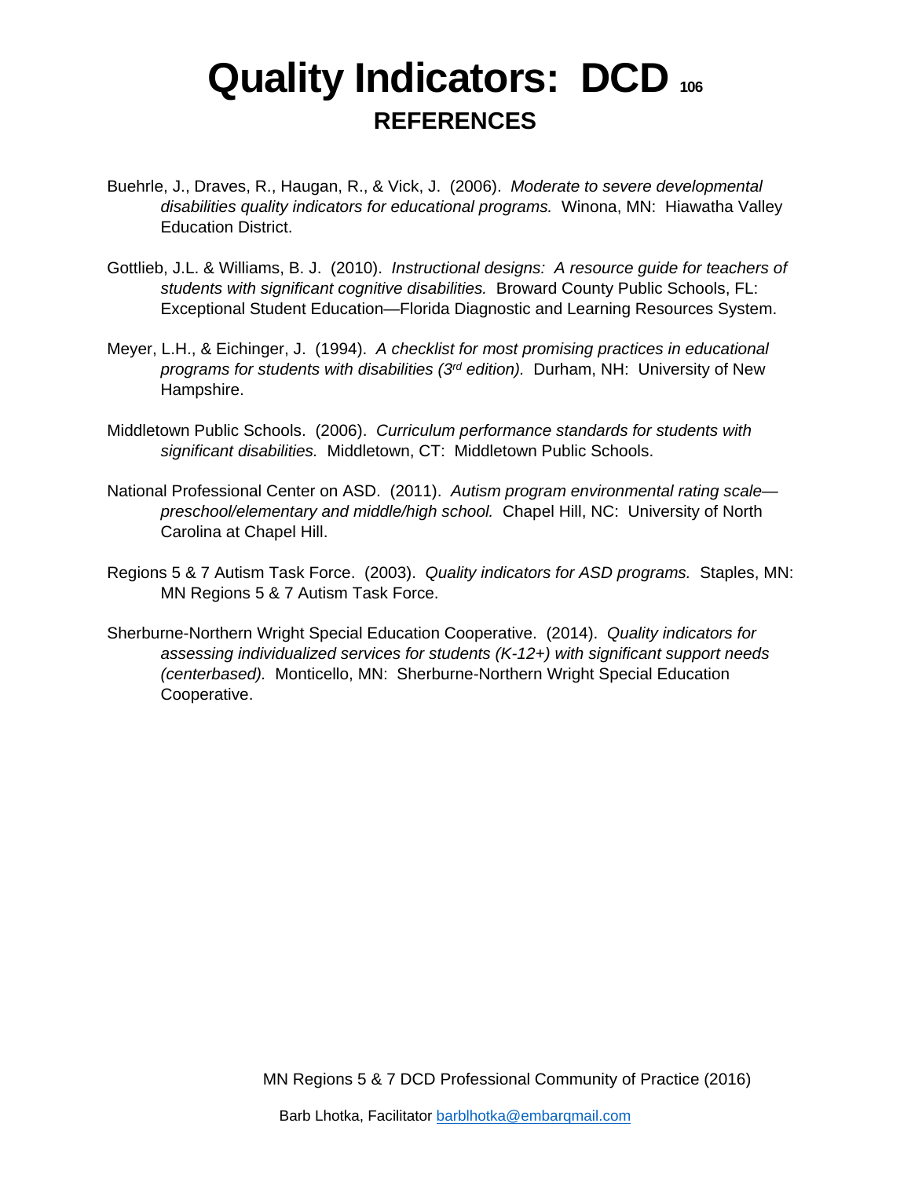# Quality Indicators: DCD

## REFERENCES

Buehrle, J., Draves, R., Haugan, R., & Vick, J. (2006). *Moderate to severe developmental disabilities quality indicators for educational programs.* Winona, MN: Hiawatha Valley Education District.

Gottlieb, J.L. & Williams, B. J. (2010). *Instructional designs: A resource guide for teachers of students with significant cognitive disabilities.* Broward County Public Schools, FL: Exceptional Student Education—Florida Diagnostic and Learning Resources System.

Meyer, L.H., & Eichinger, J. (1994). *A checklist for most promising practices in educational programs for students with disabilities (3rd edition).* Durham, NH: University of New Hampshire.

Middletown Public Schools. (2006). *Curriculum performance standards for students with significant disabilities.* Middletown, CT: Middletown Public Schools.

National Professional Center on ASD. (2011). *Autism program environmental rating scale—preschool/elementary and middle/high school.* Chapel Hill, NC: University of North Carolina at Chapel Hill.

Regions 5 & 7 Autism Task Force. (2003). *Quality indicators for ASD programs.* Staples, MN: MN Regions 5 & 7 Autism Task Force.

Sherburne-Northern Wright Special Education Cooperative. (2014). *Quality indicators for assessing individualized services for students (K-12+) with significant support needs (centerbased).* Monticello, MN: Sherburne-Northern Wright Special Education Cooperative.

MN Regions 5 & 7 DCD Professional Community of Practice (2016)

Barb Lhotka, Facilitator barblhotka@embarqmail.com